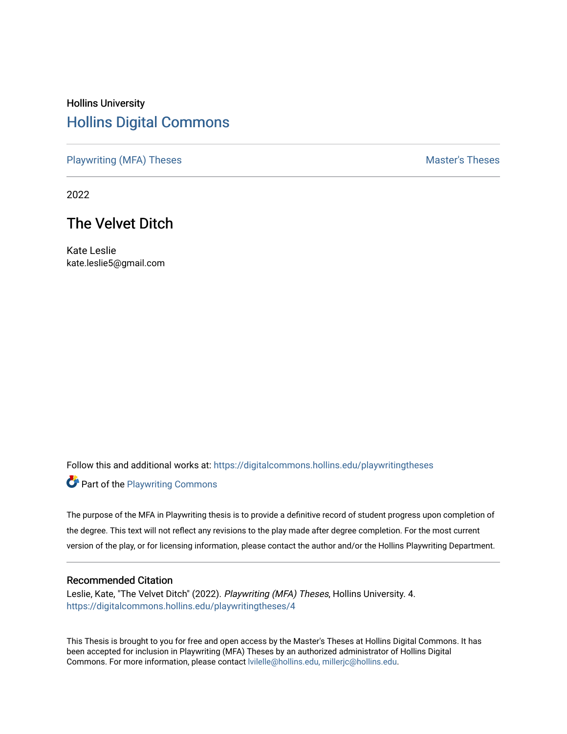Hollins University

# Hollins Digital Commons

Playwriting (MFA) Theses | Master's Theses

2022

## The Velvet Ditch

Kate Leslie
kate.leslie5@gmail.com

Follow this and additional works at: https://digitalcommons.hollins.edu/playwritingtheses

Part of the Playwriting Commons

The purpose of the MFA in Playwriting thesis is to provide a definitive record of student progress upon completion of the degree. This text will not reflect any revisions to the play made after degree completion. For the most current version of the play, or for licensing information, please contact the author and/or the Hollins Playwriting Department.

### Recommended Citation

Leslie, Kate, "The Velvet Ditch" (2022). *Playwriting (MFA) Theses*, Hollins University. 4.
https://digitalcommons.hollins.edu/playwritingtheses/4

This Thesis is brought to you for free and open access by the Master's Theses at Hollins Digital Commons. It has been accepted for inclusion in Playwriting (MFA) Theses by an authorized administrator of Hollins Digital Commons. For more information, please contact lvilelle@hollins.edu, millerjc@hollins.edu.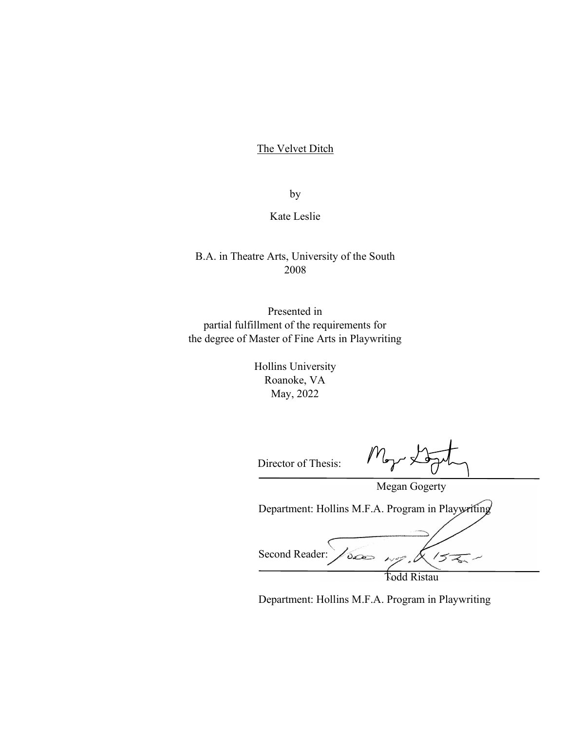<u>The Velvet Ditch</u>

by

Kate Leslie

B.A. in Theatre Arts, University of the South
2008

Presented in
partial fulfillment of the requirements for
the degree of Master of Fine Arts in Playwriting

Hollins University
Roanoke, VA
May, 2022

Director of Thesis: ______________________
Megan Gogerty

Department: Hollins M.F.A. Program in Playwriting

Second Reader: ______________________
Todd Ristau

Department: Hollins M.F.A. Program in Playwriting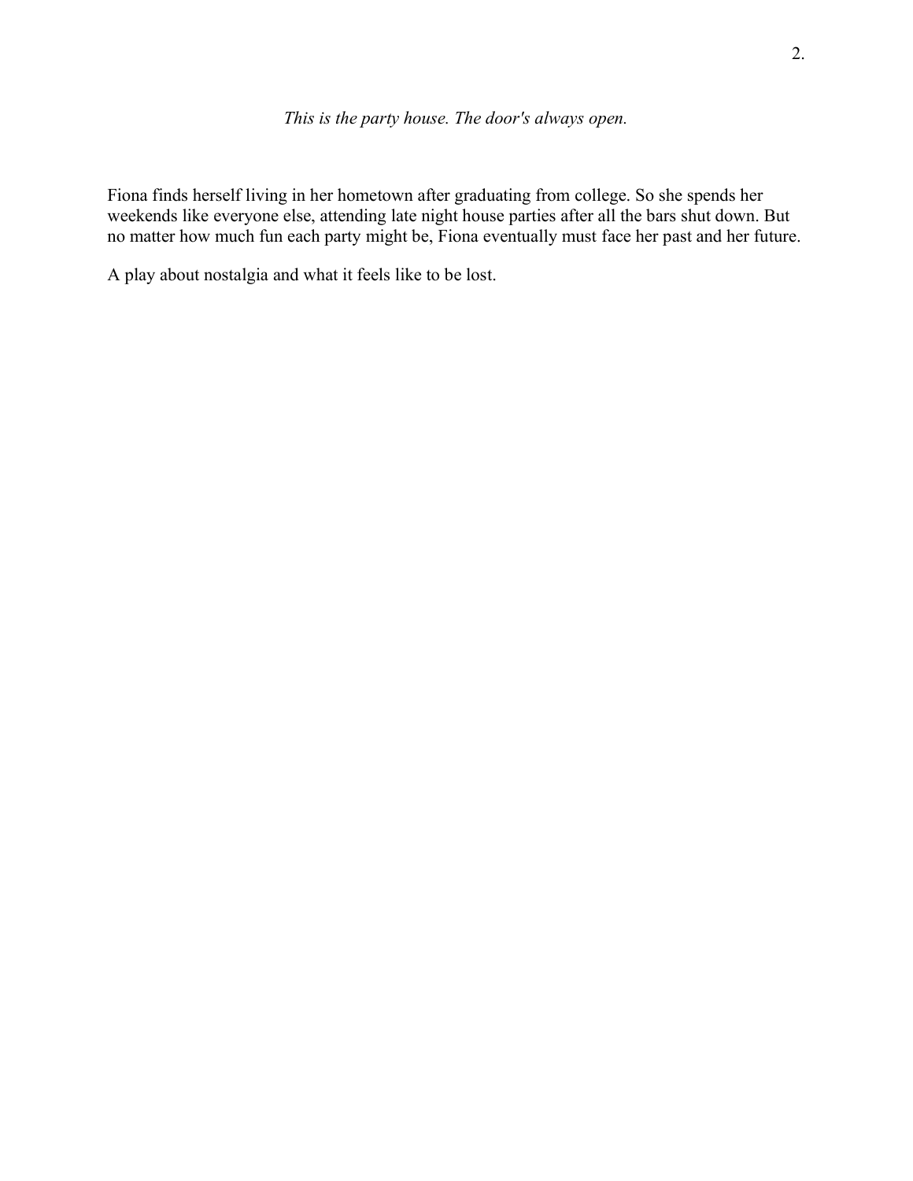*This is the party house. The door's always open.*

Fiona finds herself living in her hometown after graduating from college. So she spends her weekends like everyone else, attending late night house parties after all the bars shut down. But no matter how much fun each party might be, Fiona eventually must face her past and her future.

A play about nostalgia and what it feels like to be lost.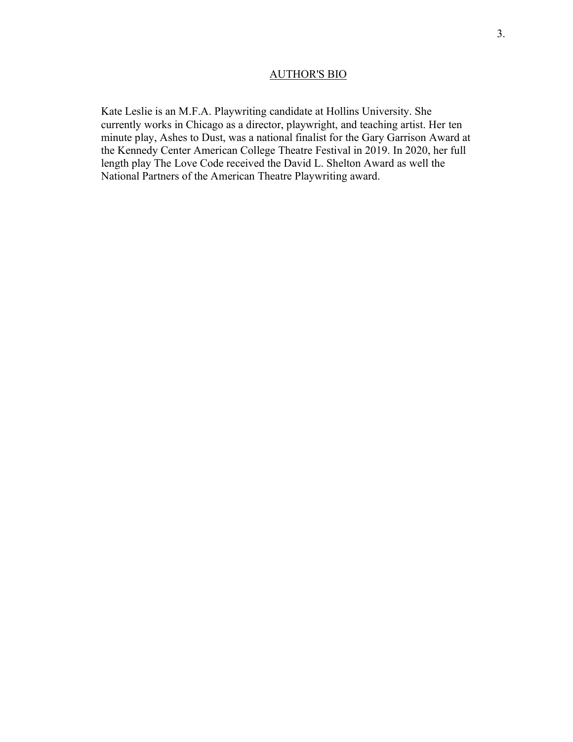## AUTHOR'S BIO

Kate Leslie is an M.F.A. Playwriting candidate at Hollins University. She currently works in Chicago as a director, playwright, and teaching artist. Her ten minute play, Ashes to Dust, was a national finalist for the Gary Garrison Award at the Kennedy Center American College Theatre Festival in 2019. In 2020, her full length play The Love Code received the David L. Shelton Award as well the National Partners of the American Theatre Playwriting award.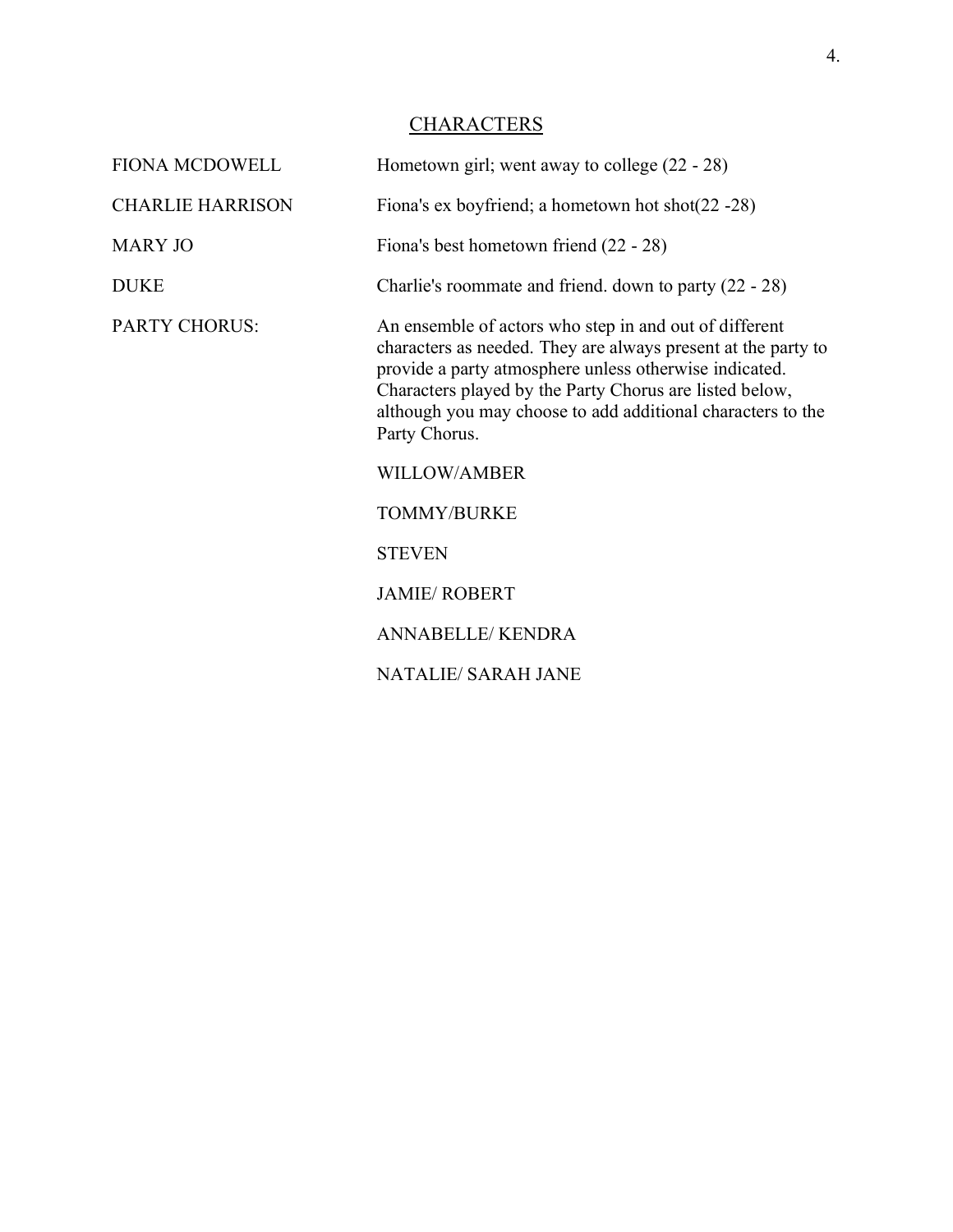## CHARACTERS

| | |
|---|---|
| FIONA MCDOWELL | Hometown girl; went away to college (22 - 28) |
| CHARLIE HARRISON | Fiona's ex boyfriend; a hometown hot shot(22 -28) |
| MARY JO | Fiona's best hometown friend (22 - 28) |
| DUKE | Charlie's roommate and friend. down to party (22 - 28) |
| PARTY CHORUS: | An ensemble of actors who step in and out of different characters as needed. They are always present at the party to provide a party atmosphere unless otherwise indicated. Characters played by the Party Chorus are listed below, although you may choose to add additional characters to the Party Chorus. |
| | WILLOW/AMBER |
| | TOMMY/BURKE |
| | STEVEN |
| | JAMIE/ ROBERT |
| | ANNABELLE/ KENDRA |
| | NATALIE/ SARAH JANE |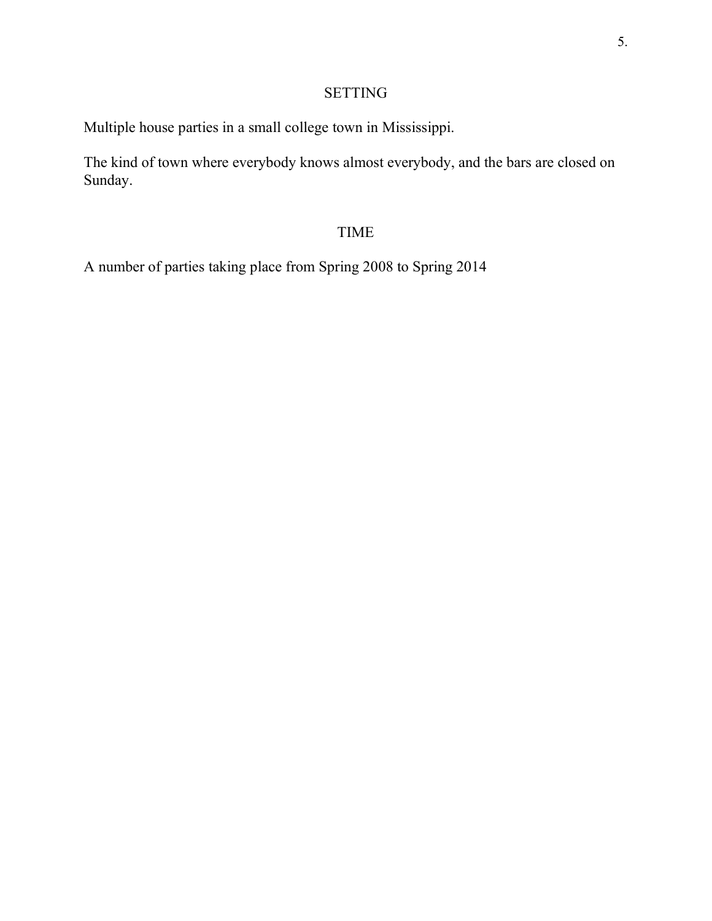## SETTING

Multiple house parties in a small college town in Mississippi.

The kind of town where everybody knows almost everybody, and the bars are closed on Sunday.

## TIME

A number of parties taking place from Spring 2008 to Spring 2014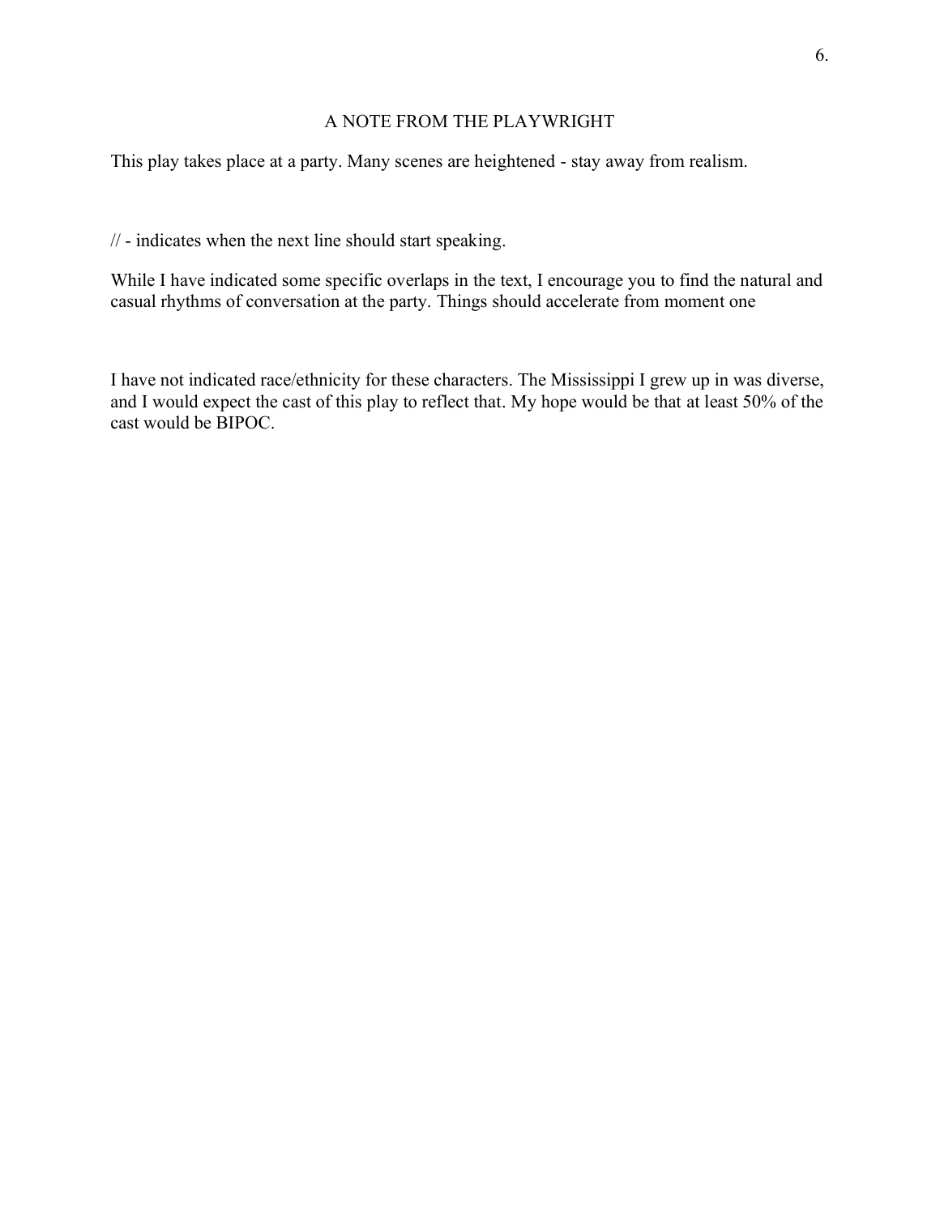# A NOTE FROM THE PLAYWRIGHT

This play takes place at a party. Many scenes are heightened - stay away from realism.

// - indicates when the next line should start speaking.

While I have indicated some specific overlaps in the text, I encourage you to find the natural and casual rhythms of conversation at the party. Things should accelerate from moment one

I have not indicated race/ethnicity for these characters. The Mississippi I grew up in was diverse, and I would expect the cast of this play to reflect that. My hope would be that at least 50% of the cast would be BIPOC.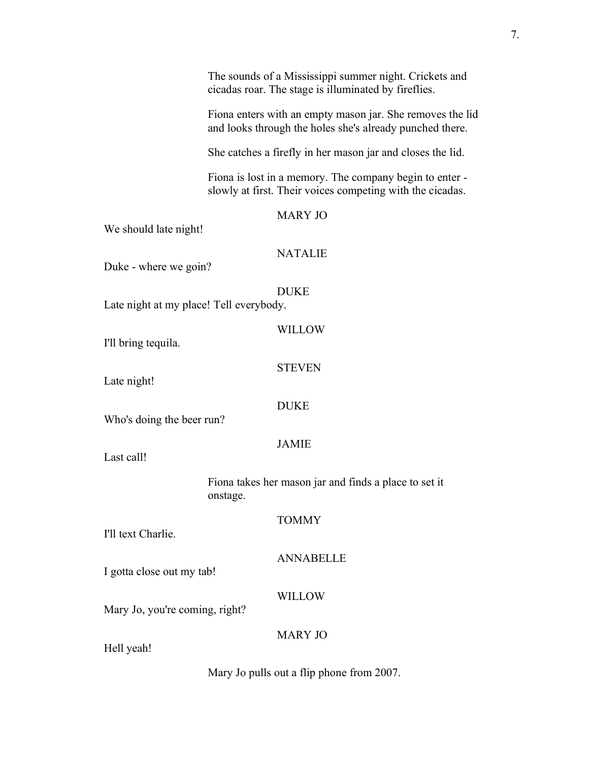The sounds of a Mississippi summer night. Crickets and cicadas roar. The stage is illuminated by fireflies.

Fiona enters with an empty mason jar. She removes the lid and looks through the holes she's already punched there.

She catches a firefly in her mason jar and closes the lid.

Fiona is lost in a memory. The company begin to enter - slowly at first. Their voices competing with the cicadas.

MARY JO

We should late night!

NATALIE

Duke - where we goin?

DUKE

Late night at my place! Tell everybody.

WILLOW

I'll bring tequila.

STEVEN

Late night!

DUKE

Who's doing the beer run?

JAMIE

Last call!

Fiona takes her mason jar and finds a place to set it onstage.

TOMMY

I'll text Charlie.

ANNABELLE

I gotta close out my tab!

WILLOW

Mary Jo, you're coming, right?

MARY JO

Hell yeah!

Mary Jo pulls out a flip phone from 2007.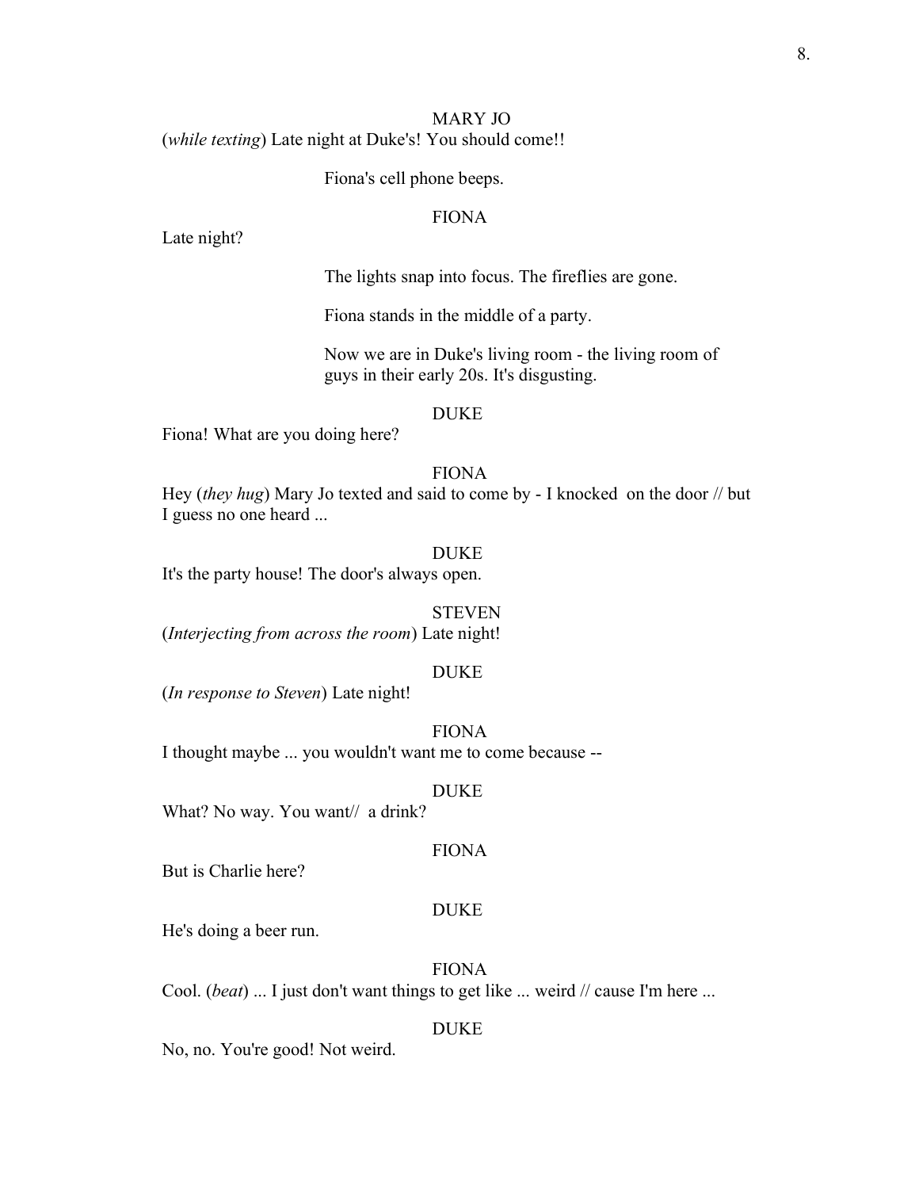MARY JO

(*while texting*) Late night at Duke's! You should come!!

Fiona's cell phone beeps.

FIONA

Late night?

The lights snap into focus. The fireflies are gone.

Fiona stands in the middle of a party.

Now we are in Duke's living room - the living room of guys in their early 20s. It's disgusting.

DUKE

Fiona! What are you doing here?

FIONA

Hey (*they hug*) Mary Jo texted and said to come by - I knocked on the door // but I guess no one heard ...

DUKE

It's the party house! The door's always open.

STEVEN

(*Interjecting from across the room*) Late night!

DUKE

(*In response to Steven*) Late night!

FIONA

I thought maybe ... you wouldn't want me to come because --

DUKE

What? No way. You want// a drink?

FIONA

But is Charlie here?

DUKE

He's doing a beer run.

FIONA

Cool. (*beat*) ... I just don't want things to get like ... weird // cause I'm here ...

DUKE

No, no. You're good! Not weird.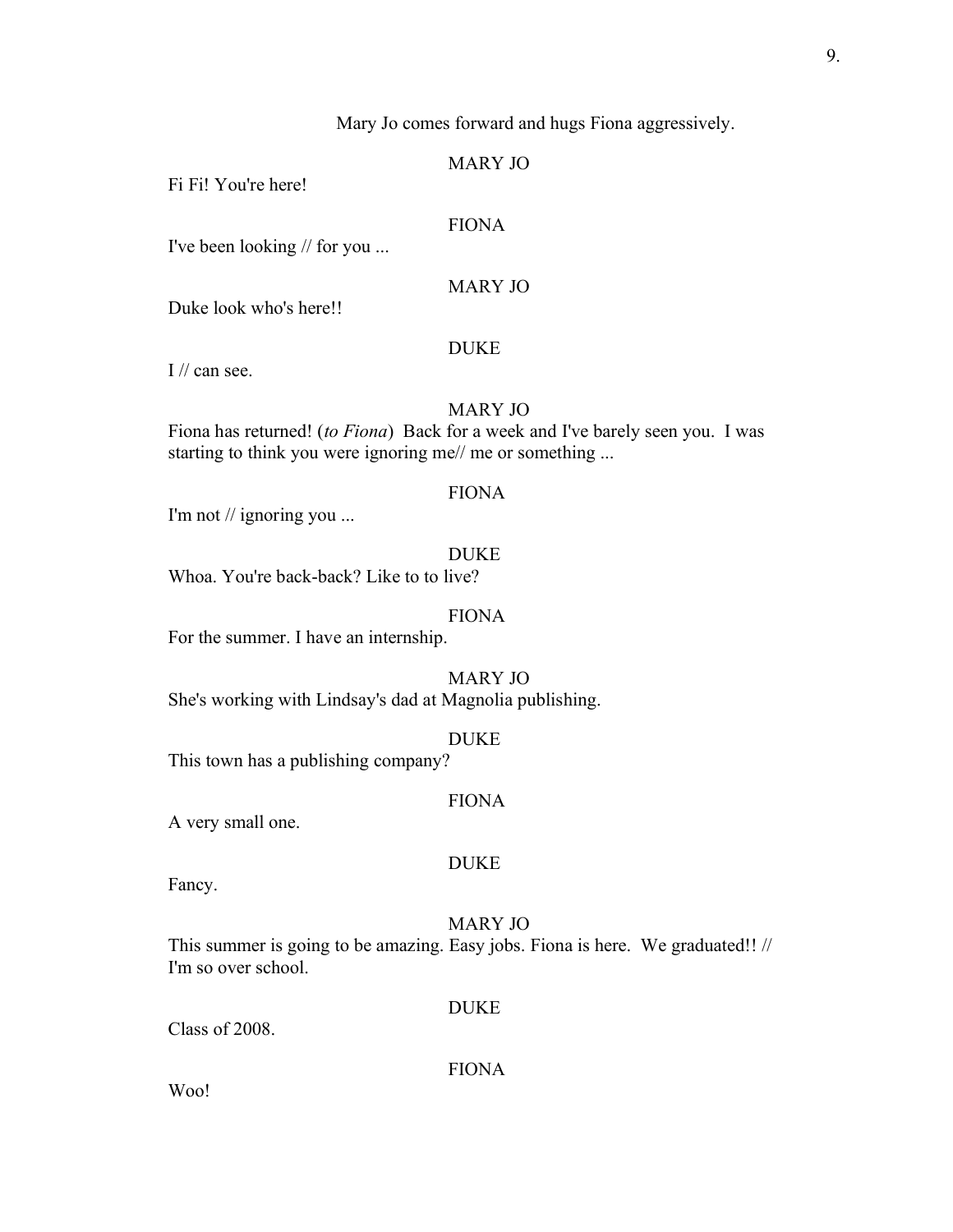Mary Jo comes forward and hugs Fiona aggressively.

MARY JO

Fi Fi! You're here!

FIONA

I've been looking // for you ...

MARY JO

Duke look who's here!!

DUKE

I // can see.

MARY JO

Fiona has returned! (*to Fiona*) Back for a week and I've barely seen you. I was starting to think you were ignoring me// me or something ...

FIONA

I'm not // ignoring you ...

DUKE

Whoa. You're back-back? Like to to live?

FIONA

For the summer. I have an internship.

MARY JO

She's working with Lindsay's dad at Magnolia publishing.

DUKE

This town has a publishing company?

FIONA

A very small one.

DUKE

Fancy.

MARY JO

This summer is going to be amazing. Easy jobs. Fiona is here. We graduated!! // I'm so over school.

DUKE

Class of 2008.

FIONA

Woo!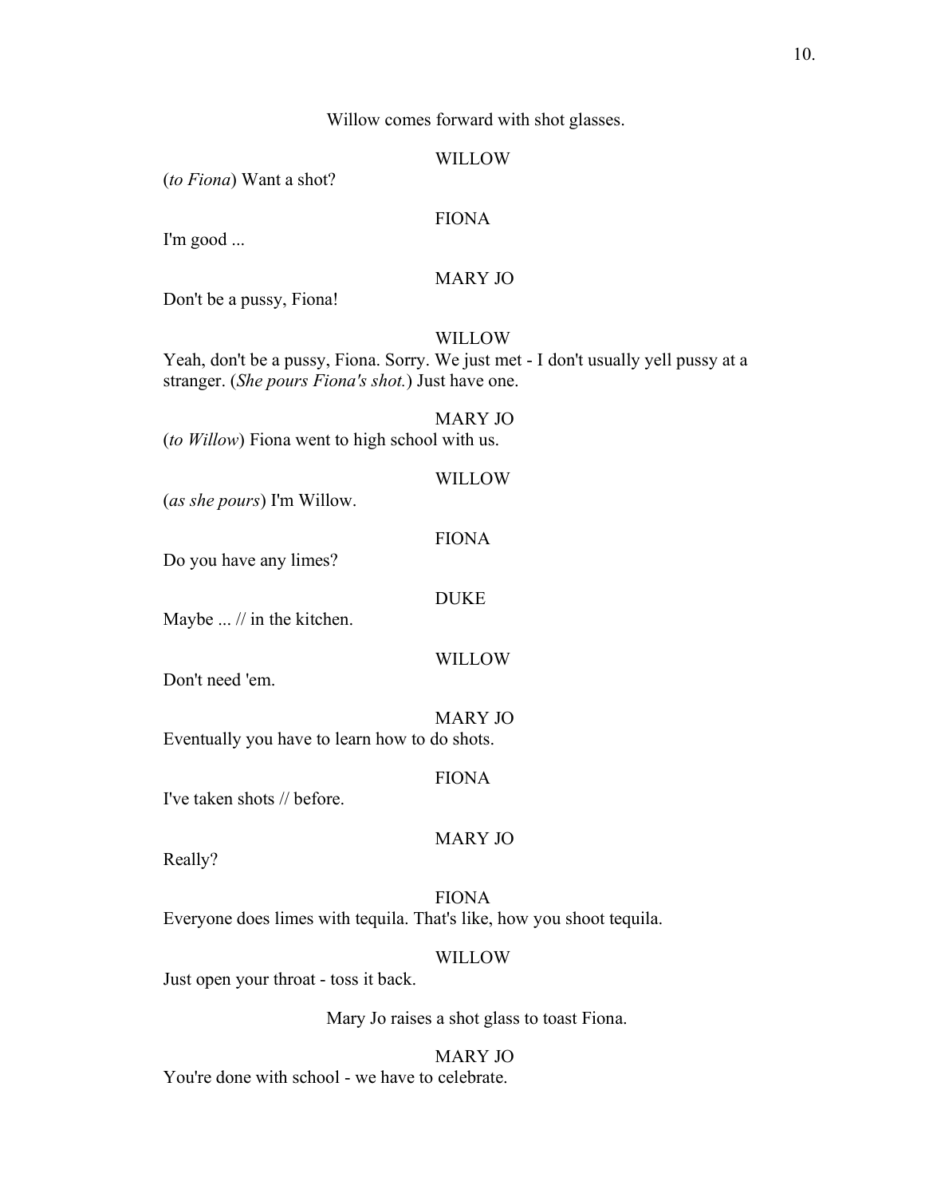Willow comes forward with shot glasses.

WILLOW

(*to Fiona*) Want a shot?

FIONA

I'm good ...

MARY JO

Don't be a pussy, Fiona!

WILLOW

Yeah, don't be a pussy, Fiona. Sorry. We just met - I don't usually yell pussy at a stranger. (*She pours Fiona's shot.*) Just have one.

MARY JO

(*to Willow*) Fiona went to high school with us.

WILLOW

(*as she pours*) I'm Willow.

FIONA

Do you have any limes?

DUKE

Maybe ... // in the kitchen.

WILLOW

Don't need 'em.

MARY JO

Eventually you have to learn how to do shots.

FIONA

I've taken shots // before.

MARY JO

Really?

FIONA

Everyone does limes with tequila. That's like, how you shoot tequila.

WILLOW

Just open your throat - toss it back.

Mary Jo raises a shot glass to toast Fiona.

MARY JO

You're done with school - we have to celebrate.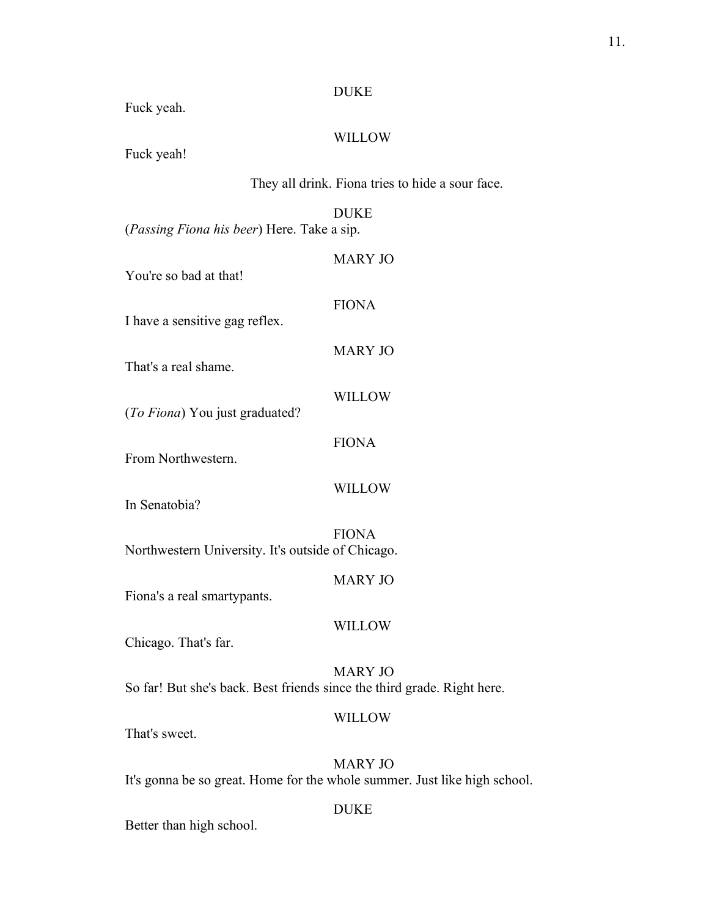DUKE

Fuck yeah.

WILLOW

Fuck yeah!

They all drink. Fiona tries to hide a sour face.

DUKE

(*Passing Fiona his beer*) Here. Take a sip.

MARY JO

You're so bad at that!

FIONA

I have a sensitive gag reflex.

MARY JO

That's a real shame.

WILLOW

(*To Fiona*) You just graduated?

FIONA

From Northwestern.

WILLOW

In Senatobia?

FIONA

Northwestern University. It's outside of Chicago.

MARY JO

Fiona's a real smartypants.

WILLOW

Chicago. That's far.

MARY JO

So far! But she's back. Best friends since the third grade. Right here.

WILLOW

That's sweet.

MARY JO

It's gonna be so great. Home for the whole summer. Just like high school.

DUKE

Better than high school.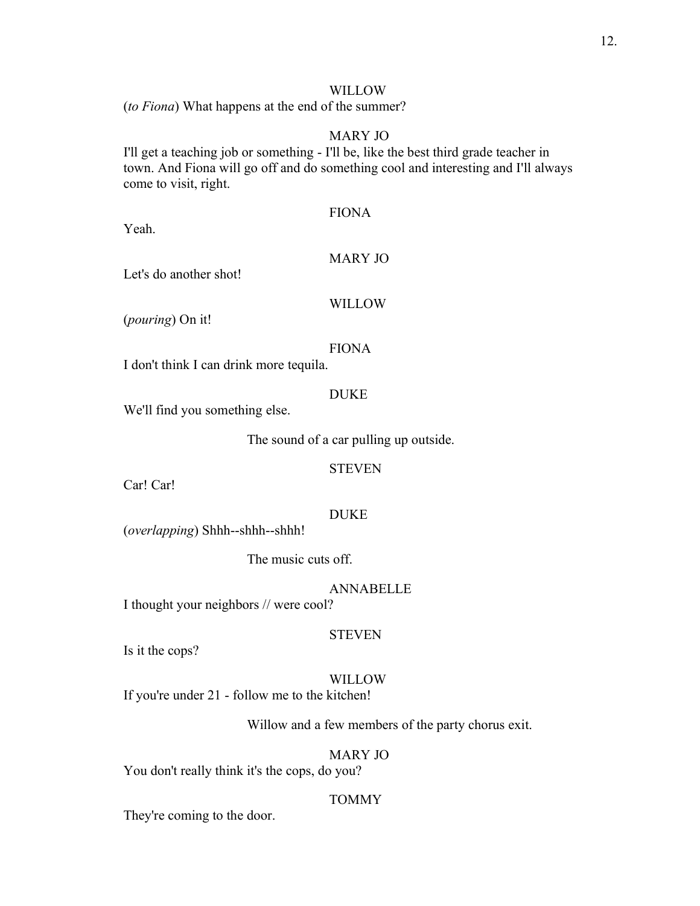WILLOW

(*to Fiona*) What happens at the end of the summer?

MARY JO

I'll get a teaching job or something - I'll be, like the best third grade teacher in town. And Fiona will go off and do something cool and interesting and I'll always come to visit, right.

FIONA

Yeah.

MARY JO

Let's do another shot!

WILLOW

(*pouring*) On it!

FIONA

I don't think I can drink more tequila.

DUKE

We'll find you something else.

The sound of a car pulling up outside.

STEVEN

Car! Car!

DUKE

(*overlapping*) Shhh--shhh--shhh!

The music cuts off.

ANNABELLE

I thought your neighbors // were cool?

STEVEN

Is it the cops?

WILLOW

If you're under 21 - follow me to the kitchen!

Willow and a few members of the party chorus exit.

MARY JO

You don't really think it's the cops, do you?

TOMMY

They're coming to the door.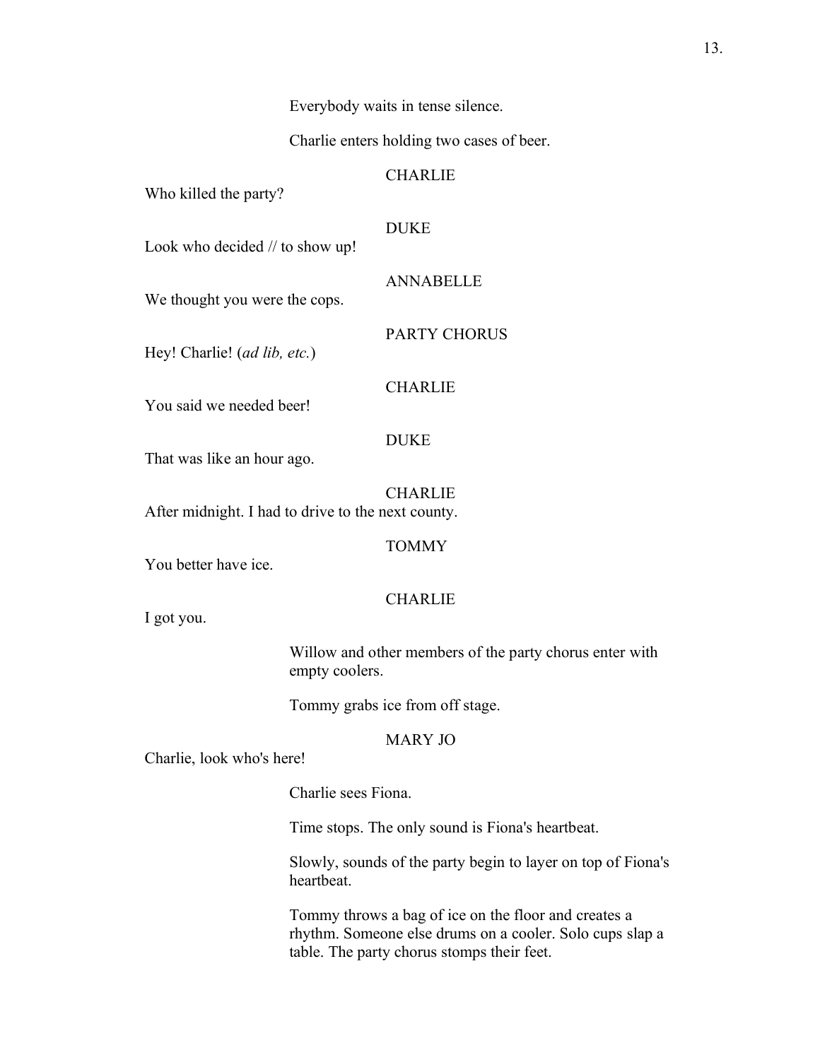Everybody waits in tense silence.

Charlie enters holding two cases of beer.

CHARLIE

Who killed the party?

DUKE

Look who decided // to show up!

ANNABELLE

We thought you were the cops.

PARTY CHORUS

Hey! Charlie! (*ad lib, etc.*)

CHARLIE

You said we needed beer!

DUKE

That was like an hour ago.

CHARLIE

After midnight. I had to drive to the next county.

TOMMY

You better have ice.

CHARLIE

I got you.

Willow and other members of the party chorus enter with empty coolers.

Tommy grabs ice from off stage.

MARY JO

Charlie, look who's here!

Charlie sees Fiona.

Time stops. The only sound is Fiona's heartbeat.

Slowly, sounds of the party begin to layer on top of Fiona's heartbeat.

Tommy throws a bag of ice on the floor and creates a rhythm. Someone else drums on a cooler. Solo cups slap a table. The party chorus stomps their feet.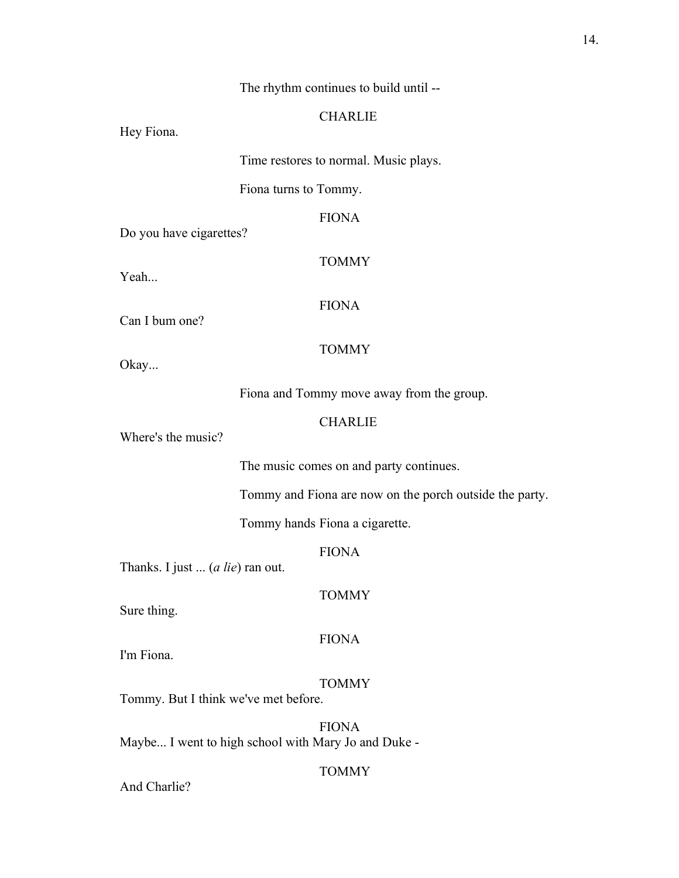The rhythm continues to build until --

CHARLIE

Hey Fiona.

Time restores to normal. Music plays.

Fiona turns to Tommy.

FIONA

Do you have cigarettes?

TOMMY

Yeah...

FIONA

Can I bum one?

TOMMY

Okay...

Fiona and Tommy move away from the group.

CHARLIE

Where's the music?

The music comes on and party continues.

Tommy and Fiona are now on the porch outside the party.

Tommy hands Fiona a cigarette.

FIONA

Thanks. I just ... (*a lie*) ran out.

TOMMY

Sure thing.

FIONA

I'm Fiona.

TOMMY

Tommy. But I think we've met before.

FIONA

Maybe... I went to high school with Mary Jo and Duke -

TOMMY

And Charlie?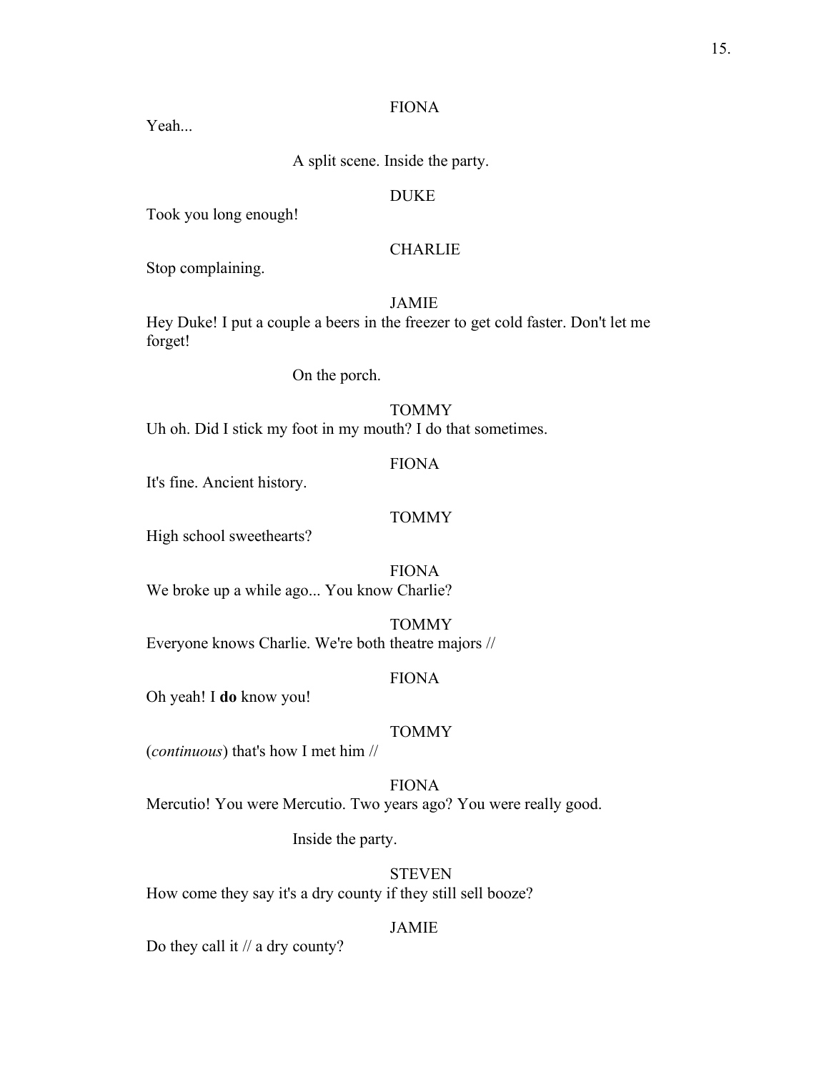FIONA

Yeah...

A split scene. Inside the party.

DUKE

Took you long enough!

CHARLIE

Stop complaining.

JAMIE

Hey Duke! I put a couple a beers in the freezer to get cold faster. Don't let me forget!

On the porch.

TOMMY

Uh oh. Did I stick my foot in my mouth? I do that sometimes.

FIONA

It's fine. Ancient history.

TOMMY

High school sweethearts?

FIONA

We broke up a while ago... You know Charlie?

TOMMY

Everyone knows Charlie. We're both theatre majors //

FIONA

Oh yeah! I **do** know you!

TOMMY

(*continuous*) that's how I met him //

FIONA

Mercutio! You were Mercutio. Two years ago? You were really good.

Inside the party.

STEVEN

How come they say it's a dry county if they still sell booze?

JAMIE

Do they call it // a dry county?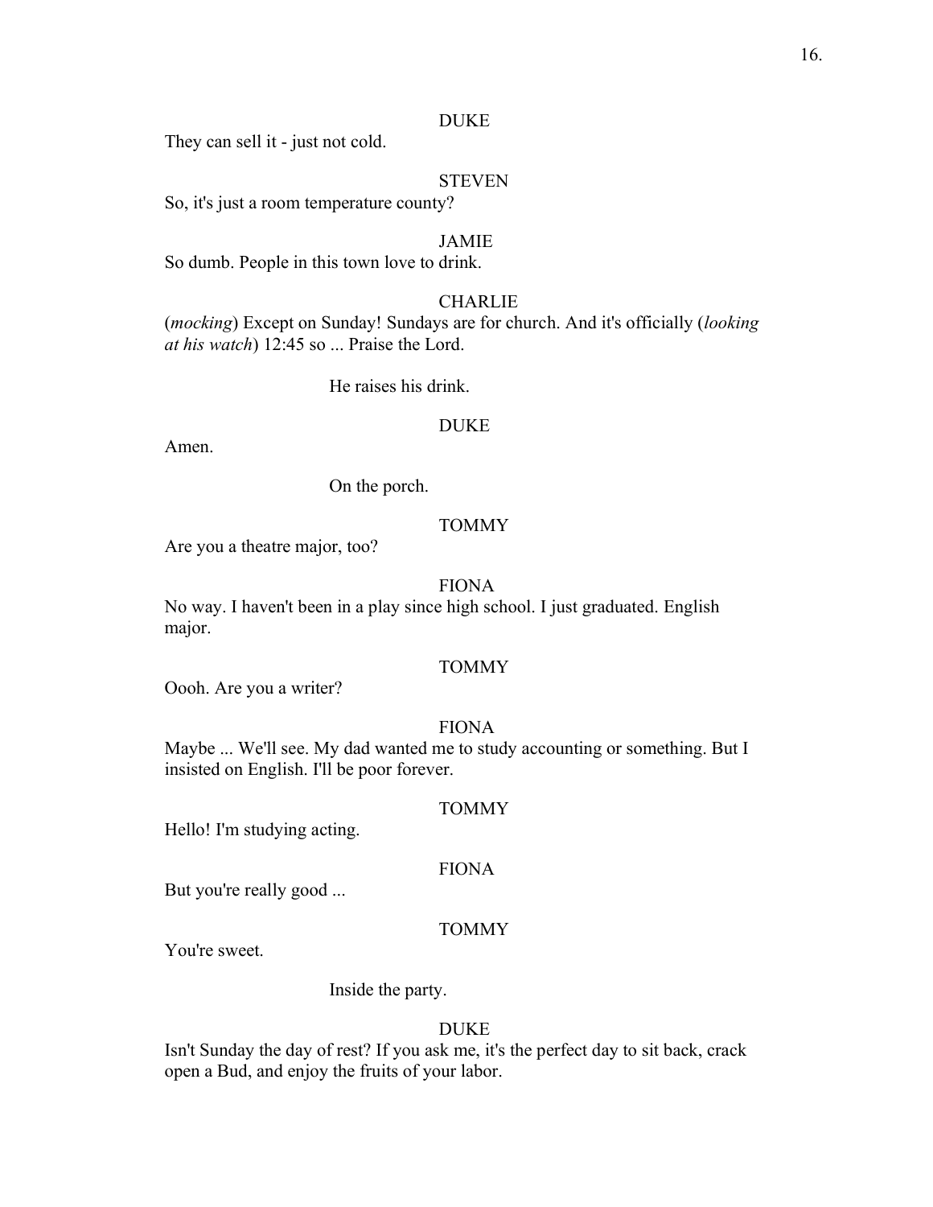DUKE

They can sell it - just not cold.

STEVEN

So, it's just a room temperature county?

JAMIE

So dumb. People in this town love to drink.

CHARLIE

(*mocking*) Except on Sunday! Sundays are for church. And it's officially (*looking at his watch*) 12:45 so ... Praise the Lord.

He raises his drink.

DUKE

Amen.

On the porch.

TOMMY

Are you a theatre major, too?

FIONA

No way. I haven't been in a play since high school. I just graduated. English major.

TOMMY

Oooh. Are you a writer?

FIONA

Maybe ... We'll see. My dad wanted me to study accounting or something. But I insisted on English. I'll be poor forever.

TOMMY

Hello! I'm studying acting.

FIONA

But you're really good ...

TOMMY

You're sweet.

Inside the party.

DUKE

Isn't Sunday the day of rest? If you ask me, it's the perfect day to sit back, crack open a Bud, and enjoy the fruits of your labor.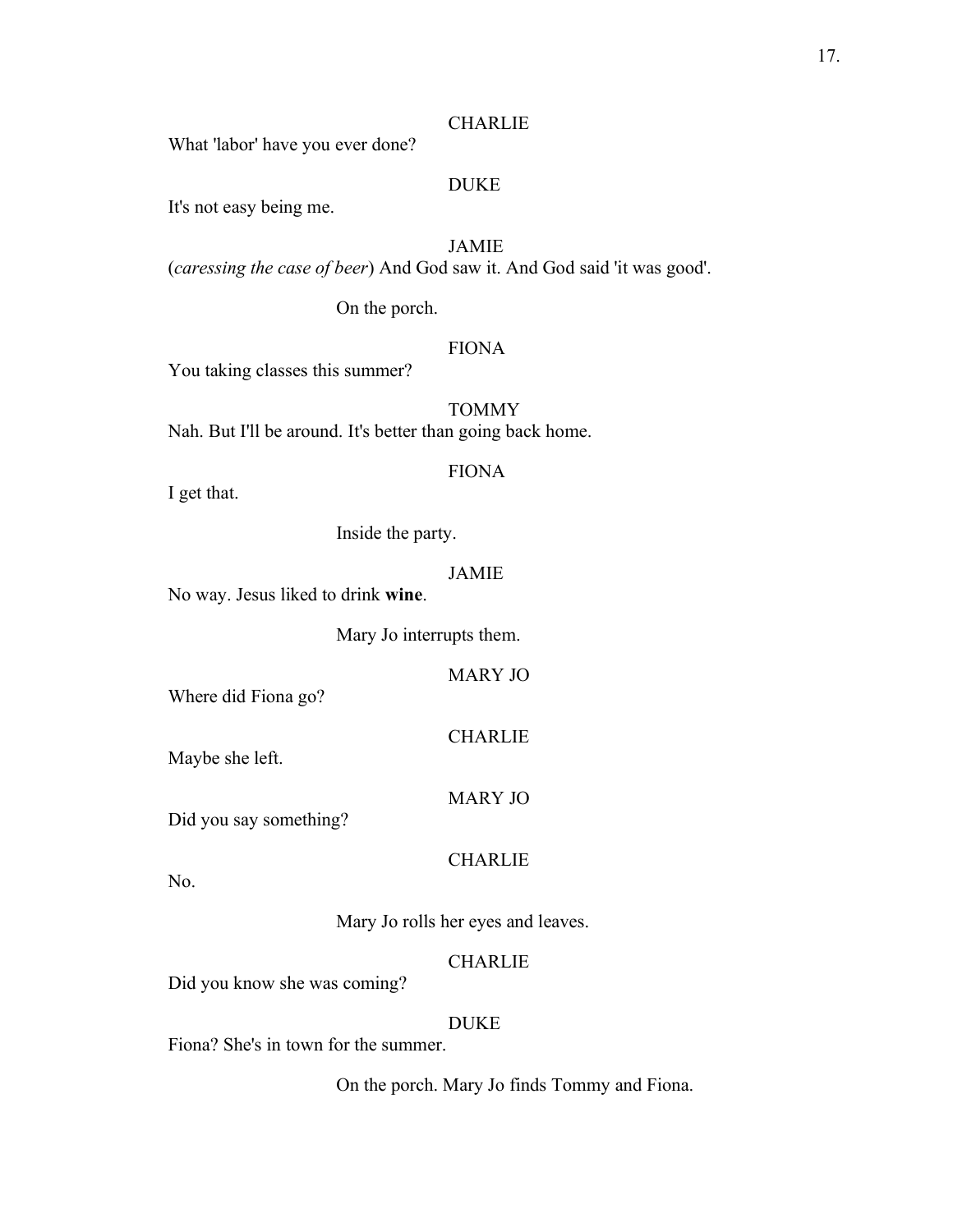CHARLIE

What 'labor' have you ever done?

DUKE

It's not easy being me.

JAMIE

(*caressing the case of beer*) And God saw it. And God said 'it was good'.

On the porch.

FIONA

You taking classes this summer?

TOMMY

Nah. But I'll be around. It's better than going back home.

FIONA

I get that.

Inside the party.

JAMIE

No way. Jesus liked to drink **wine**.

Mary Jo interrupts them.

MARY JO

Where did Fiona go?

CHARLIE

Maybe she left.

MARY JO

Did you say something?

CHARLIE

No.

Mary Jo rolls her eyes and leaves.

CHARLIE

Did you know she was coming?

DUKE

Fiona? She's in town for the summer.

On the porch. Mary Jo finds Tommy and Fiona.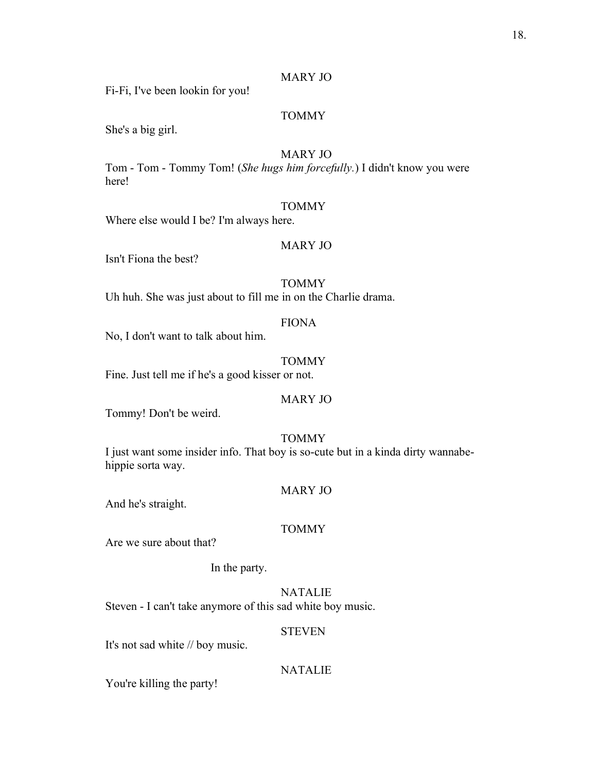MARY JO

Fi-Fi, I've been lookin for you!

TOMMY

She's a big girl.

MARY JO

Tom - Tom - Tommy Tom! (*She hugs him forcefully.*) I didn't know you were here!

TOMMY

Where else would I be? I'm always here.

MARY JO

Isn't Fiona the best?

TOMMY

Uh huh. She was just about to fill me in on the Charlie drama.

FIONA

No, I don't want to talk about him.

TOMMY

Fine. Just tell me if he's a good kisser or not.

MARY JO

Tommy! Don't be weird.

TOMMY

I just want some insider info. That boy is so-cute but in a kinda dirty wannabe-hippie sorta way.

MARY JO

And he's straight.

TOMMY

Are we sure about that?

In the party.

NATALIE

Steven - I can't take anymore of this sad white boy music.

STEVEN

It's not sad white // boy music.

NATALIE

You're killing the party!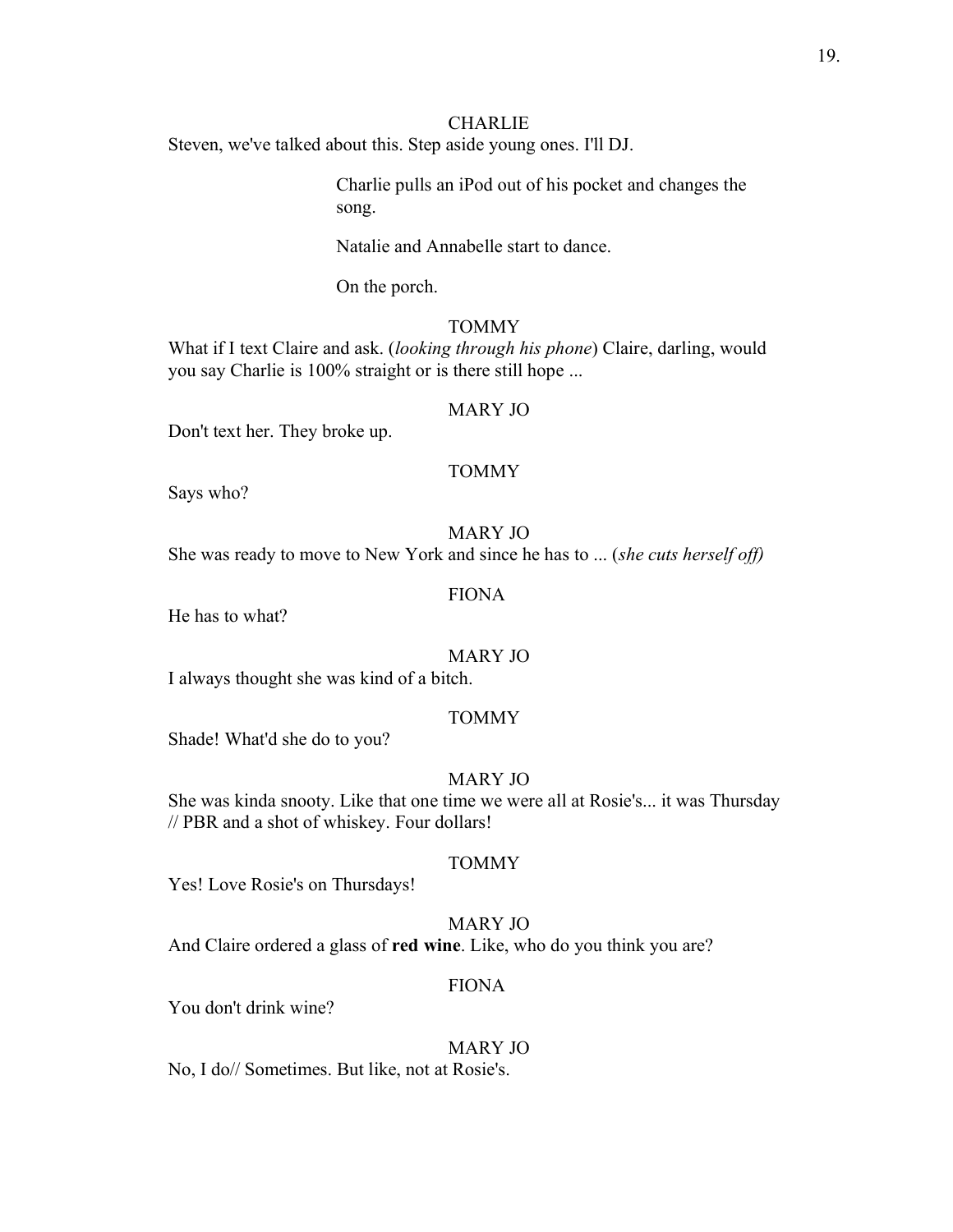CHARLIE

Steven, we've talked about this. Step aside young ones. I'll DJ.

Charlie pulls an iPod out of his pocket and changes the song.

Natalie and Annabelle start to dance.

On the porch.

TOMMY

What if I text Claire and ask. (*looking through his phone*) Claire, darling, would you say Charlie is 100% straight or is there still hope ...

MARY JO

Don't text her. They broke up.

TOMMY

Says who?

MARY JO

She was ready to move to New York and since he has to ... (*she cuts herself off)*

FIONA

He has to what?

MARY JO

I always thought she was kind of a bitch.

TOMMY

Shade! What'd she do to you?

MARY JO

She was kinda snooty. Like that one time we were all at Rosie's... it was Thursday // PBR and a shot of whiskey. Four dollars!

TOMMY

Yes! Love Rosie's on Thursdays!

MARY JO

And Claire ordered a glass of **red wine**. Like, who do you think you are?

FIONA

You don't drink wine?

MARY JO

No, I do// Sometimes. But like, not at Rosie's.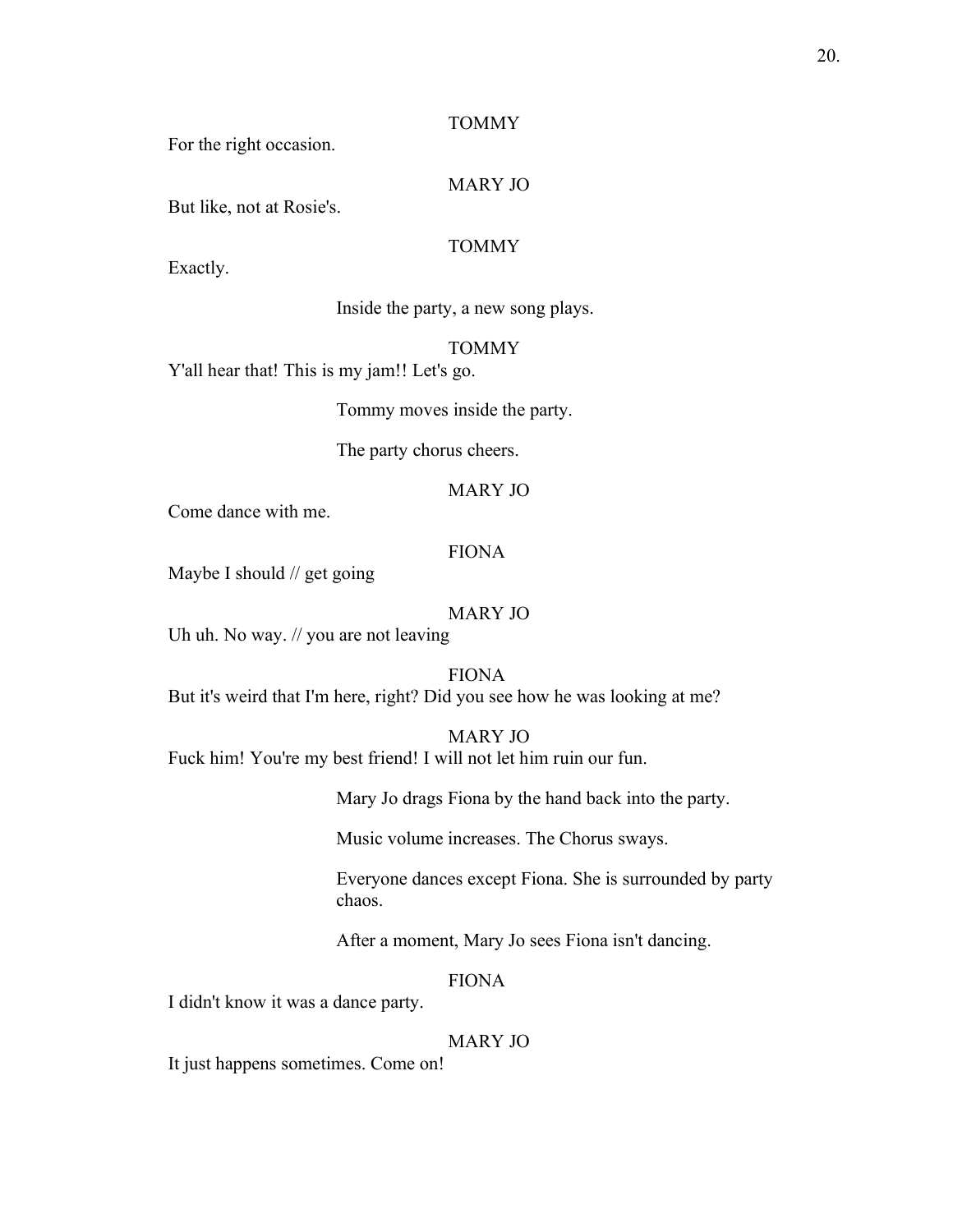TOMMY

For the right occasion.

MARY JO

But like, not at Rosie's.

TOMMY

Exactly.

Inside the party, a new song plays.

TOMMY

Y'all hear that! This is my jam!! Let's go.

Tommy moves inside the party.

The party chorus cheers.

MARY JO

Come dance with me.

FIONA

Maybe I should // get going

MARY JO

Uh uh. No way. // you are not leaving

FIONA

But it's weird that I'm here, right? Did you see how he was looking at me?

MARY JO

Fuck him! You're my best friend! I will not let him ruin our fun.

Mary Jo drags Fiona by the hand back into the party.

Music volume increases. The Chorus sways.

Everyone dances except Fiona. She is surrounded by party chaos.

After a moment, Mary Jo sees Fiona isn't dancing.

FIONA

I didn't know it was a dance party.

MARY JO

It just happens sometimes. Come on!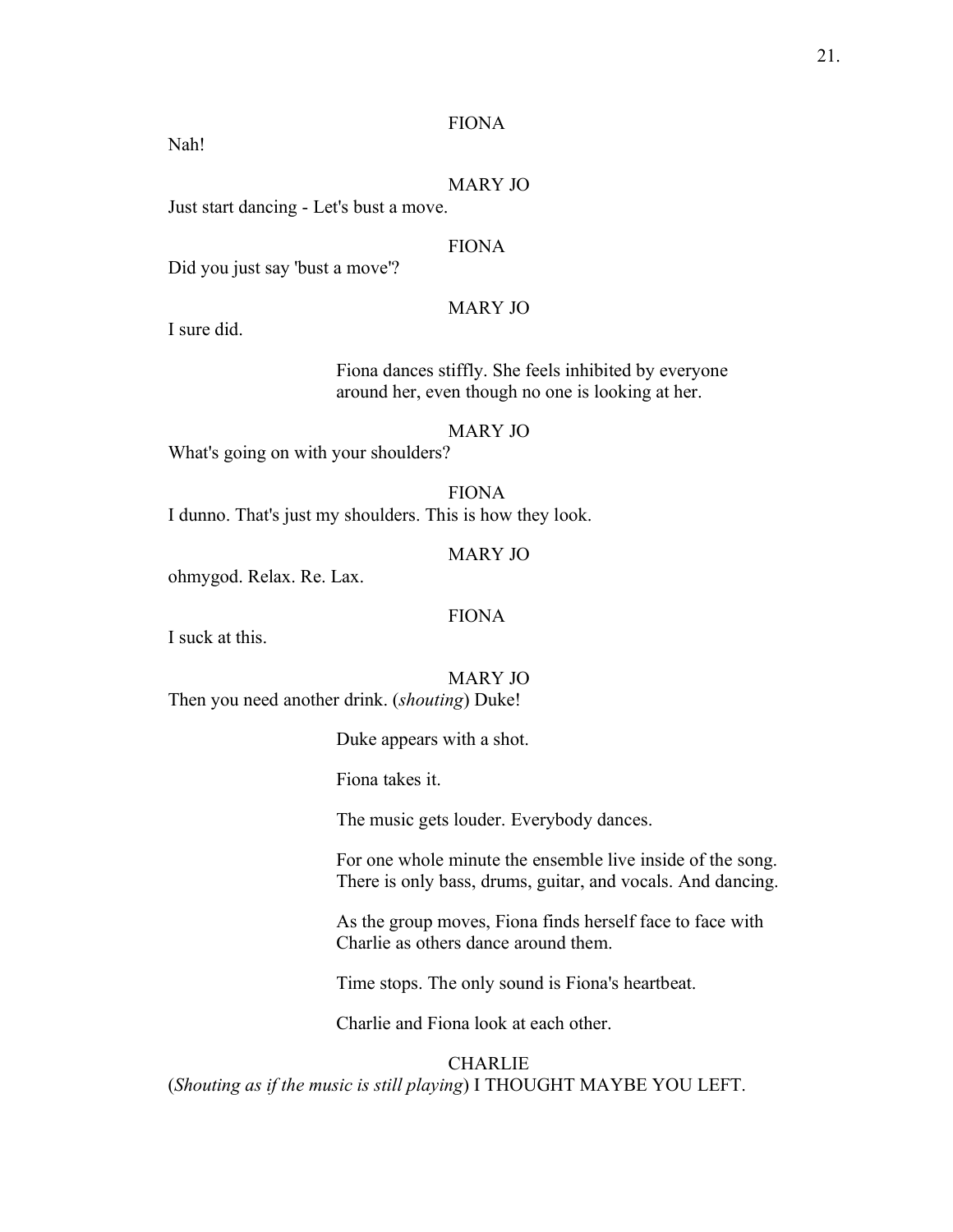FIONA

Nah!

MARY JO

Just start dancing - Let's bust a move.

FIONA

Did you just say 'bust a move'?

MARY JO

I sure did.

Fiona dances stiffly. She feels inhibited by everyone around her, even though no one is looking at her.

MARY JO

What's going on with your shoulders?

FIONA

I dunno. That's just my shoulders. This is how they look.

MARY JO

ohmygod. Relax. Re. Lax.

FIONA

I suck at this.

MARY JO

Then you need another drink. (*shouting*) Duke!

Duke appears with a shot.

Fiona takes it.

The music gets louder. Everybody dances.

For one whole minute the ensemble live inside of the song. There is only bass, drums, guitar, and vocals. And dancing.

As the group moves, Fiona finds herself face to face with Charlie as others dance around them.

Time stops. The only sound is Fiona's heartbeat.

Charlie and Fiona look at each other.

CHARLIE

(*Shouting as if the music is still playing*) I THOUGHT MAYBE YOU LEFT.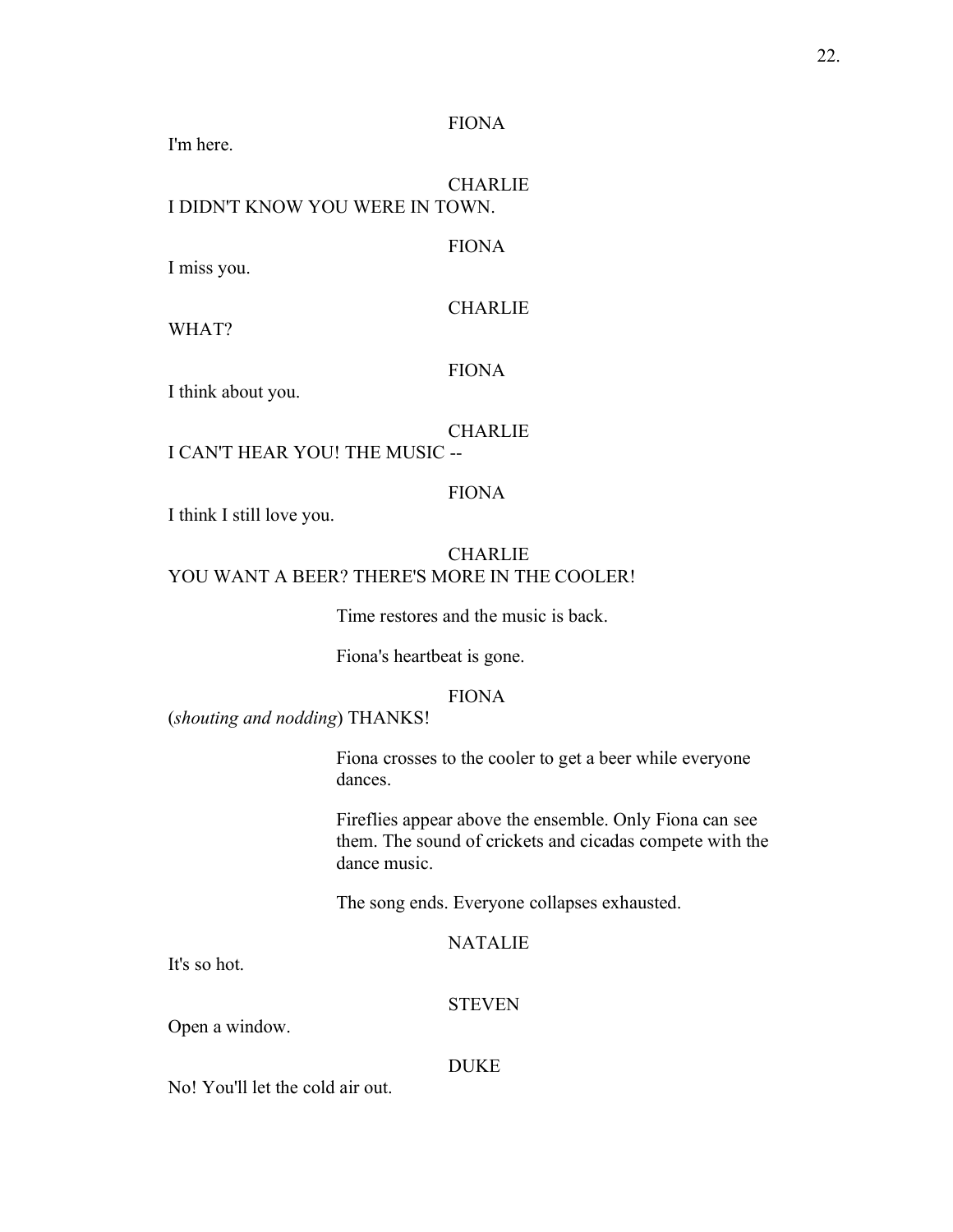FIONA

I'm here.

CHARLIE

I DIDN'T KNOW YOU WERE IN TOWN.

FIONA

I miss you.

CHARLIE

WHAT?

FIONA

I think about you.

CHARLIE

I CAN'T HEAR YOU! THE MUSIC --

FIONA

I think I still love you.

CHARLIE

YOU WANT A BEER? THERE'S MORE IN THE COOLER!

Time restores and the music is back.

Fiona's heartbeat is gone.

FIONA

(*shouting and nodding*) THANKS!

Fiona crosses to the cooler to get a beer while everyone dances.

Fireflies appear above the ensemble. Only Fiona can see them. The sound of crickets and cicadas compete with the dance music.

The song ends. Everyone collapses exhausted.

NATALIE

It's so hot.

STEVEN

Open a window.

DUKE

No! You'll let the cold air out.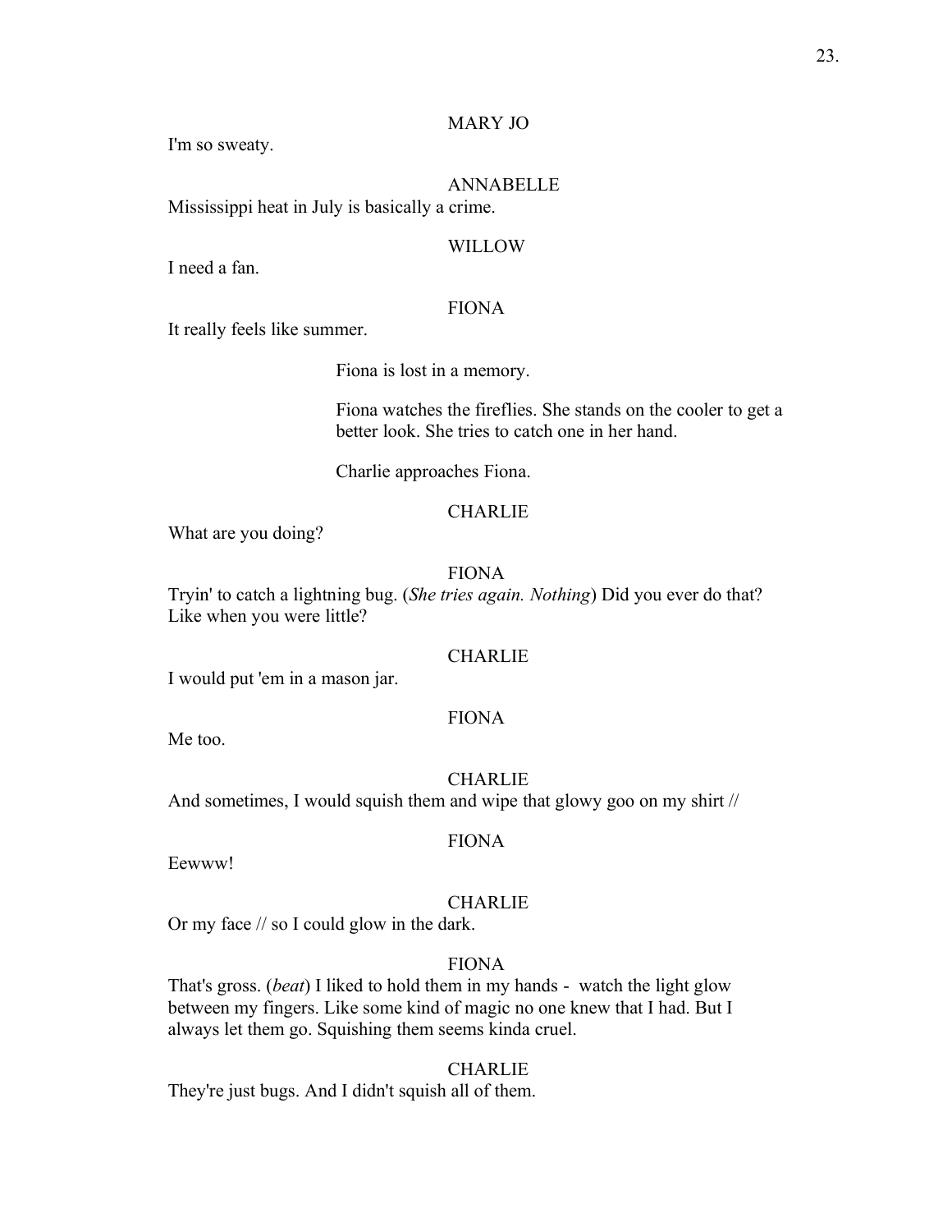MARY JO

I'm so sweaty.

ANNABELLE

Mississippi heat in July is basically a crime.

WILLOW

I need a fan.

FIONA

It really feels like summer.

Fiona is lost in a memory.

Fiona watches the fireflies. She stands on the cooler to get a better look. She tries to catch one in her hand.

Charlie approaches Fiona.

CHARLIE

What are you doing?

FIONA

Tryin' to catch a lightning bug. (*She tries again. Nothing*) Did you ever do that? Like when you were little?

CHARLIE

I would put 'em in a mason jar.

FIONA

Me too.

CHARLIE

And sometimes, I would squish them and wipe that glowy goo on my shirt //

FIONA

Eewww!

CHARLIE

Or my face // so I could glow in the dark.

FIONA

That's gross. (*beat*) I liked to hold them in my hands - watch the light glow between my fingers. Like some kind of magic no one knew that I had. But I always let them go. Squishing them seems kinda cruel.

CHARLIE

They're just bugs. And I didn't squish all of them.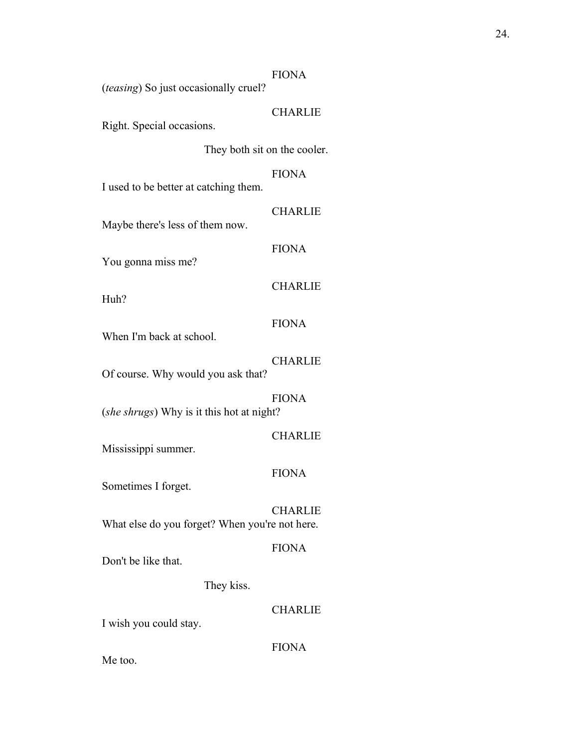FIONA

(*teasing*) So just occasionally cruel?

CHARLIE

Right. Special occasions.

They both sit on the cooler.

FIONA

I used to be better at catching them.

CHARLIE

Maybe there's less of them now.

FIONA

You gonna miss me?

CHARLIE

Huh?

FIONA

When I'm back at school.

CHARLIE

Of course. Why would you ask that?

FIONA

(*she shrugs*) Why is it this hot at night?

CHARLIE

Mississippi summer.

FIONA

Sometimes I forget.

CHARLIE

What else do you forget? When you're not here.

FIONA

Don't be like that.

They kiss.

CHARLIE

I wish you could stay.

FIONA

Me too.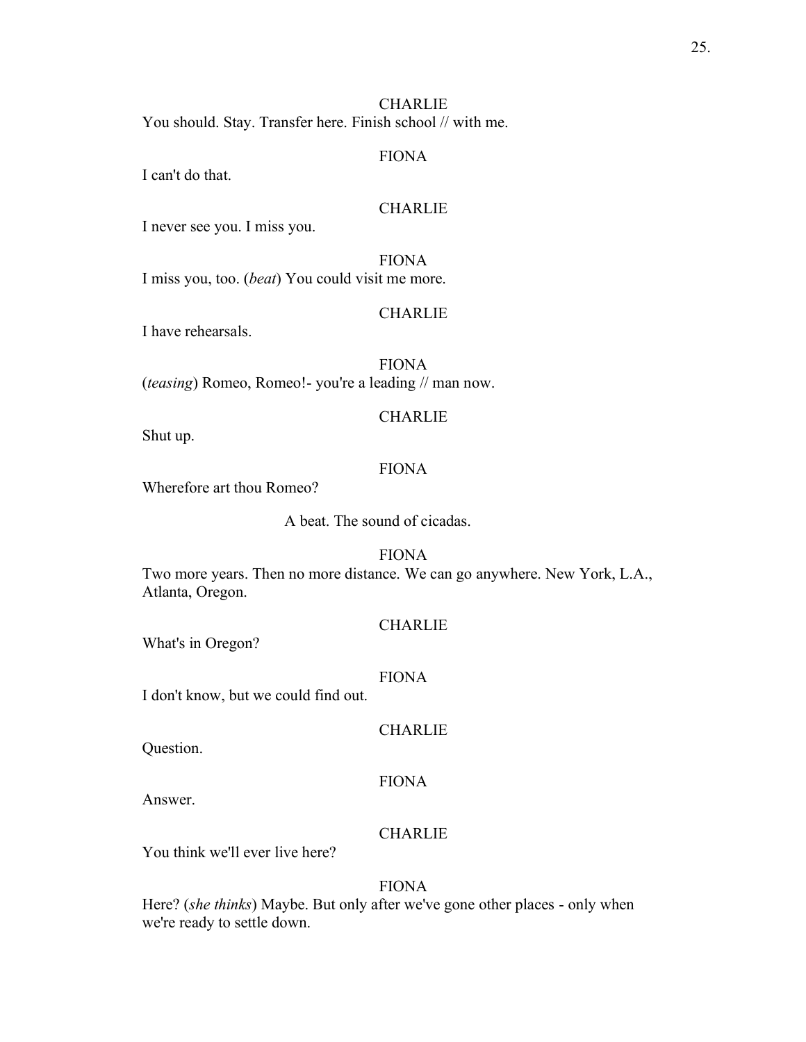CHARLIE

You should. Stay. Transfer here. Finish school // with me.

FIONA

I can't do that.

CHARLIE

I never see you. I miss you.

FIONA

I miss you, too. (*beat*) You could visit me more.

CHARLIE

I have rehearsals.

FIONA

(*teasing*) Romeo, Romeo!- you're a leading // man now.

CHARLIE

Shut up.

FIONA

Wherefore art thou Romeo?

A beat. The sound of cicadas.

FIONA

Two more years. Then no more distance. We can go anywhere. New York, L.A., Atlanta, Oregon.

CHARLIE

What's in Oregon?

FIONA

I don't know, but we could find out.

CHARLIE

Question.

FIONA

Answer.

CHARLIE

You think we'll ever live here?

FIONA

Here? (*she thinks*) Maybe. But only after we've gone other places - only when we're ready to settle down.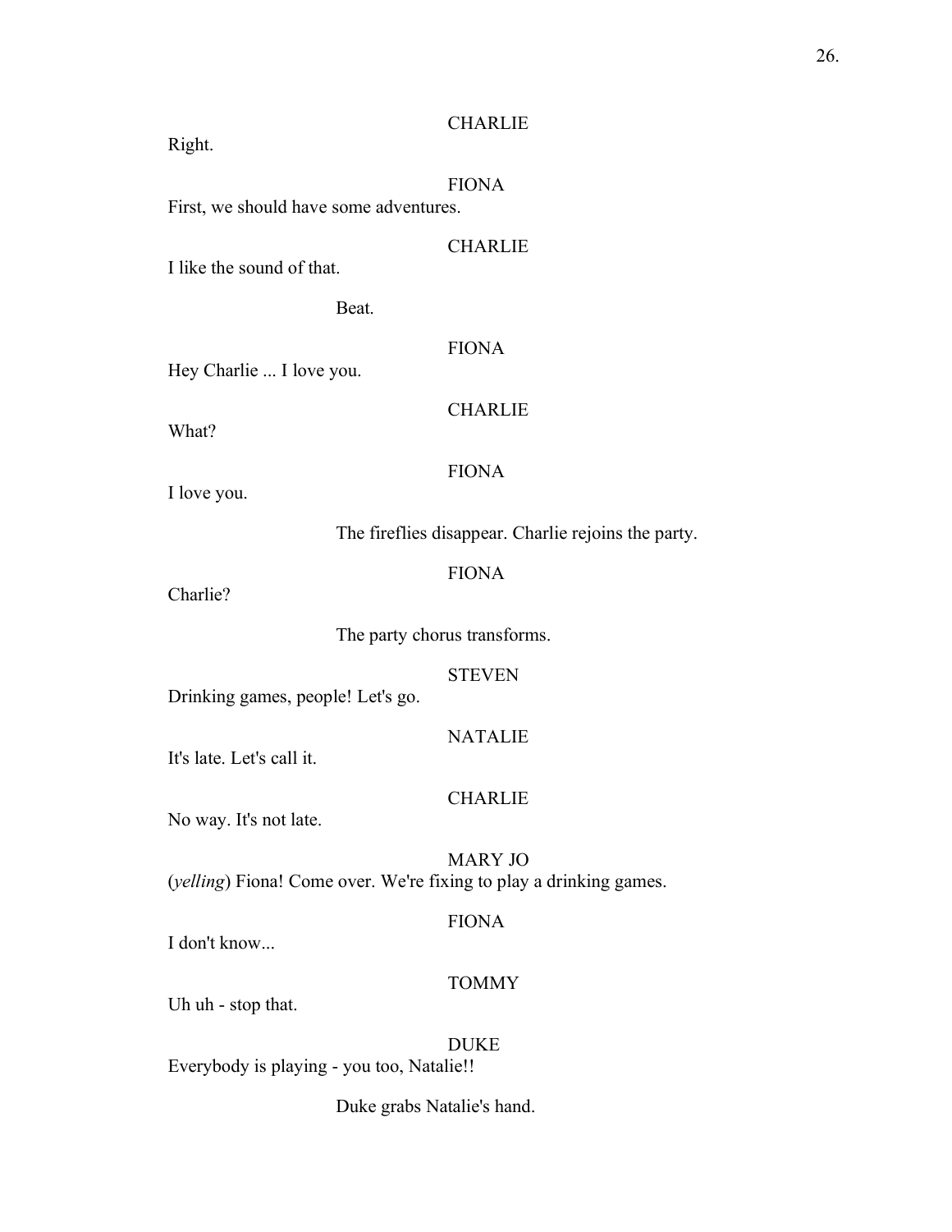CHARLIE

Right.

FIONA

First, we should have some adventures.

CHARLIE

I like the sound of that.

Beat.

FIONA

Hey Charlie ... I love you.

CHARLIE

What?

FIONA

I love you.

The fireflies disappear. Charlie rejoins the party.

FIONA

Charlie?

The party chorus transforms.

STEVEN

Drinking games, people! Let's go.

NATALIE

It's late. Let's call it.

CHARLIE

No way. It's not late.

MARY JO

(*yelling*) Fiona! Come over. We're fixing to play a drinking games.

FIONA

I don't know...

TOMMY

Uh uh - stop that.

DUKE

Everybody is playing - you too, Natalie!!

Duke grabs Natalie's hand.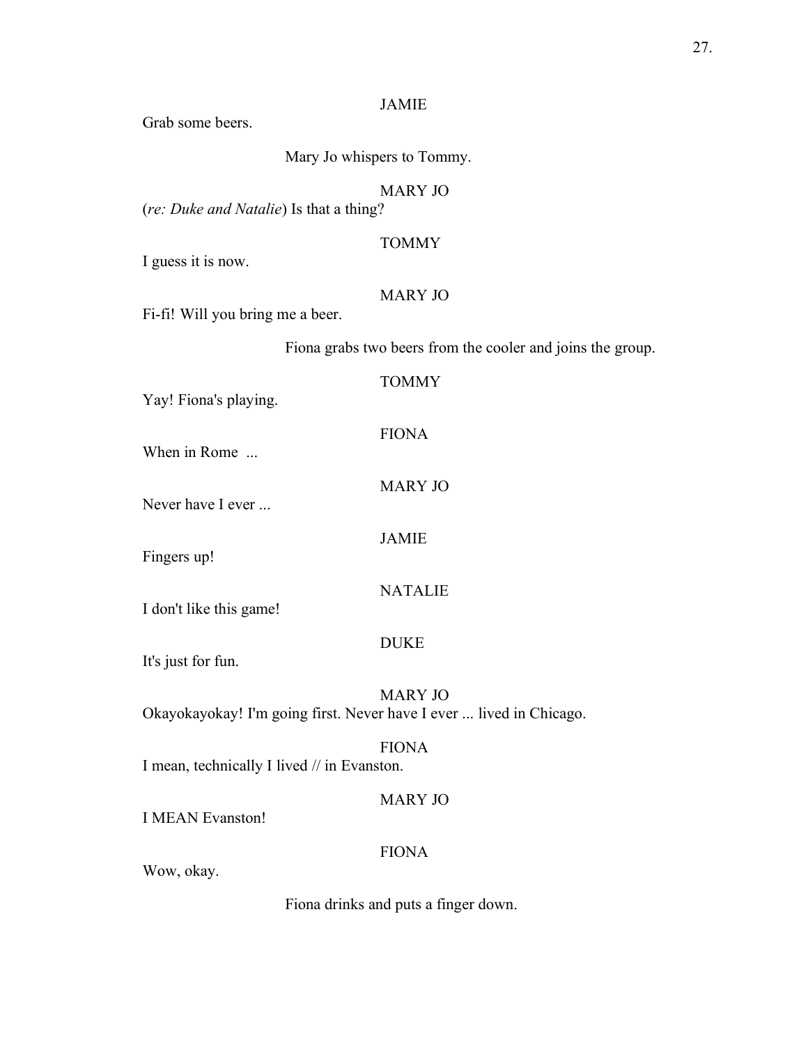JAMIE

Grab some beers.

Mary Jo whispers to Tommy.

MARY JO

(*re: Duke and Natalie*) Is that a thing?

TOMMY

I guess it is now.

MARY JO

Fi-fi! Will you bring me a beer.

Fiona grabs two beers from the cooler and joins the group.

TOMMY

Yay! Fiona's playing.

FIONA

When in Rome ...

MARY JO

Never have I ever ...

JAMIE

Fingers up!

NATALIE

I don't like this game!

DUKE

It's just for fun.

MARY JO

Okayokayokay! I'm going first. Never have I ever ... lived in Chicago.

FIONA

I mean, technically I lived // in Evanston.

MARY JO

I MEAN Evanston!

FIONA

Wow, okay.

Fiona drinks and puts a finger down.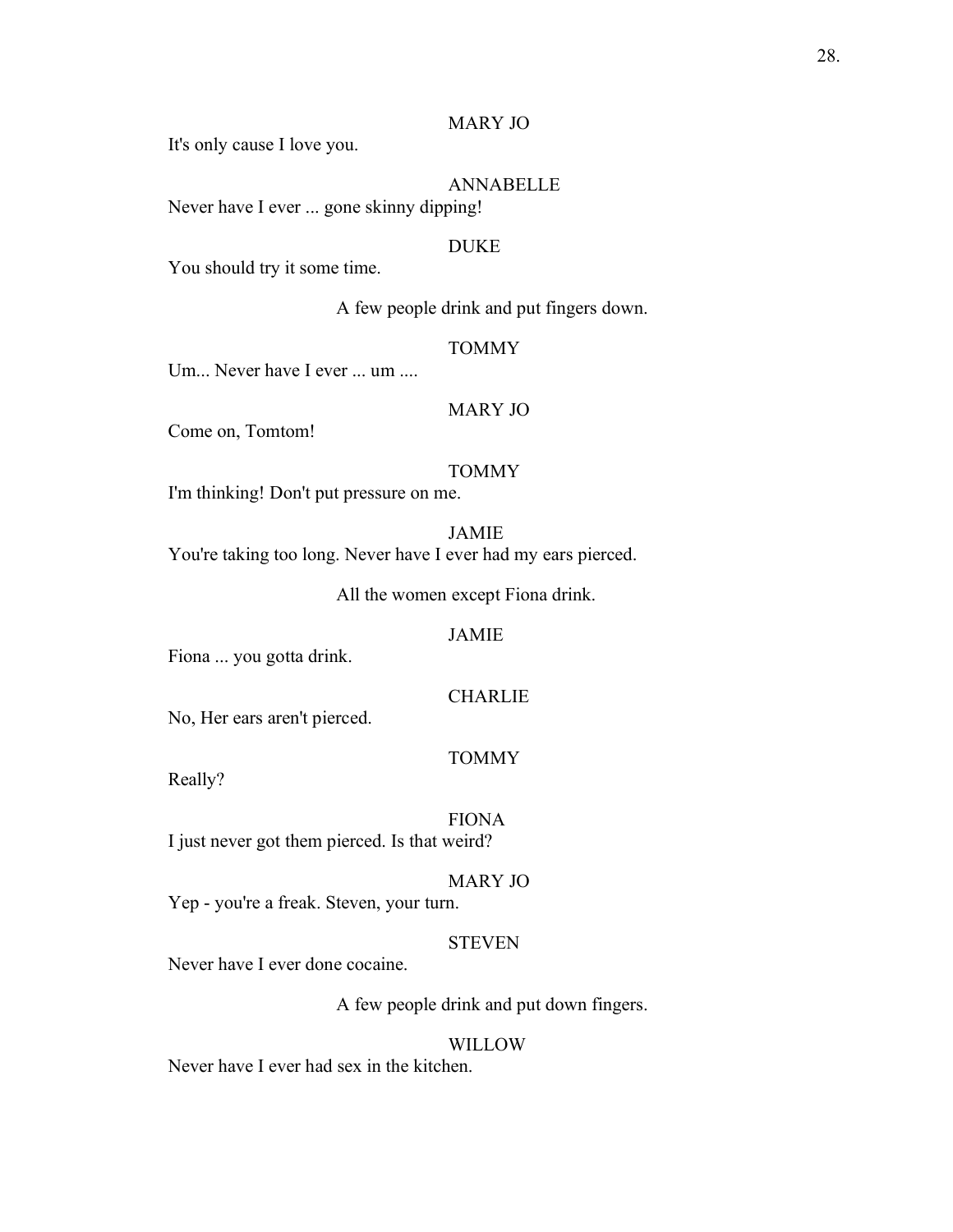MARY JO

It's only cause I love you.

ANNABELLE

Never have I ever ... gone skinny dipping!

DUKE

You should try it some time.

A few people drink and put fingers down.

TOMMY

Um... Never have I ever ... um ....

MARY JO

Come on, Tomtom!

TOMMY

I'm thinking! Don't put pressure on me.

JAMIE

You're taking too long. Never have I ever had my ears pierced.

All the women except Fiona drink.

JAMIE

Fiona ... you gotta drink.

CHARLIE

No, Her ears aren't pierced.

TOMMY

Really?

FIONA

I just never got them pierced. Is that weird?

MARY JO

Yep - you're a freak. Steven, your turn.

STEVEN

Never have I ever done cocaine.

A few people drink and put down fingers.

WILLOW

Never have I ever had sex in the kitchen.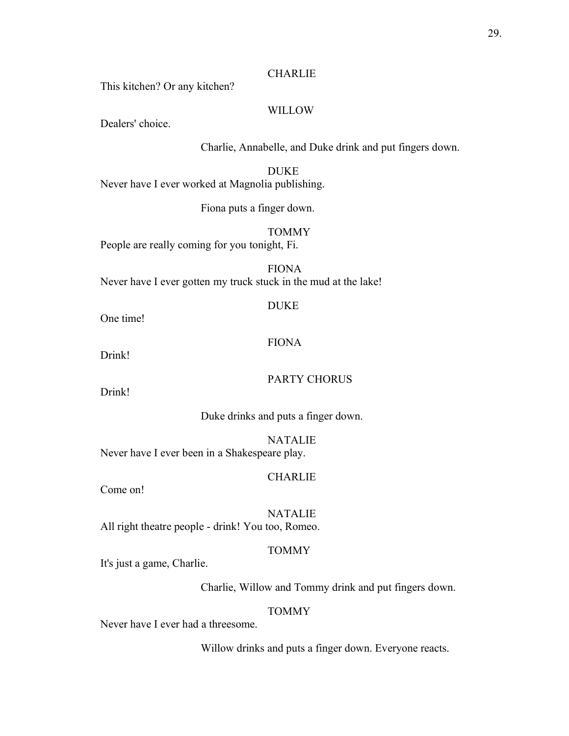CHARLIE

This kitchen? Or any kitchen?

WILLOW

Dealers' choice.

Charlie, Annabelle, and Duke drink and put fingers down.

DUKE

Never have I ever worked at Magnolia publishing.

Fiona puts a finger down.

TOMMY

People are really coming for you tonight, Fi.

FIONA

Never have I ever gotten my truck stuck in the mud at the lake!

DUKE

One time!

FIONA

Drink!

PARTY CHORUS

Drink!

Duke drinks and puts a finger down.

NATALIE

Never have I ever been in a Shakespeare play.

CHARLIE

Come on!

NATALIE

All right theatre people - drink! You too, Romeo.

TOMMY

It's just a game, Charlie.

Charlie, Willow and Tommy drink and put fingers down.

TOMMY

Never have I ever had a threesome.

Willow drinks and puts a finger down. Everyone reacts.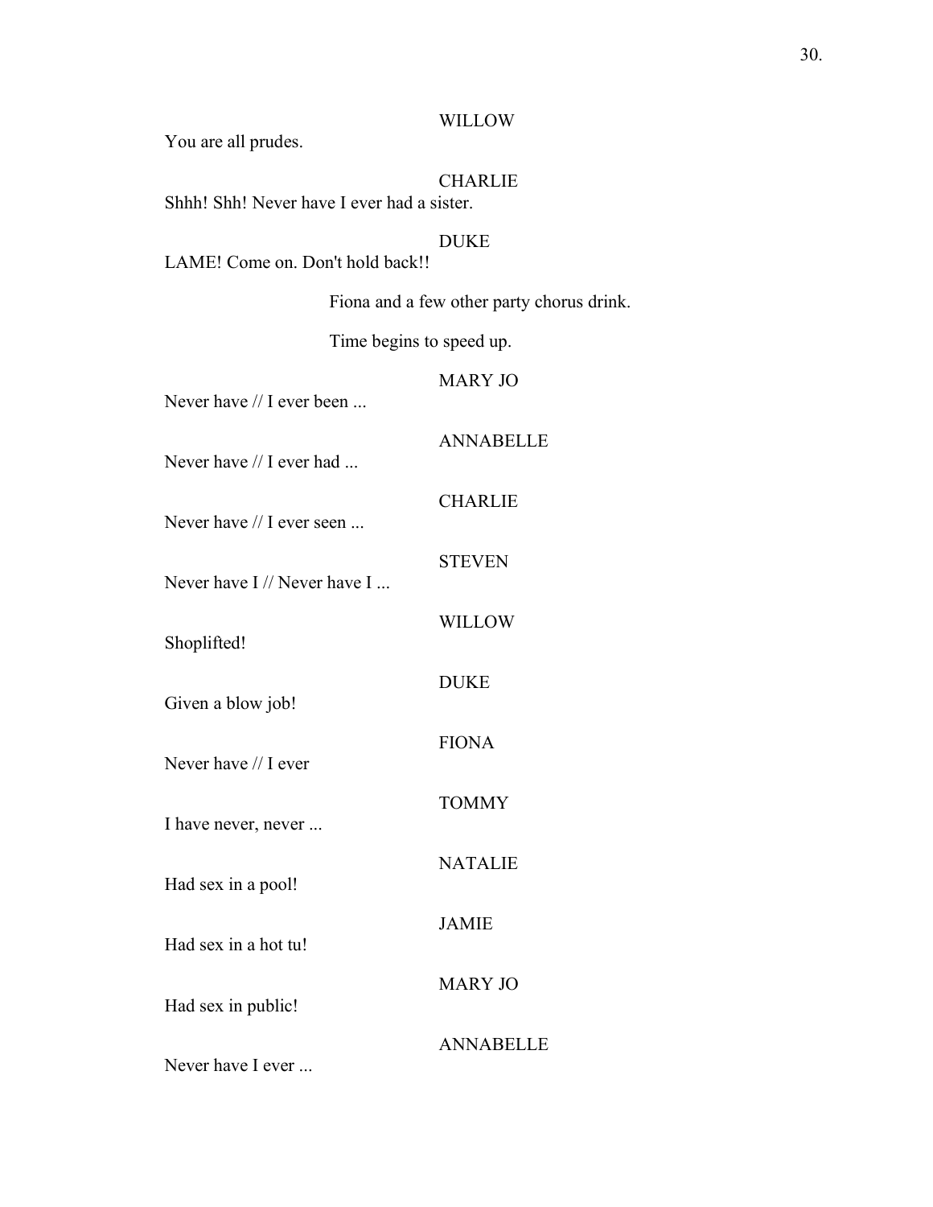WILLOW

You are all prudes.

CHARLIE

Shhh! Shh! Never have I ever had a sister.

DUKE

LAME! Come on. Don't hold back!!

*Fiona and a few other party chorus drink.*

*Time begins to speed up.*

MARY JO

Never have // I ever been ...

ANNABELLE

Never have // I ever had ...

CHARLIE

Never have // I ever seen ...

STEVEN

Never have I // Never have I ...

WILLOW

Shoplifted!

DUKE

Given a blow job!

FIONA

Never have // I ever

TOMMY

I have never, never ...

NATALIE

Had sex in a pool!

JAMIE

Had sex in a hot tu!

MARY JO

Had sex in public!

ANNABELLE

Never have I ever ...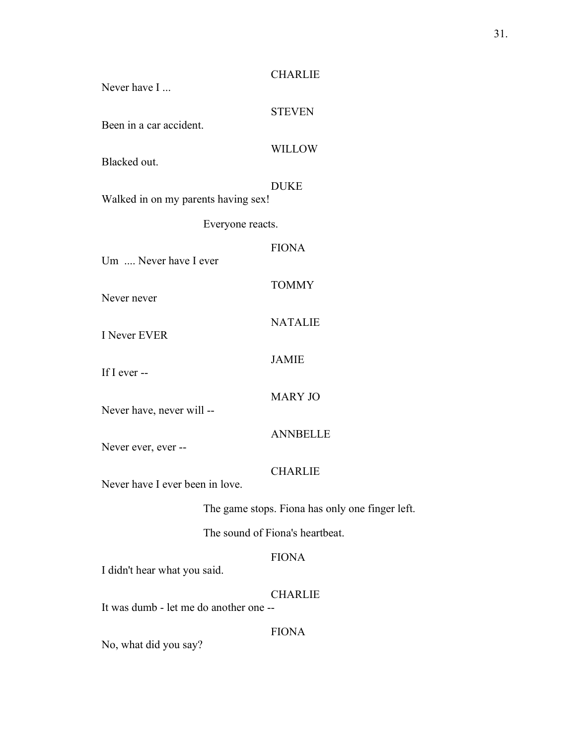CHARLIE

Never have I ...

STEVEN

Been in a car accident.

WILLOW

Blacked out.

DUKE

Walked in on my parents having sex!

Everyone reacts.

FIONA

Um .... Never have I ever

TOMMY

Never never

NATALIE

I Never EVER

JAMIE

If I ever --

MARY JO

Never have, never will --

ANNBELLE

Never ever, ever --

CHARLIE

Never have I ever been in love.

The game stops. Fiona has only one finger left.

The sound of Fiona's heartbeat.

FIONA

I didn't hear what you said.

CHARLIE

It was dumb - let me do another one --

FIONA

No, what did you say?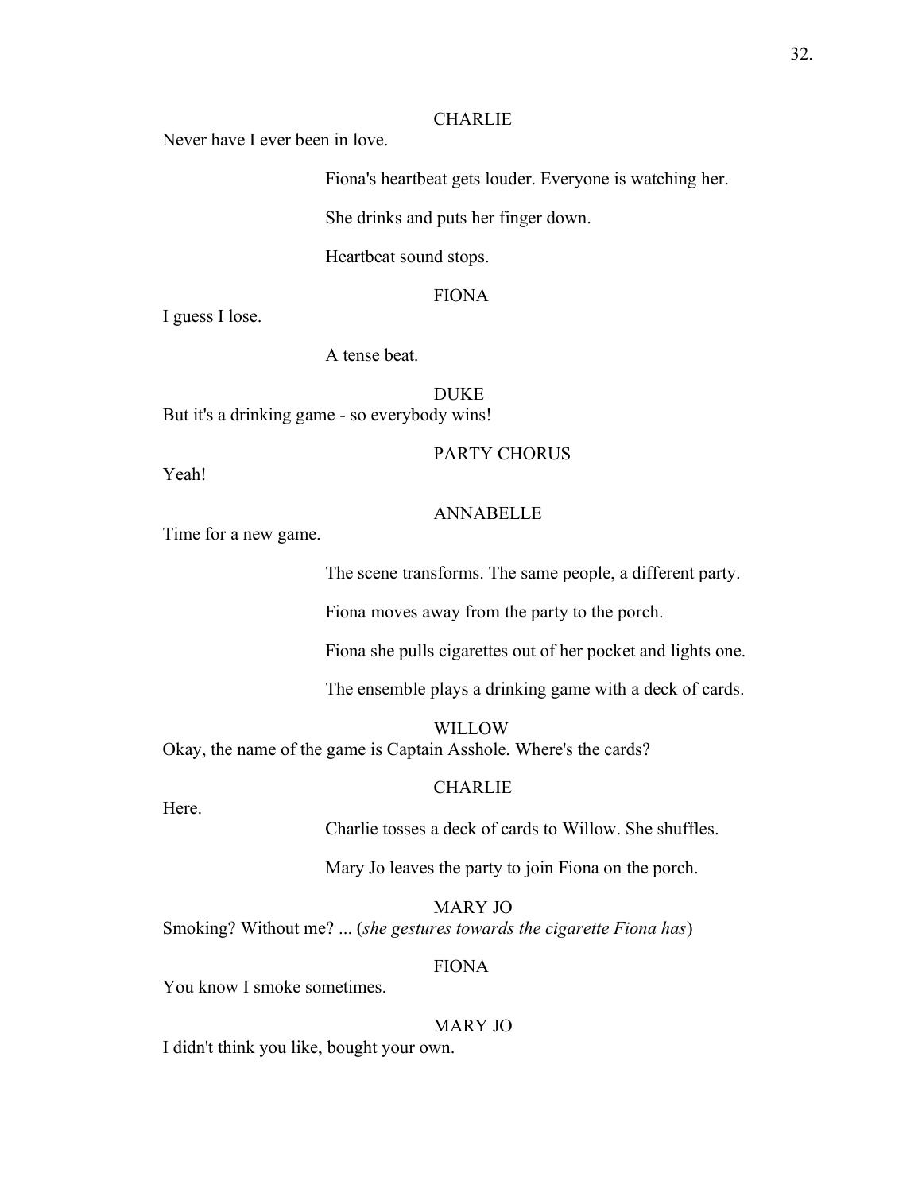CHARLIE

Never have I ever been in love.

Fiona's heartbeat gets louder. Everyone is watching her.

She drinks and puts her finger down.

Heartbeat sound stops.

FIONA

I guess I lose.

A tense beat.

DUKE

But it's a drinking game - so everybody wins!

PARTY CHORUS

Yeah!

ANNABELLE

Time for a new game.

The scene transforms. The same people, a different party.

Fiona moves away from the party to the porch.

Fiona she pulls cigarettes out of her pocket and lights one.

The ensemble plays a drinking game with a deck of cards.

WILLOW

Okay, the name of the game is Captain Asshole. Where's the cards?

CHARLIE

Here.

Charlie tosses a deck of cards to Willow. She shuffles.

Mary Jo leaves the party to join Fiona on the porch.

MARY JO

Smoking? Without me? ... (*she gestures towards the cigarette Fiona has*)

FIONA

You know I smoke sometimes.

MARY JO

I didn't think you like, bought your own.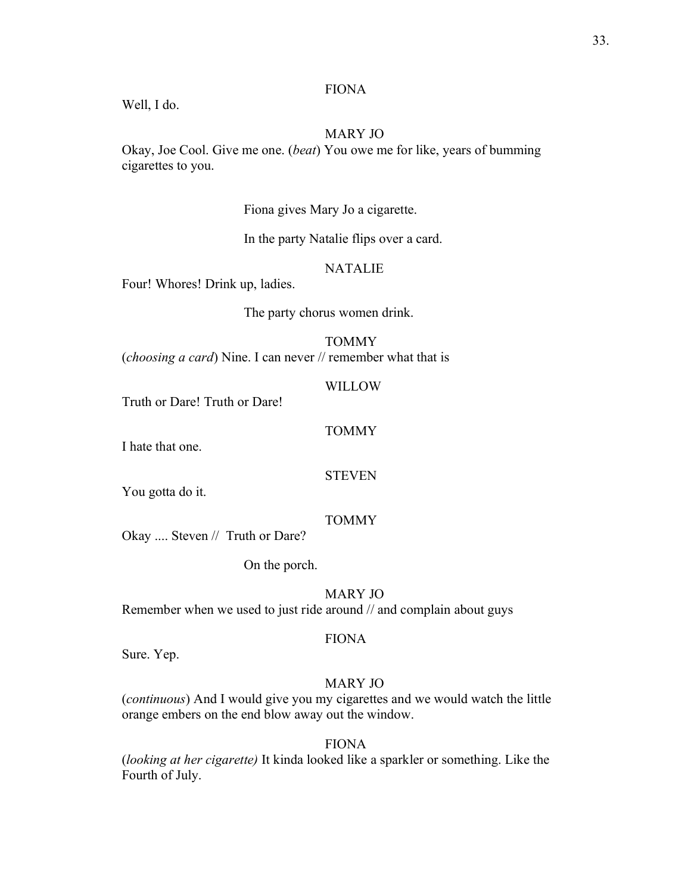FIONA

Well, I do.

MARY JO

Okay, Joe Cool. Give me one. (*beat*) You owe me for like, years of bumming cigarettes to you.

Fiona gives Mary Jo a cigarette.

In the party Natalie flips over a card.

NATALIE

Four! Whores! Drink up, ladies.

The party chorus women drink.

TOMMY

(*choosing a card*) Nine. I can never // remember what that is

WILLOW

Truth or Dare! Truth or Dare!

TOMMY

I hate that one.

STEVEN

You gotta do it.

TOMMY

Okay .... Steven //  Truth or Dare?

On the porch.

MARY JO

Remember when we used to just ride around // and complain about guys

FIONA

Sure. Yep.

MARY JO

(*continuous*) And I would give you my cigarettes and we would watch the little orange embers on the end blow away out the window.

FIONA

(*looking at her cigarette)* It kinda looked like a sparkler or something. Like the Fourth of July.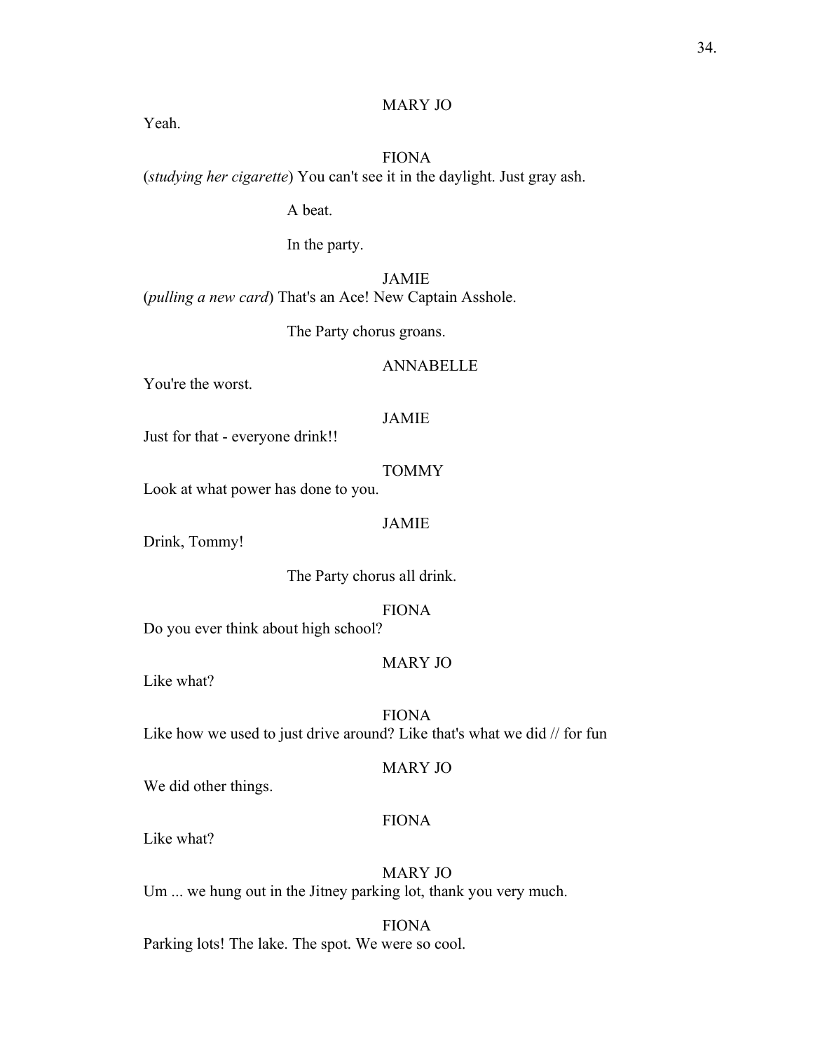MARY JO

Yeah.

FIONA

(*studying her cigarette*) You can't see it in the daylight. Just gray ash.

A beat.

In the party.

JAMIE

(*pulling a new card*) That's an Ace! New Captain Asshole.

The Party chorus groans.

ANNABELLE

You're the worst.

JAMIE

Just for that - everyone drink!!

TOMMY

Look at what power has done to you.

JAMIE

Drink, Tommy!

The Party chorus all drink.

FIONA

Do you ever think about high school?

MARY JO

Like what?

FIONA

Like how we used to just drive around? Like that's what we did // for fun

MARY JO

We did other things.

FIONA

Like what?

MARY JO

Um ... we hung out in the Jitney parking lot, thank you very much.

FIONA

Parking lots! The lake. The spot. We were so cool.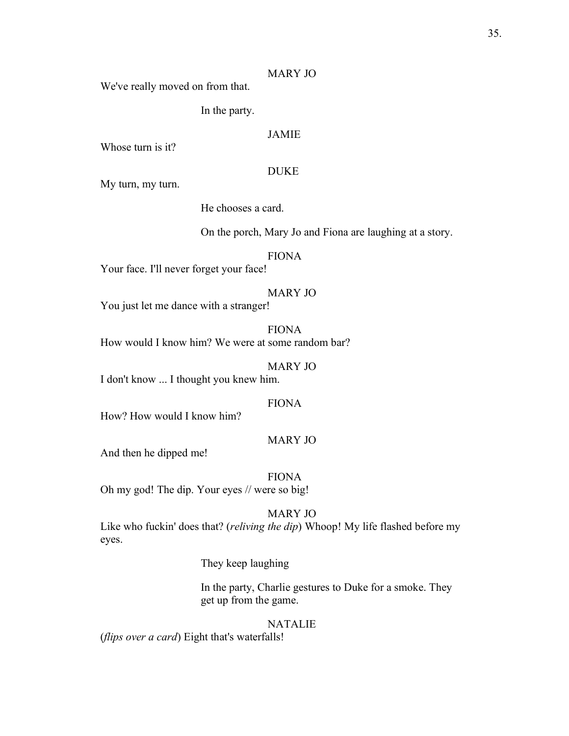MARY JO

We've really moved on from that.

In the party.

JAMIE

Whose turn is it?

DUKE

My turn, my turn.

He chooses a card.

On the porch, Mary Jo and Fiona are laughing at a story.

FIONA

Your face. I'll never forget your face!

MARY JO

You just let me dance with a stranger!

FIONA

How would I know him? We were at some random bar?

MARY JO

I don't know ... I thought you knew him.

FIONA

How? How would I know him?

MARY JO

And then he dipped me!

FIONA

Oh my god! The dip. Your eyes // were so big!

MARY JO

Like who fuckin' does that? (*reliving the dip*) Whoop! My life flashed before my eyes.

They keep laughing

In the party, Charlie gestures to Duke for a smoke. They get up from the game.

NATALIE

(*flips over a card*) Eight that's waterfalls!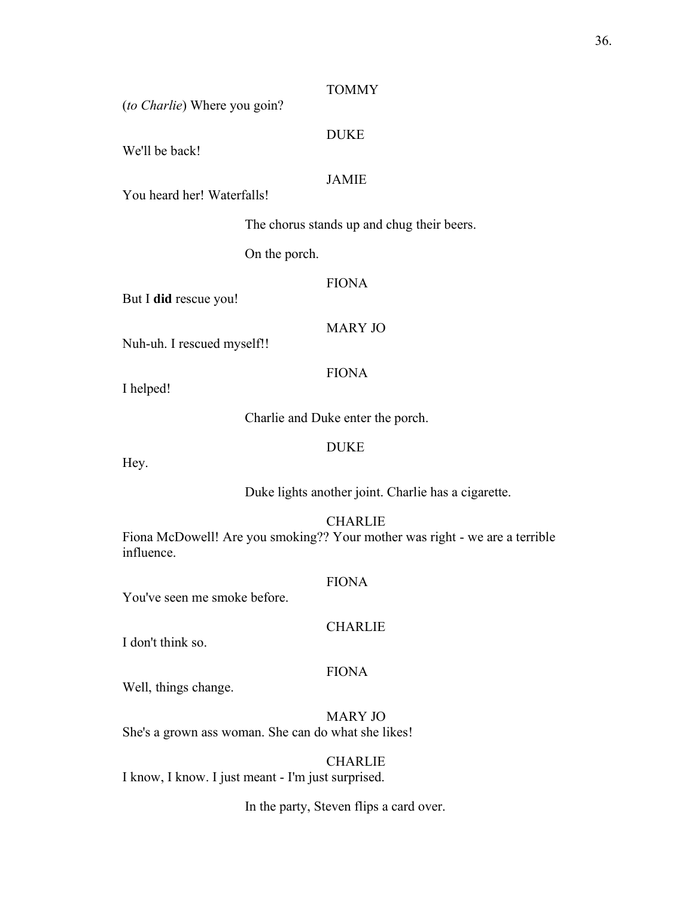TOMMY

(*to Charlie*) Where you goin?

DUKE

We'll be back!

JAMIE

You heard her! Waterfalls!

The chorus stands up and chug their beers.

On the porch.

FIONA

But I **did** rescue you!

MARY JO

Nuh-uh. I rescued myself!!

FIONA

I helped!

Charlie and Duke enter the porch.

DUKE

Hey.

Duke lights another joint. Charlie has a cigarette.

CHARLIE

Fiona McDowell! Are you smoking?? Your mother was right - we are a terrible influence.

FIONA

You've seen me smoke before.

CHARLIE

I don't think so.

FIONA

Well, things change.

MARY JO

She's a grown ass woman. She can do what she likes!

CHARLIE

I know, I know. I just meant - I'm just surprised.

In the party, Steven flips a card over.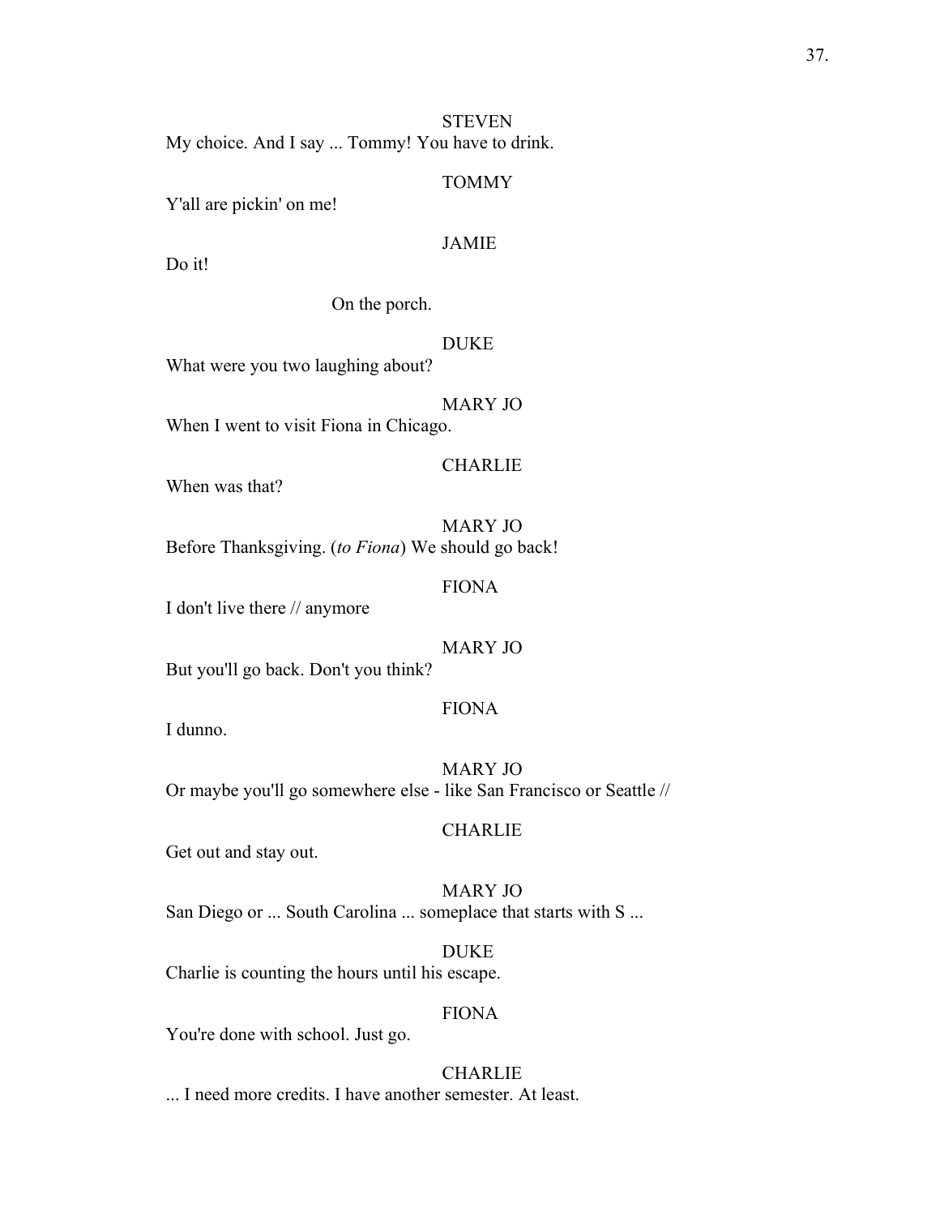STEVEN

My choice. And I say ... Tommy! You have to drink.

TOMMY

Y'all are pickin' on me!

JAMIE

Do it!

On the porch.

DUKE

What were you two laughing about?

MARY JO

When I went to visit Fiona in Chicago.

CHARLIE

When was that?

MARY JO

Before Thanksgiving. (*to Fiona*) We should go back!

FIONA

I don't live there // anymore

MARY JO

But you'll go back. Don't you think?

FIONA

I dunno.

MARY JO

Or maybe you'll go somewhere else - like San Francisco or Seattle //

CHARLIE

Get out and stay out.

MARY JO

San Diego or ... South Carolina ... someplace that starts with S ...

DUKE

Charlie is counting the hours until his escape.

FIONA

You're done with school. Just go.

CHARLIE

... I need more credits. I have another semester. At least.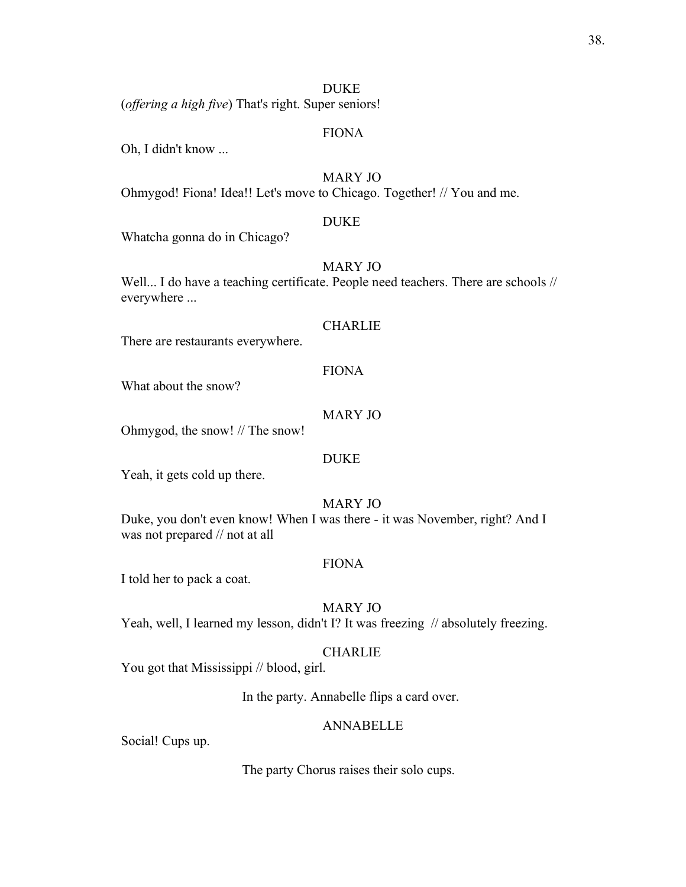DUKE

(*offering a high five*) That's right. Super seniors!

FIONA

Oh, I didn't know ...

MARY JO

Ohmygod! Fiona! Idea!! Let's move to Chicago. Together! // You and me.

DUKE

Whatcha gonna do in Chicago?

MARY JO

Well... I do have a teaching certificate. People need teachers. There are schools // everywhere ...

CHARLIE

There are restaurants everywhere.

FIONA

What about the snow?

MARY JO

Ohmygod, the snow! // The snow!

DUKE

Yeah, it gets cold up there.

MARY JO

Duke, you don't even know! When I was there - it was November, right? And I was not prepared // not at all

FIONA

I told her to pack a coat.

MARY JO

Yeah, well, I learned my lesson, didn't I? It was freezing // absolutely freezing.

CHARLIE

You got that Mississippi // blood, girl.

In the party. Annabelle flips a card over.

ANNABELLE

Social! Cups up.

The party Chorus raises their solo cups.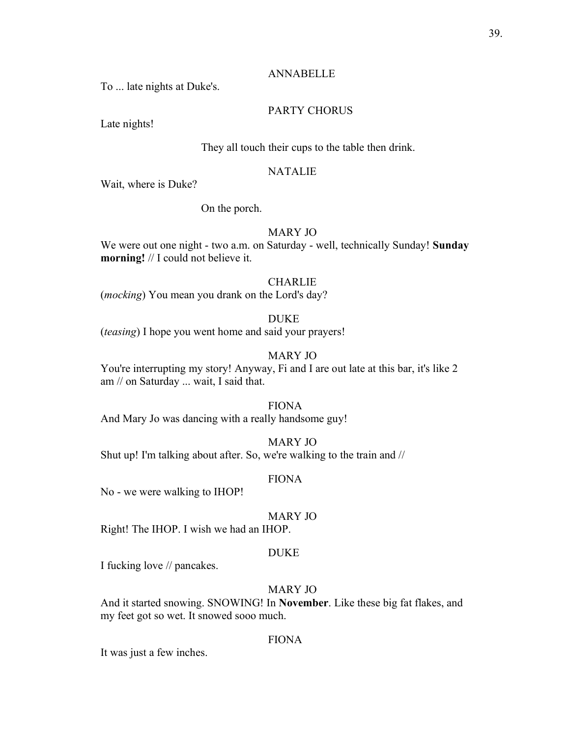ANNABELLE

To ... late nights at Duke's.

PARTY CHORUS

Late nights!

They all touch their cups to the table then drink.

NATALIE

Wait, where is Duke?

On the porch.

MARY JO

We were out one night - two a.m. on Saturday - well, technically Sunday! **Sunday morning!** // I could not believe it.

CHARLIE

(*mocking*) You mean you drank on the Lord's day?

DUKE

(*teasing*) I hope you went home and said your prayers!

MARY JO

You're interrupting my story! Anyway, Fi and I are out late at this bar, it's like 2 am // on Saturday ... wait, I said that.

FIONA

And Mary Jo was dancing with a really handsome guy!

MARY JO

Shut up! I'm talking about after. So, we're walking to the train and //

FIONA

No - we were walking to IHOP!

MARY JO

Right! The IHOP. I wish we had an IHOP.

DUKE

I fucking love // pancakes.

MARY JO

And it started snowing. SNOWING! In **November**. Like these big fat flakes, and my feet got so wet. It snowed sooo much.

FIONA

It was just a few inches.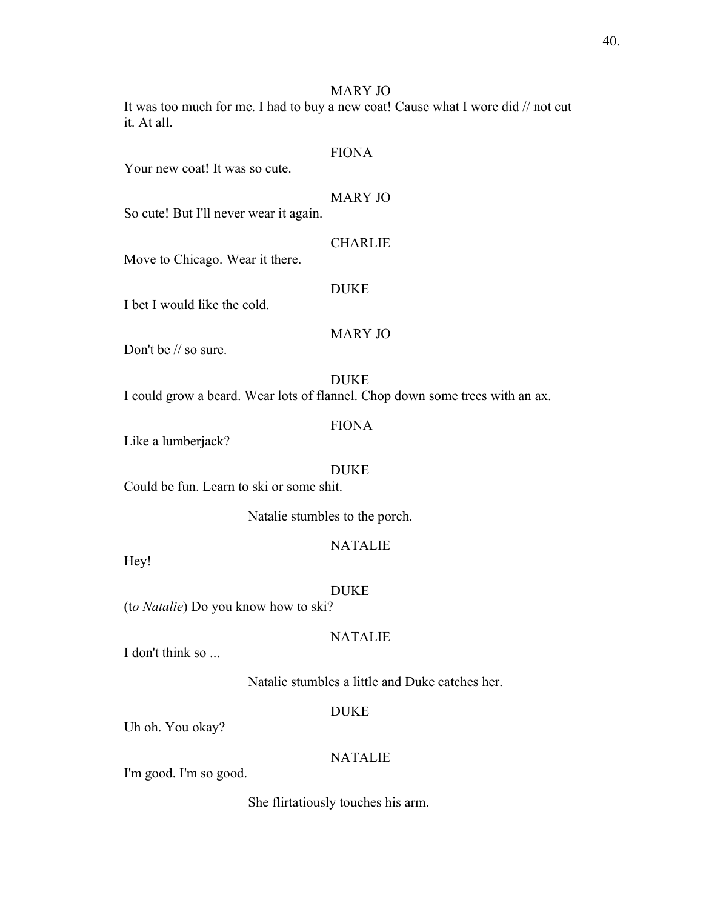MARY JO

It was too much for me. I had to buy a new coat! Cause what I wore did // not cut it. At all.

FIONA

Your new coat! It was so cute.

MARY JO

So cute! But I'll never wear it again.

CHARLIE

Move to Chicago. Wear it there.

DUKE

I bet I would like the cold.

MARY JO

Don't be // so sure.

DUKE

I could grow a beard. Wear lots of flannel. Chop down some trees with an ax.

FIONA

Like a lumberjack?

DUKE

Could be fun. Learn to ski or some shit.

Natalie stumbles to the porch.

NATALIE

Hey!

DUKE

(*to Natalie*) Do you know how to ski?

NATALIE

I don't think so ...

Natalie stumbles a little and Duke catches her.

DUKE

Uh oh. You okay?

NATALIE

I'm good. I'm so good.

She flirtatiously touches his arm.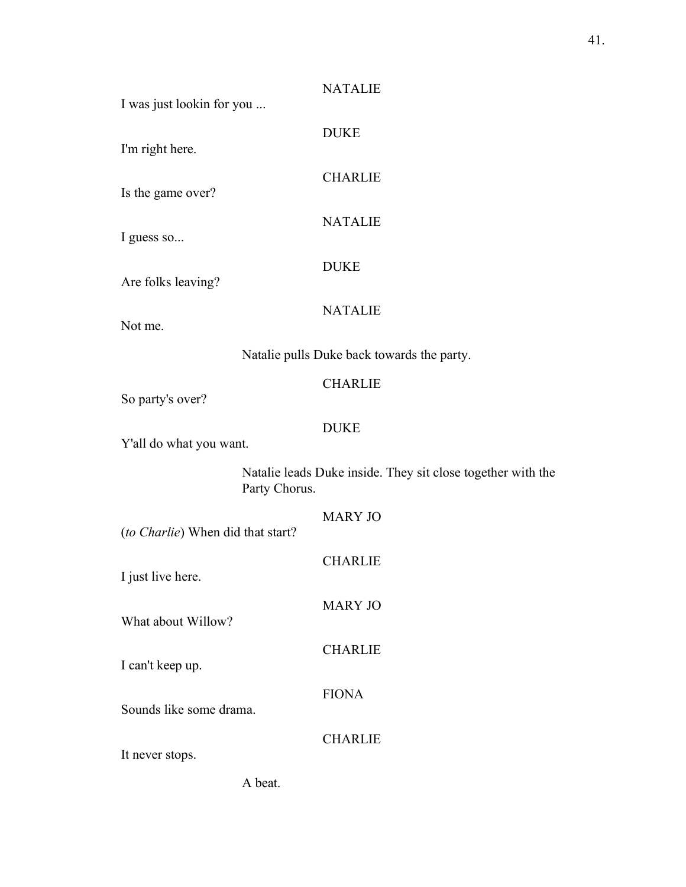NATALIE

I was just lookin for you ...

DUKE

I'm right here.

CHARLIE

Is the game over?

NATALIE

I guess so...

DUKE

Are folks leaving?

NATALIE

Not me.

Natalie pulls Duke back towards the party.

CHARLIE

So party's over?

DUKE

Y'all do what you want.

Natalie leads Duke inside. They sit close together with the Party Chorus.

MARY JO

(*to Charlie*) When did that start?

CHARLIE

I just live here.

MARY JO

What about Willow?

CHARLIE

I can't keep up.

FIONA

Sounds like some drama.

CHARLIE

It never stops.

A beat.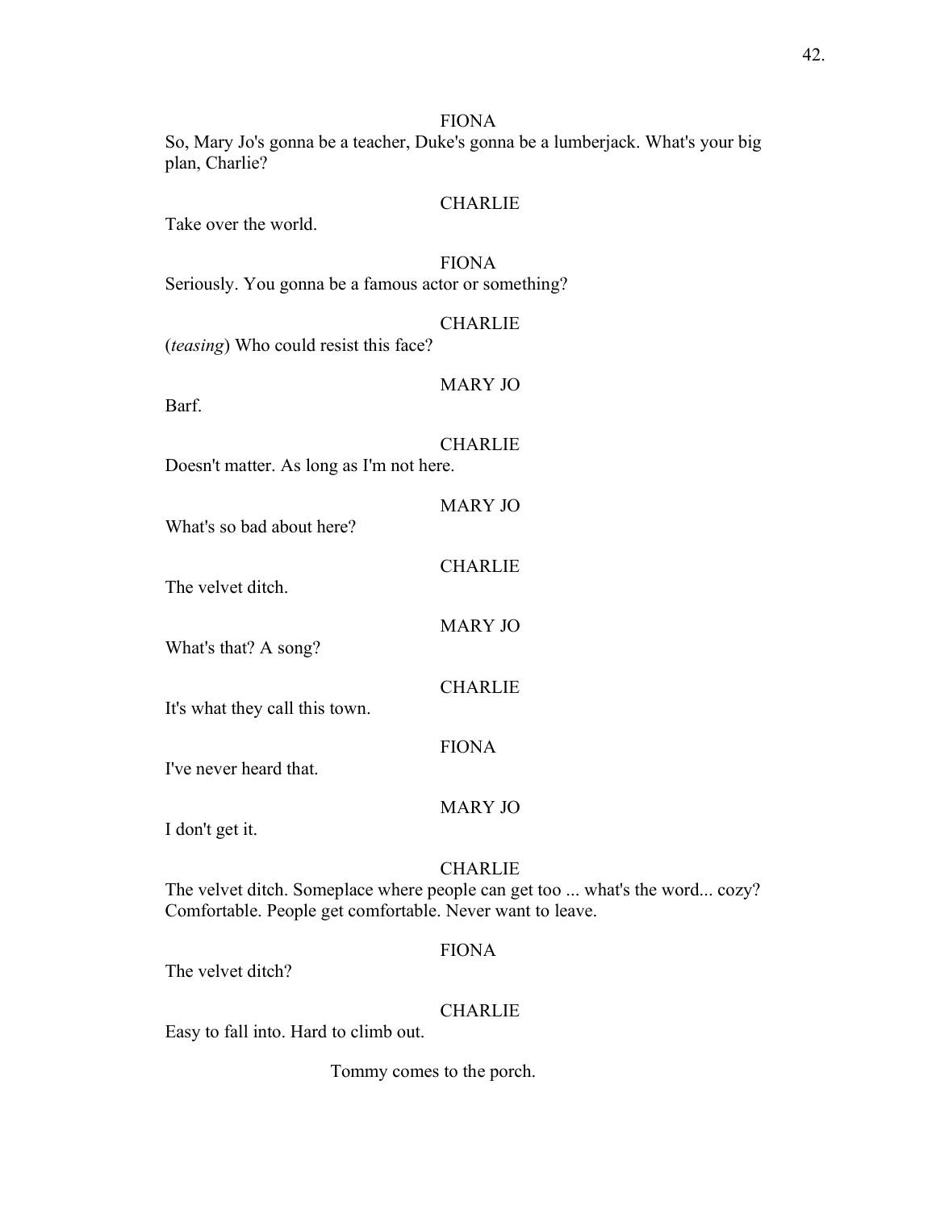FIONA

So, Mary Jo's gonna be a teacher, Duke's gonna be a lumberjack. What's your big plan, Charlie?

CHARLIE

Take over the world.

FIONA

Seriously. You gonna be a famous actor or something?

CHARLIE

(*teasing*) Who could resist this face?

MARY JO

Barf.

CHARLIE

Doesn't matter. As long as I'm not here.

MARY JO

What's so bad about here?

CHARLIE

The velvet ditch.

MARY JO

What's that? A song?

CHARLIE

It's what they call this town.

FIONA

I've never heard that.

MARY JO

I don't get it.

CHARLIE

The velvet ditch. Someplace where people can get too ... what's the word... cozy? Comfortable. People get comfortable. Never want to leave.

FIONA

The velvet ditch?

CHARLIE

Easy to fall into. Hard to climb out.

Tommy comes to the porch.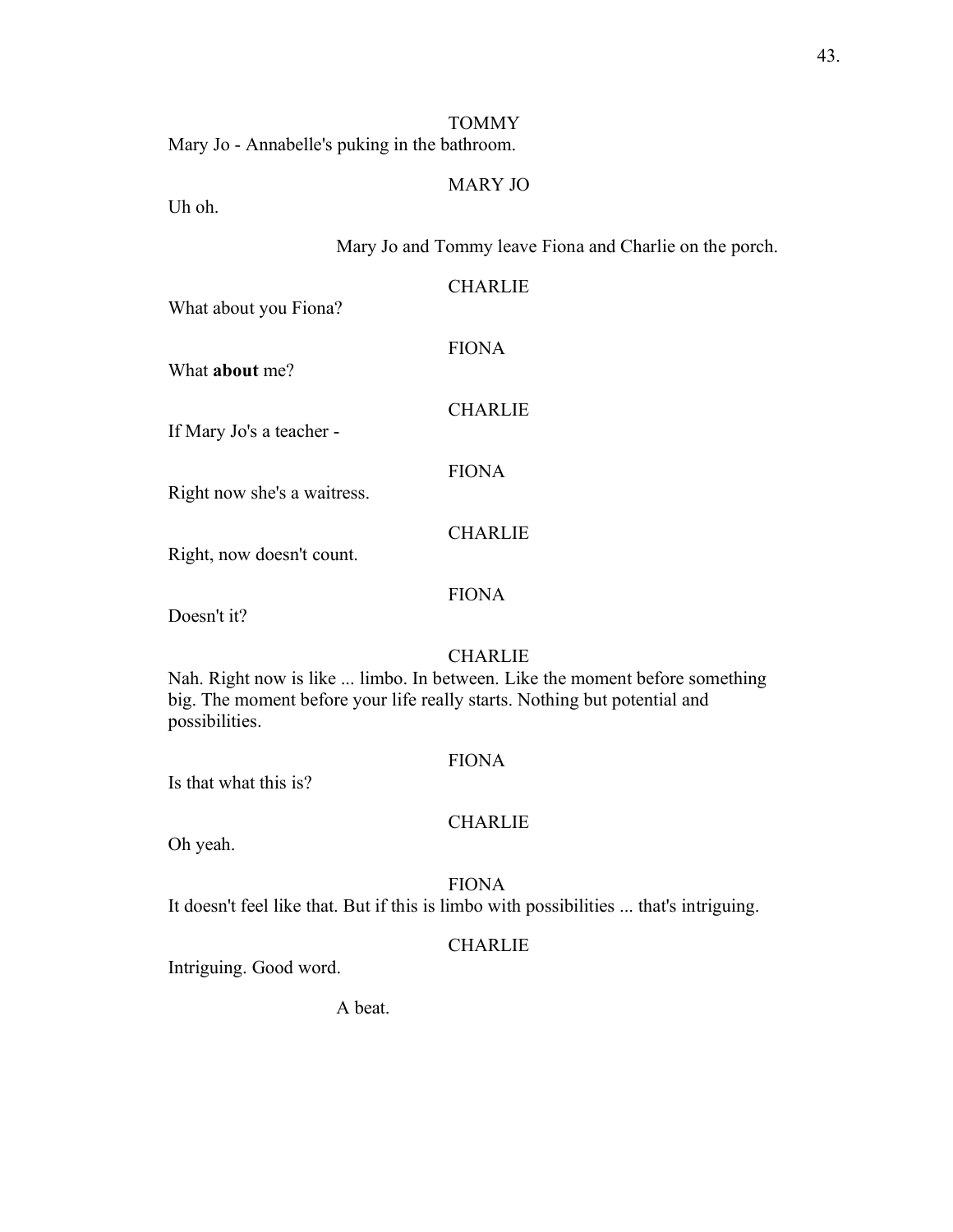TOMMY

Mary Jo - Annabelle's puking in the bathroom.

MARY JO

Uh oh.

Mary Jo and Tommy leave Fiona and Charlie on the porch.

CHARLIE

What about you Fiona?

FIONA

What **about** me?

CHARLIE

If Mary Jo's a teacher -

FIONA

Right now she's a waitress.

CHARLIE

Right, now doesn't count.

FIONA

Doesn't it?

CHARLIE

Nah. Right now is like ... limbo. In between. Like the moment before something big. The moment before your life really starts. Nothing but potential and possibilities.

FIONA

Is that what this is?

CHARLIE

Oh yeah.

FIONA

It doesn't feel like that. But if this is limbo with possibilities ... that's intriguing.

CHARLIE

Intriguing. Good word.

A beat.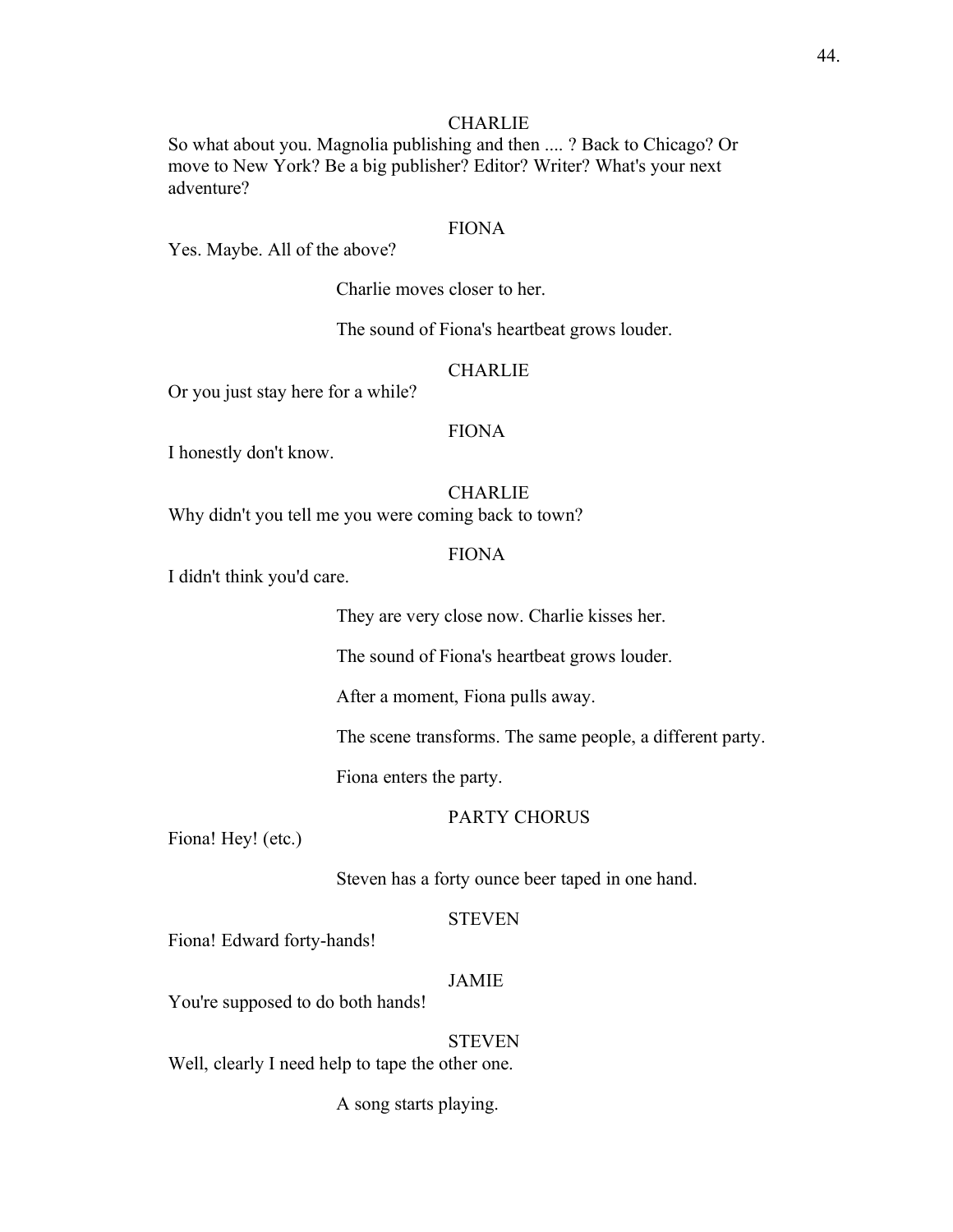CHARLIE

So what about you. Magnolia publishing and then .... ? Back to Chicago? Or move to New York? Be a big publisher? Editor? Writer? What's your next adventure?

FIONA

Yes. Maybe. All of the above?

Charlie moves closer to her.

The sound of Fiona's heartbeat grows louder.

CHARLIE

Or you just stay here for a while?

FIONA

I honestly don't know.

CHARLIE

Why didn't you tell me you were coming back to town?

FIONA

I didn't think you'd care.

They are very close now. Charlie kisses her.

The sound of Fiona's heartbeat grows louder.

After a moment, Fiona pulls away.

The scene transforms. The same people, a different party.

Fiona enters the party.

PARTY CHORUS

Fiona! Hey! (etc.)

Steven has a forty ounce beer taped in one hand.

STEVEN

Fiona! Edward forty-hands!

JAMIE

You're supposed to do both hands!

STEVEN

Well, clearly I need help to tape the other one.

A song starts playing.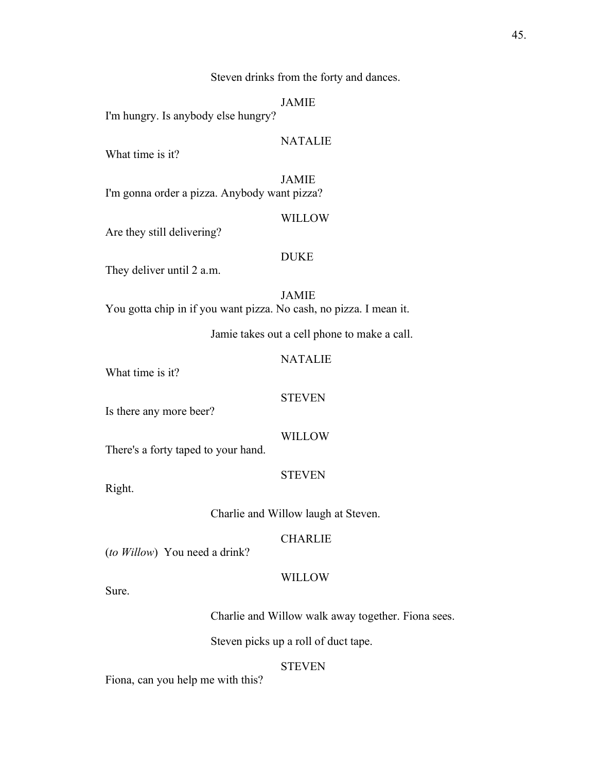Steven drinks from the forty and dances.

JAMIE

I'm hungry. Is anybody else hungry?

NATALIE

What time is it?

JAMIE

I'm gonna order a pizza. Anybody want pizza?

WILLOW

Are they still delivering?

DUKE

They deliver until 2 a.m.

JAMIE

You gotta chip in if you want pizza. No cash, no pizza. I mean it.

Jamie takes out a cell phone to make a call.

NATALIE

What time is it?

STEVEN

Is there any more beer?

WILLOW

There's a forty taped to your hand.

STEVEN

Right.

Charlie and Willow laugh at Steven.

CHARLIE

(*to Willow*) You need a drink?

WILLOW

Sure.

Charlie and Willow walk away together. Fiona sees.

Steven picks up a roll of duct tape.

STEVEN

Fiona, can you help me with this?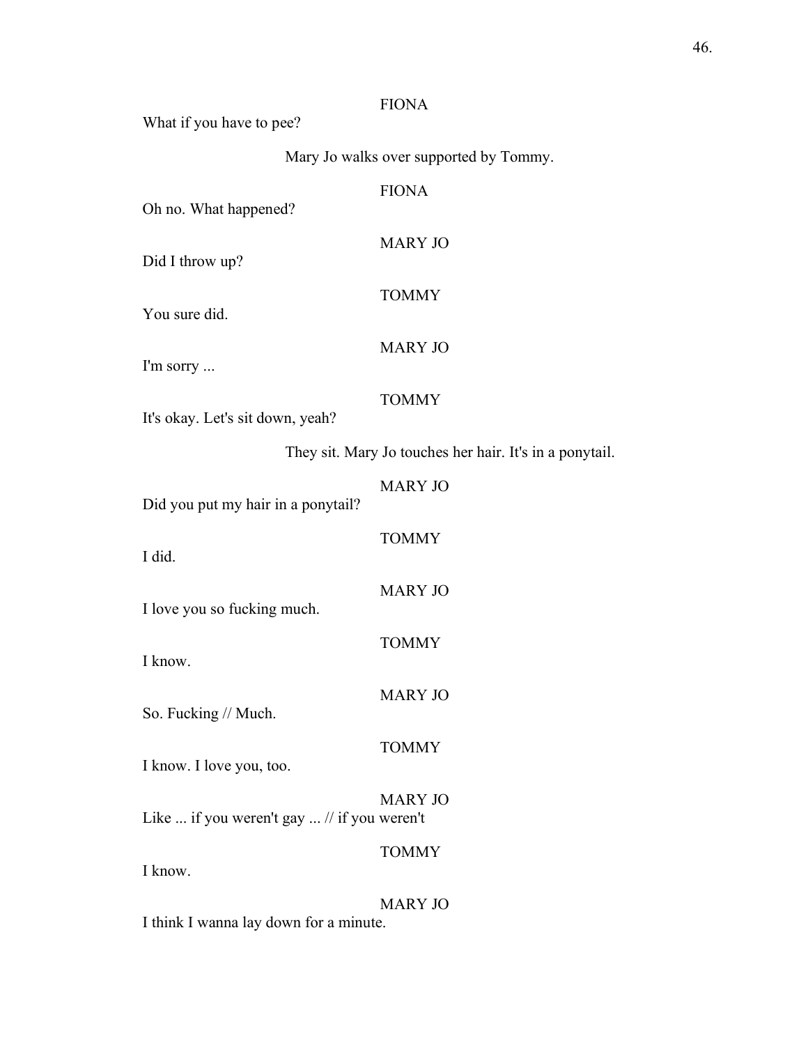FIONA

What if you have to pee?

Mary Jo walks over supported by Tommy.

FIONA

Oh no. What happened?

MARY JO

Did I throw up?

TOMMY

You sure did.

MARY JO

I'm sorry ...

TOMMY

It's okay. Let's sit down, yeah?

They sit. Mary Jo touches her hair. It's in a ponytail.

MARY JO

Did you put my hair in a ponytail?

TOMMY

I did.

MARY JO

I love you so fucking much.

TOMMY

I know.

MARY JO

So. Fucking // Much.

TOMMY

I know. I love you, too.

MARY JO

Like ... if you weren't gay ... // if you weren't

TOMMY

I know.

MARY JO

I think I wanna lay down for a minute.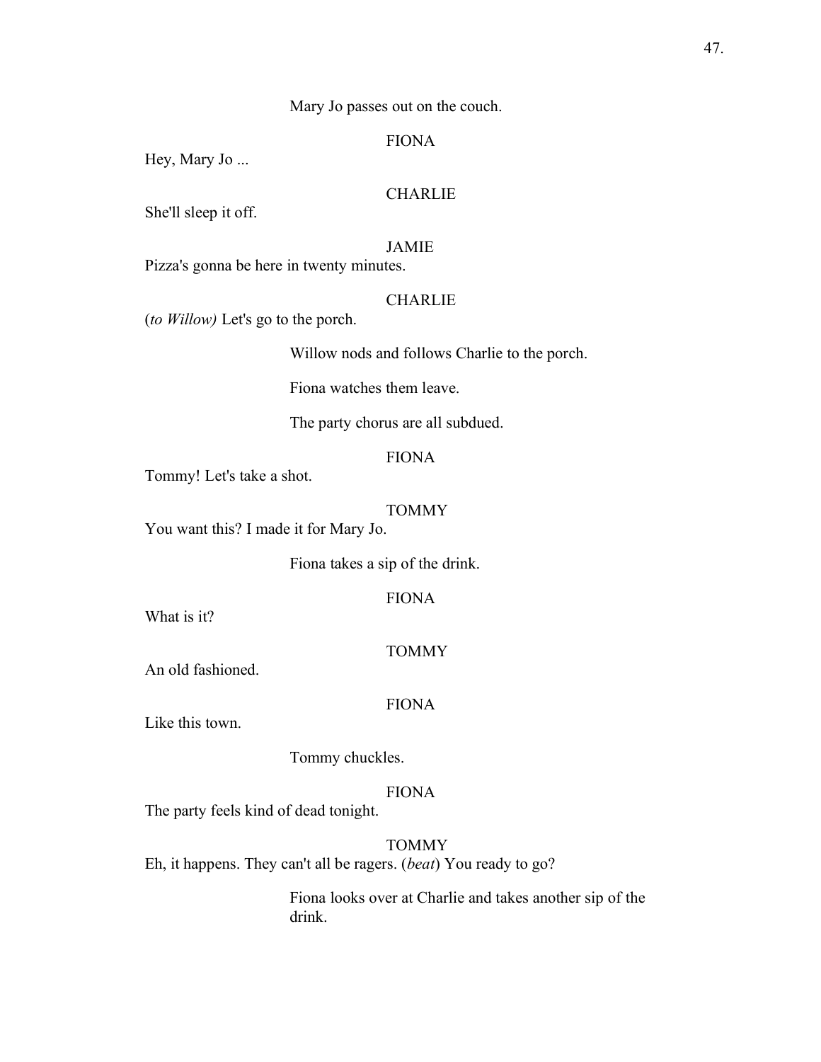Mary Jo passes out on the couch.

FIONA

Hey, Mary Jo ...

CHARLIE

She'll sleep it off.

JAMIE

Pizza's gonna be here in twenty minutes.

CHARLIE

(*to Willow)* Let's go to the porch.

Willow nods and follows Charlie to the porch.

Fiona watches them leave.

The party chorus are all subdued.

FIONA

Tommy! Let's take a shot.

TOMMY

You want this? I made it for Mary Jo.

Fiona takes a sip of the drink.

FIONA

What is it?

TOMMY

An old fashioned.

FIONA

Like this town.

Tommy chuckles.

FIONA

The party feels kind of dead tonight.

TOMMY

Eh, it happens. They can't all be ragers. (*beat*) You ready to go?

Fiona looks over at Charlie and takes another sip of the drink.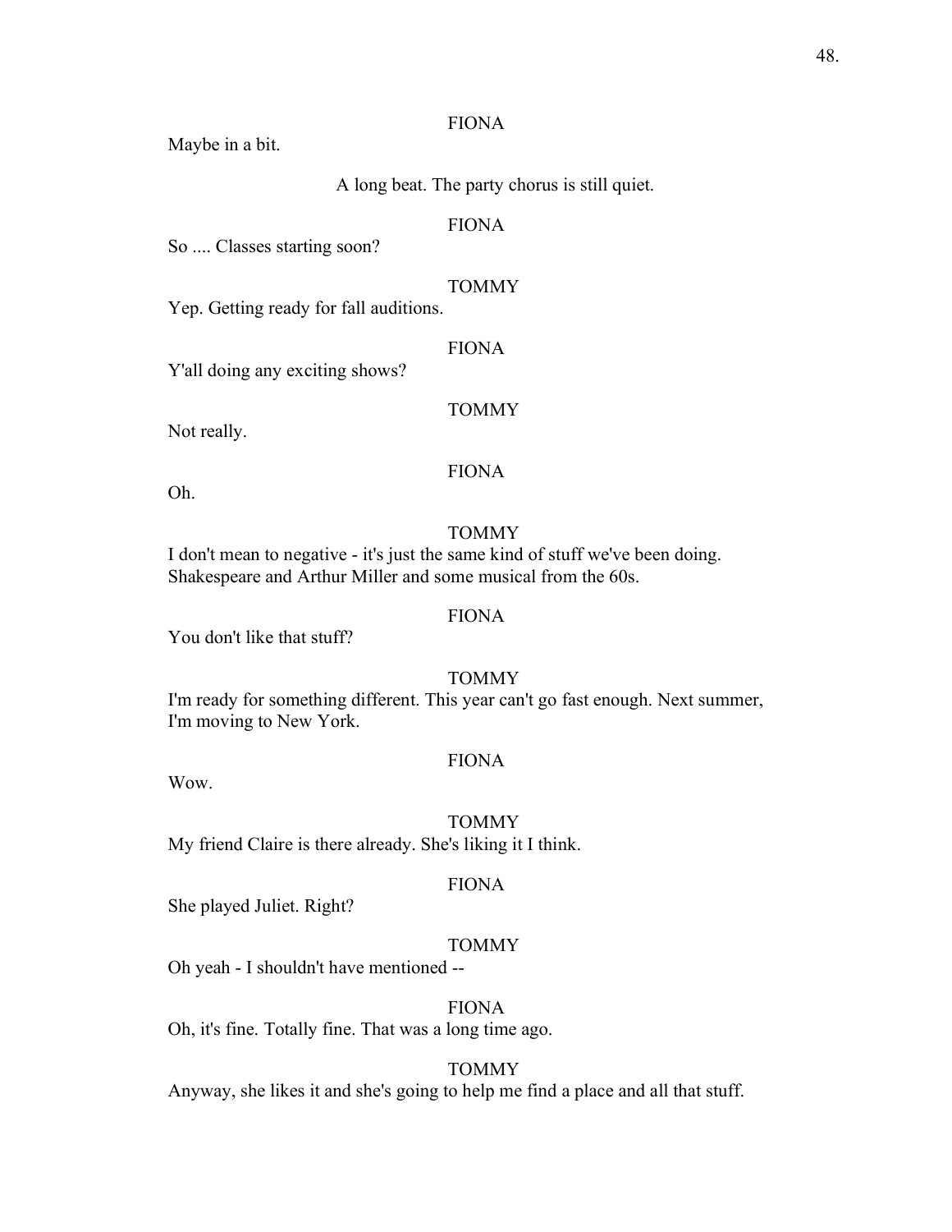FIONA

Maybe in a bit.

A long beat. The party chorus is still quiet.

FIONA

So .... Classes starting soon?

TOMMY

Yep. Getting ready for fall auditions.

FIONA

Y'all doing any exciting shows?

TOMMY

Not really.

FIONA

Oh.

TOMMY

I don't mean to negative - it's just the same kind of stuff we've been doing. Shakespeare and Arthur Miller and some musical from the 60s.

FIONA

You don't like that stuff?

TOMMY

I'm ready for something different. This year can't go fast enough. Next summer, I'm moving to New York.

FIONA

Wow.

TOMMY

My friend Claire is there already. She's liking it I think.

FIONA

She played Juliet. Right?

TOMMY

Oh yeah - I shouldn't have mentioned --

FIONA

Oh, it's fine. Totally fine. That was a long time ago.

TOMMY

Anyway, she likes it and she's going to help me find a place and all that stuff.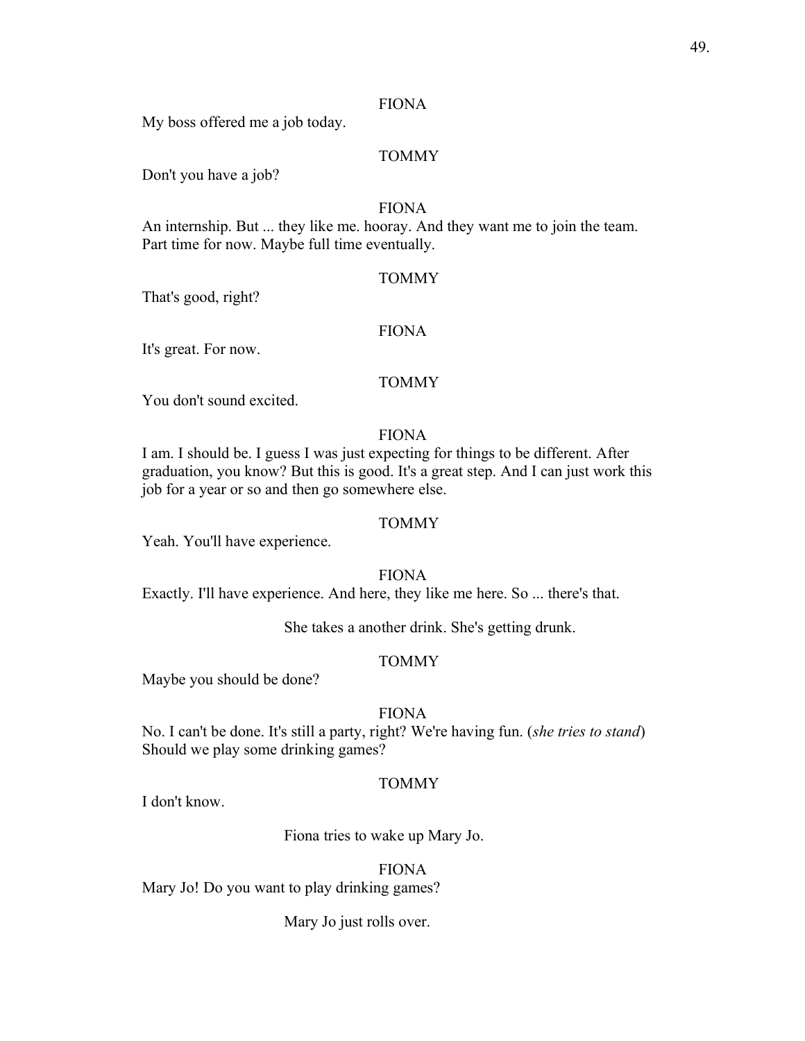FIONA

My boss offered me a job today.

TOMMY

Don't you have a job?

FIONA

An internship. But ... they like me. hooray. And they want me to join the team. Part time for now. Maybe full time eventually.

TOMMY

That's good, right?

FIONA

It's great. For now.

TOMMY

You don't sound excited.

FIONA

I am. I should be. I guess I was just expecting for things to be different. After graduation, you know? But this is good. It's a great step. And I can just work this job for a year or so and then go somewhere else.

TOMMY

Yeah. You'll have experience.

FIONA

Exactly. I'll have experience. And here, they like me here. So ... there's that.

She takes a another drink. She's getting drunk.

TOMMY

Maybe you should be done?

FIONA

No. I can't be done. It's still a party, right? We're having fun. (*she tries to stand*) Should we play some drinking games?

TOMMY

I don't know.

Fiona tries to wake up Mary Jo.

FIONA

Mary Jo! Do you want to play drinking games?

Mary Jo just rolls over.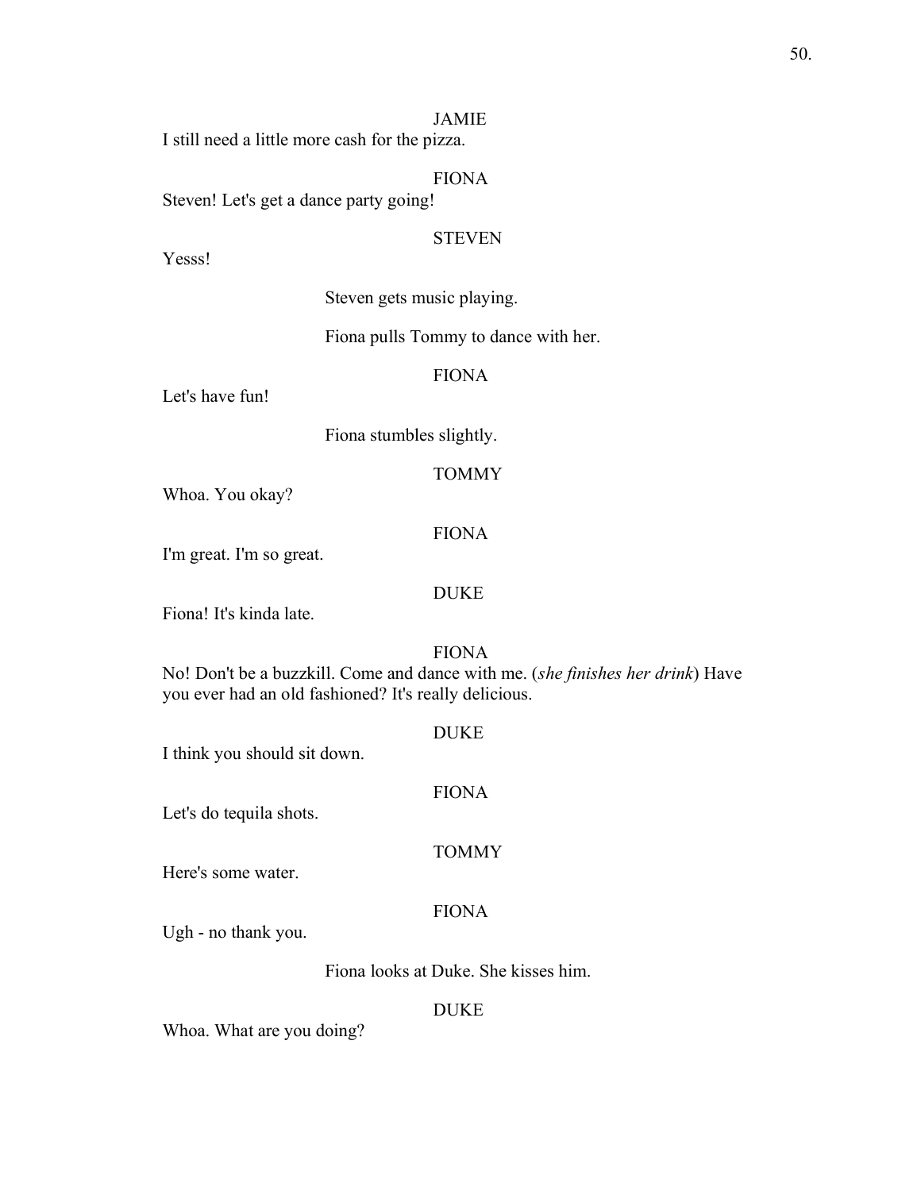JAMIE

I still need a little more cash for the pizza.

FIONA

Steven! Let's get a dance party going!

STEVEN

Yesss!

Steven gets music playing.

Fiona pulls Tommy to dance with her.

FIONA

Let's have fun!

Fiona stumbles slightly.

TOMMY

Whoa. You okay?

FIONA

I'm great. I'm so great.

DUKE

Fiona! It's kinda late.

FIONA

No! Don't be a buzzkill. Come and dance with me. (*she finishes her drink*) Have you ever had an old fashioned? It's really delicious.

DUKE

I think you should sit down.

FIONA

Let's do tequila shots.

TOMMY

Here's some water.

FIONA

Ugh - no thank you.

Fiona looks at Duke. She kisses him.

DUKE

Whoa. What are you doing?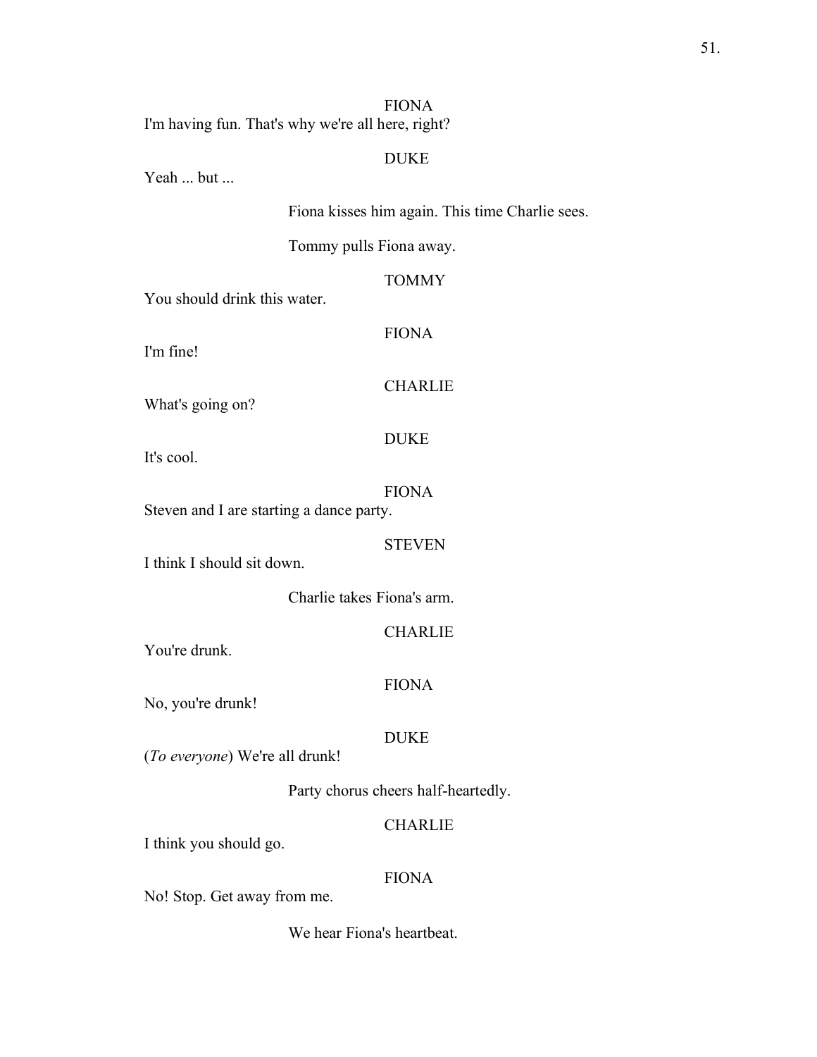FIONA
I'm having fun. That's why we're all here, right?

DUKE
Yeah ... but ...

Fiona kisses him again. This time Charlie sees.

Tommy pulls Fiona away.

TOMMY
You should drink this water.

FIONA
I'm fine!

CHARLIE
What's going on?

DUKE
It's cool.

FIONA
Steven and I are starting a dance party.

STEVEN
I think I should sit down.

Charlie takes Fiona's arm.

CHARLIE
You're drunk.

FIONA
No, you're drunk!

DUKE
(*To everyone*) We're all drunk!

Party chorus cheers half-heartedly.

CHARLIE
I think you should go.

FIONA
No! Stop. Get away from me.

We hear Fiona's heartbeat.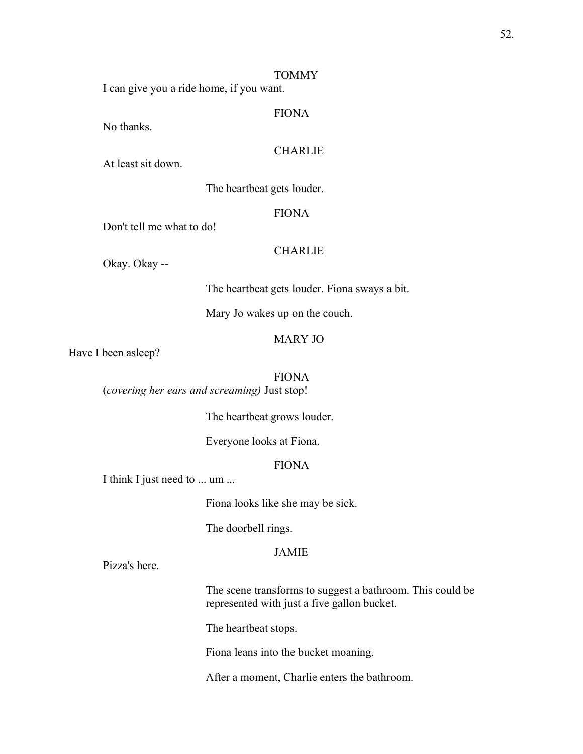TOMMY

I can give you a ride home, if you want.

FIONA

No thanks.

CHARLIE

At least sit down.

The heartbeat gets louder.

FIONA

Don't tell me what to do!

CHARLIE

Okay. Okay --

The heartbeat gets louder. Fiona sways a bit.

Mary Jo wakes up on the couch.

MARY JO

Have I been asleep?

FIONA

(*covering her ears and screaming)* Just stop!

The heartbeat grows louder.

Everyone looks at Fiona.

FIONA

I think I just need to ... um ...

Fiona looks like she may be sick.

The doorbell rings.

JAMIE

Pizza's here.

The scene transforms to suggest a bathroom. This could be represented with just a five gallon bucket.

The heartbeat stops.

Fiona leans into the bucket moaning.

After a moment, Charlie enters the bathroom.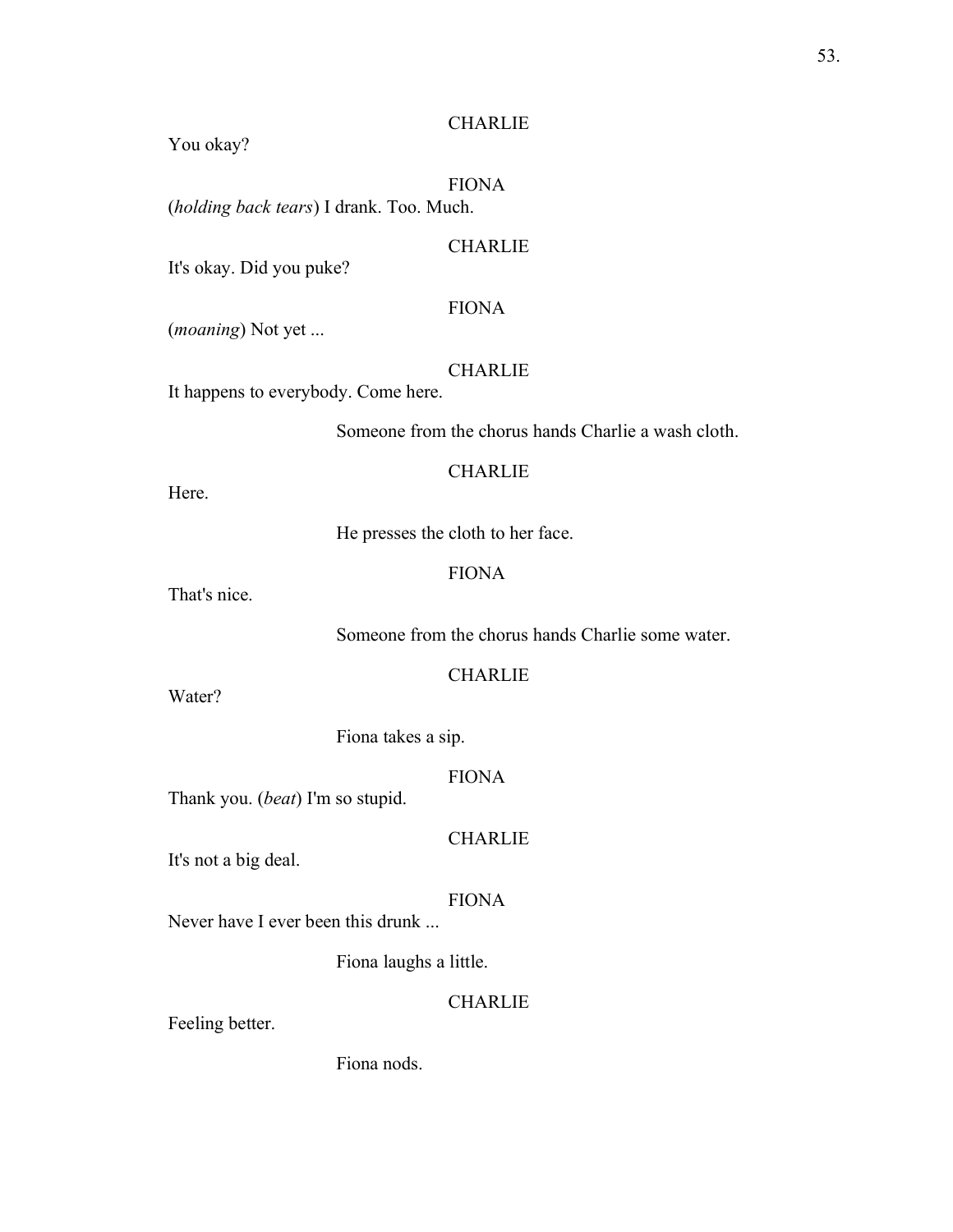CHARLIE

You okay?

FIONA

(*holding back tears*) I drank. Too. Much.

CHARLIE

It's okay. Did you puke?

FIONA

(*moaning*) Not yet ...

CHARLIE

It happens to everybody. Come here.

Someone from the chorus hands Charlie a wash cloth.

CHARLIE

Here.

He presses the cloth to her face.

FIONA

That's nice.

Someone from the chorus hands Charlie some water.

CHARLIE

Water?

Fiona takes a sip.

FIONA

Thank you. (*beat*) I'm so stupid.

CHARLIE

It's not a big deal.

FIONA

Never have I ever been this drunk ...

Fiona laughs a little.

CHARLIE

Feeling better.

Fiona nods.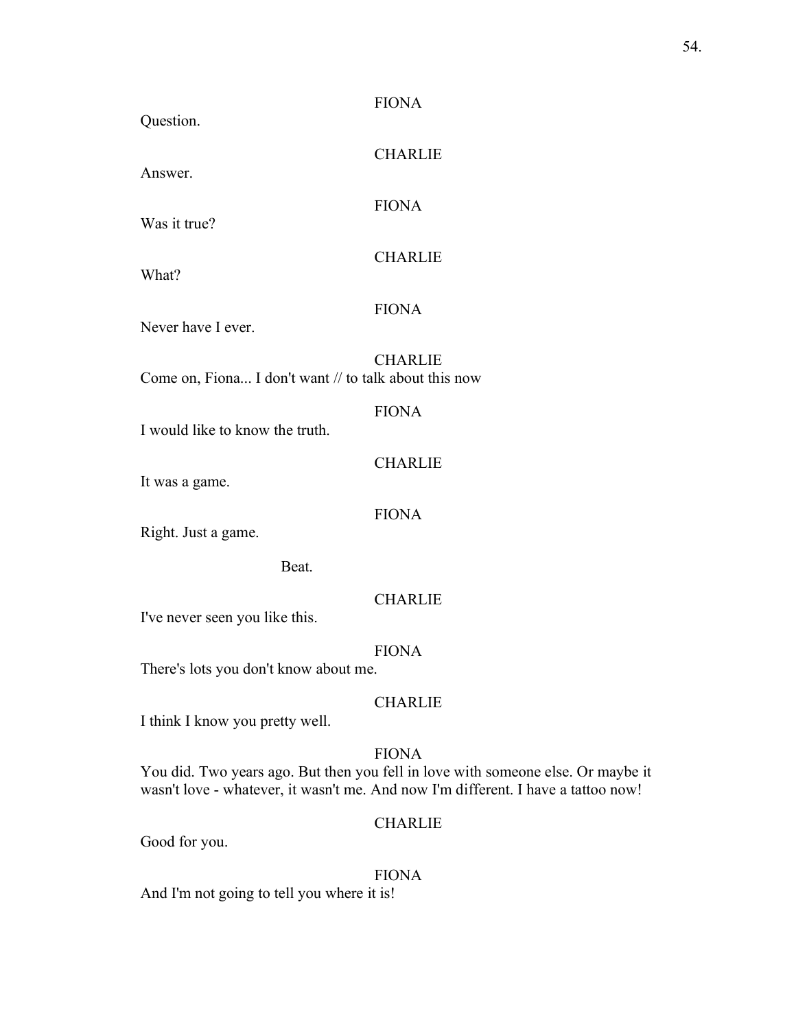FIONA

Question.

CHARLIE

Answer.

FIONA

Was it true?

CHARLIE

What?

FIONA

Never have I ever.

CHARLIE

Come on, Fiona... I don't want // to talk about this now

FIONA

I would like to know the truth.

CHARLIE

It was a game.

FIONA

Right. Just a game.

Beat.

CHARLIE

I've never seen you like this.

FIONA

There's lots you don't know about me.

CHARLIE

I think I know you pretty well.

FIONA

You did. Two years ago. But then you fell in love with someone else. Or maybe it wasn't love - whatever, it wasn't me. And now I'm different. I have a tattoo now!

CHARLIE

Good for you.

FIONA

And I'm not going to tell you where it is!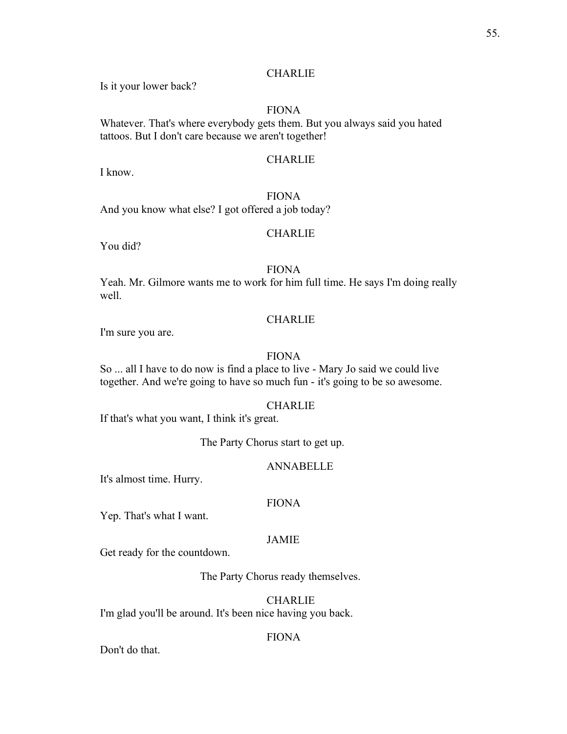CHARLIE

Is it your lower back?

FIONA

Whatever. That's where everybody gets them. But you always said you hated tattoos. But I don't care because we aren't together!

CHARLIE

I know.

FIONA

And you know what else? I got offered a job today?

CHARLIE

You did?

FIONA

Yeah. Mr. Gilmore wants me to work for him full time. He says I'm doing really well.

CHARLIE

I'm sure you are.

FIONA

So ... all I have to do now is find a place to live - Mary Jo said we could live together. And we're going to have so much fun - it's going to be so awesome.

CHARLIE

If that's what you want, I think it's great.

The Party Chorus start to get up.

ANNABELLE

It's almost time. Hurry.

FIONA

Yep. That's what I want.

JAMIE

Get ready for the countdown.

The Party Chorus ready themselves.

CHARLIE

I'm glad you'll be around. It's been nice having you back.

FIONA

Don't do that.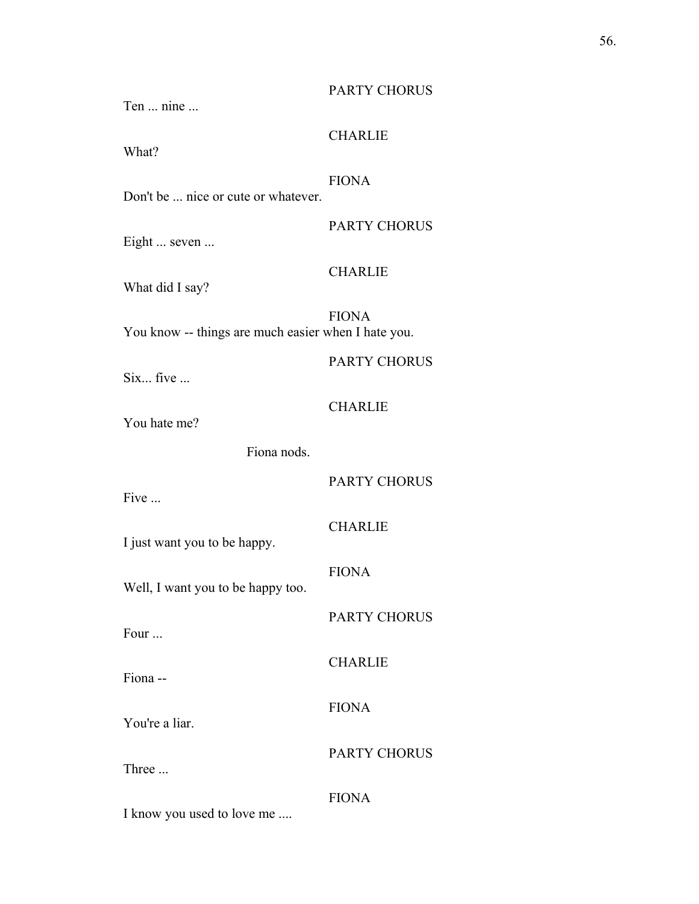PARTY CHORUS

Ten ... nine ...

CHARLIE

What?

FIONA

Don't be ... nice or cute or whatever.

PARTY CHORUS

Eight ... seven ...

CHARLIE

What did I say?

FIONA

You know -- things are much easier when I hate you.

PARTY CHORUS

Six... five ...

CHARLIE

You hate me?

Fiona nods.

PARTY CHORUS

Five ...

CHARLIE

I just want you to be happy.

FIONA

Well, I want you to be happy too.

PARTY CHORUS

Four ...

CHARLIE

Fiona --

FIONA

You're a liar.

PARTY CHORUS

Three ...

FIONA

I know you used to love me ....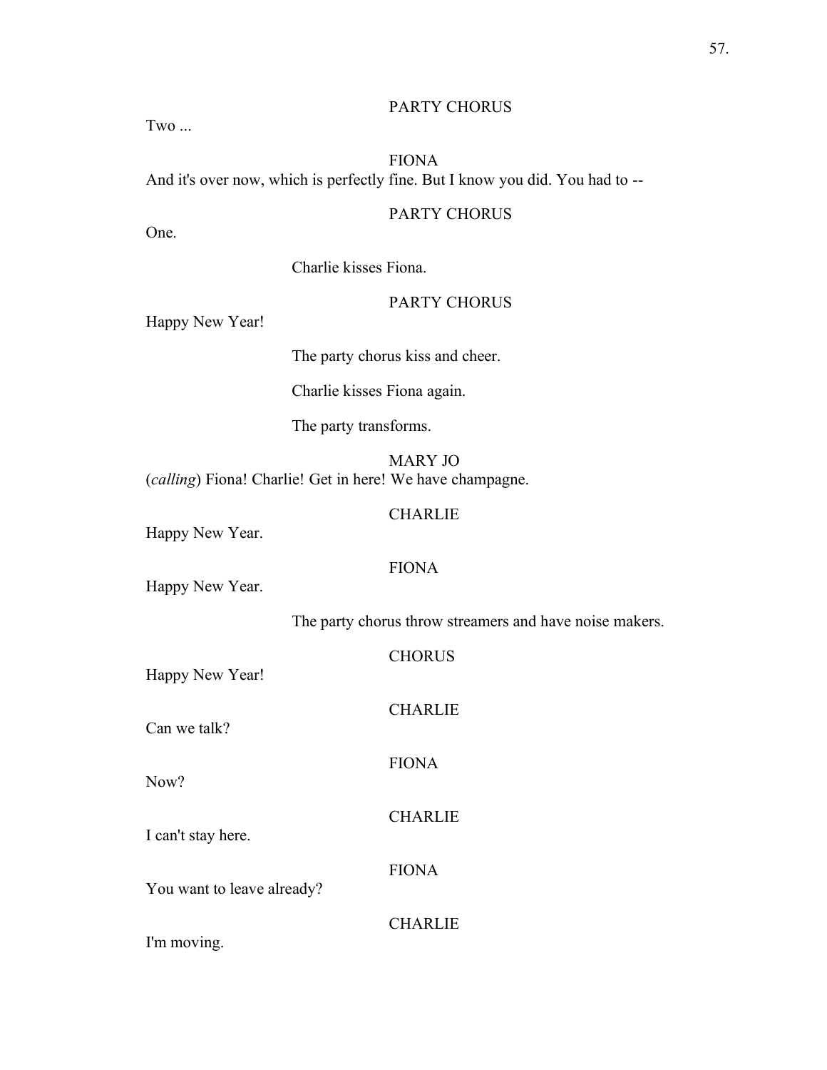PARTY CHORUS

Two ...

FIONA

And it's over now, which is perfectly fine. But I know you did. You had to --

PARTY CHORUS

One.

Charlie kisses Fiona.

PARTY CHORUS

Happy New Year!

The party chorus kiss and cheer.

Charlie kisses Fiona again.

The party transforms.

MARY JO

(*calling*) Fiona! Charlie! Get in here! We have champagne.

CHARLIE

Happy New Year.

FIONA

Happy New Year.

The party chorus throw streamers and have noise makers.

CHORUS

Happy New Year!

CHARLIE

Can we talk?

FIONA

Now?

CHARLIE

I can't stay here.

FIONA

You want to leave already?

CHARLIE

I'm moving.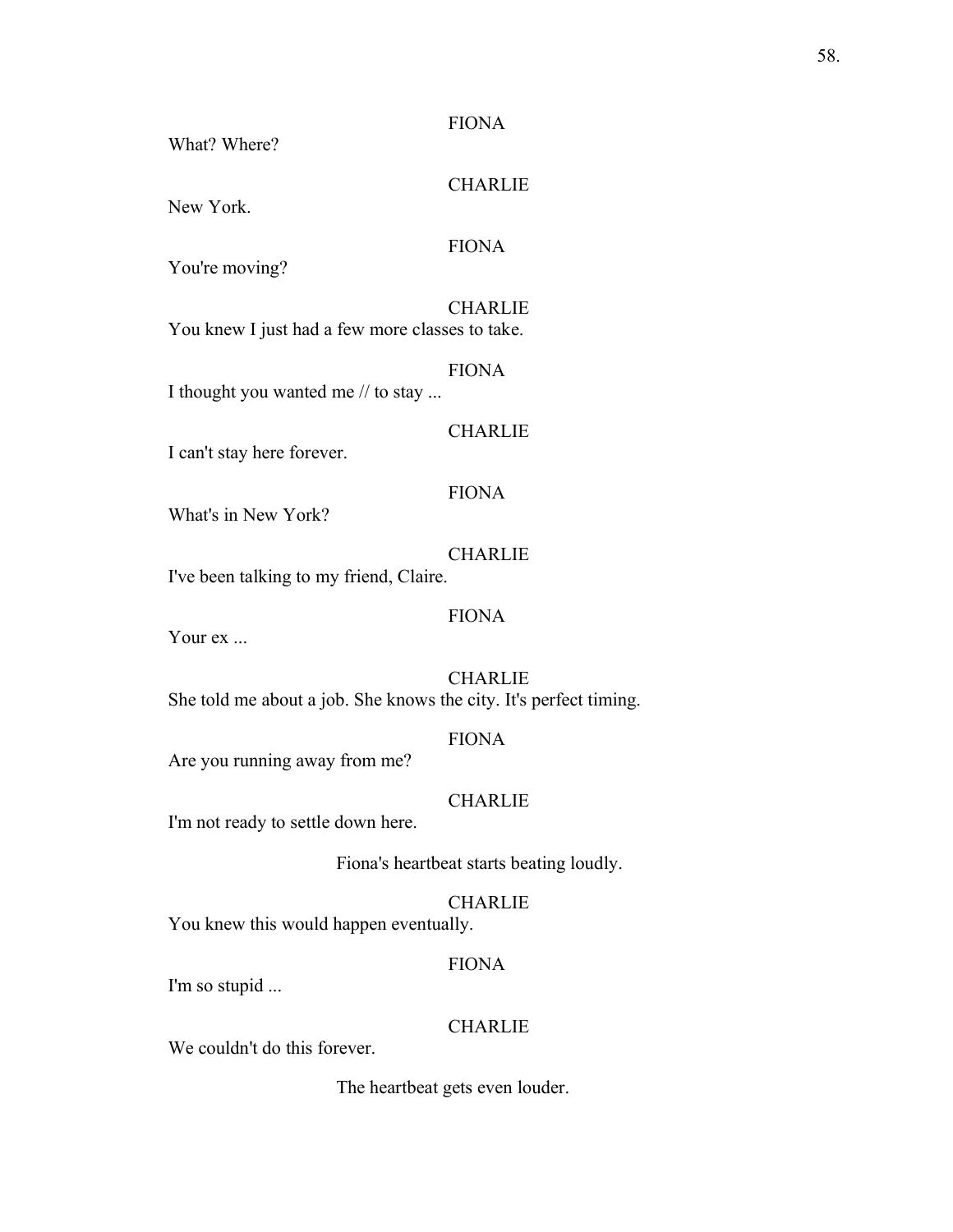FIONA

What? Where?

CHARLIE

New York.

FIONA

You're moving?

CHARLIE

You knew I just had a few more classes to take.

FIONA

I thought you wanted me // to stay ...

CHARLIE

I can't stay here forever.

FIONA

What's in New York?

CHARLIE

I've been talking to my friend, Claire.

FIONA

Your ex ...

CHARLIE

She told me about a job. She knows the city. It's perfect timing.

FIONA

Are you running away from me?

CHARLIE

I'm not ready to settle down here.

Fiona's heartbeat starts beating loudly.

CHARLIE

You knew this would happen eventually.

FIONA

I'm so stupid ...

CHARLIE

We couldn't do this forever.

The heartbeat gets even louder.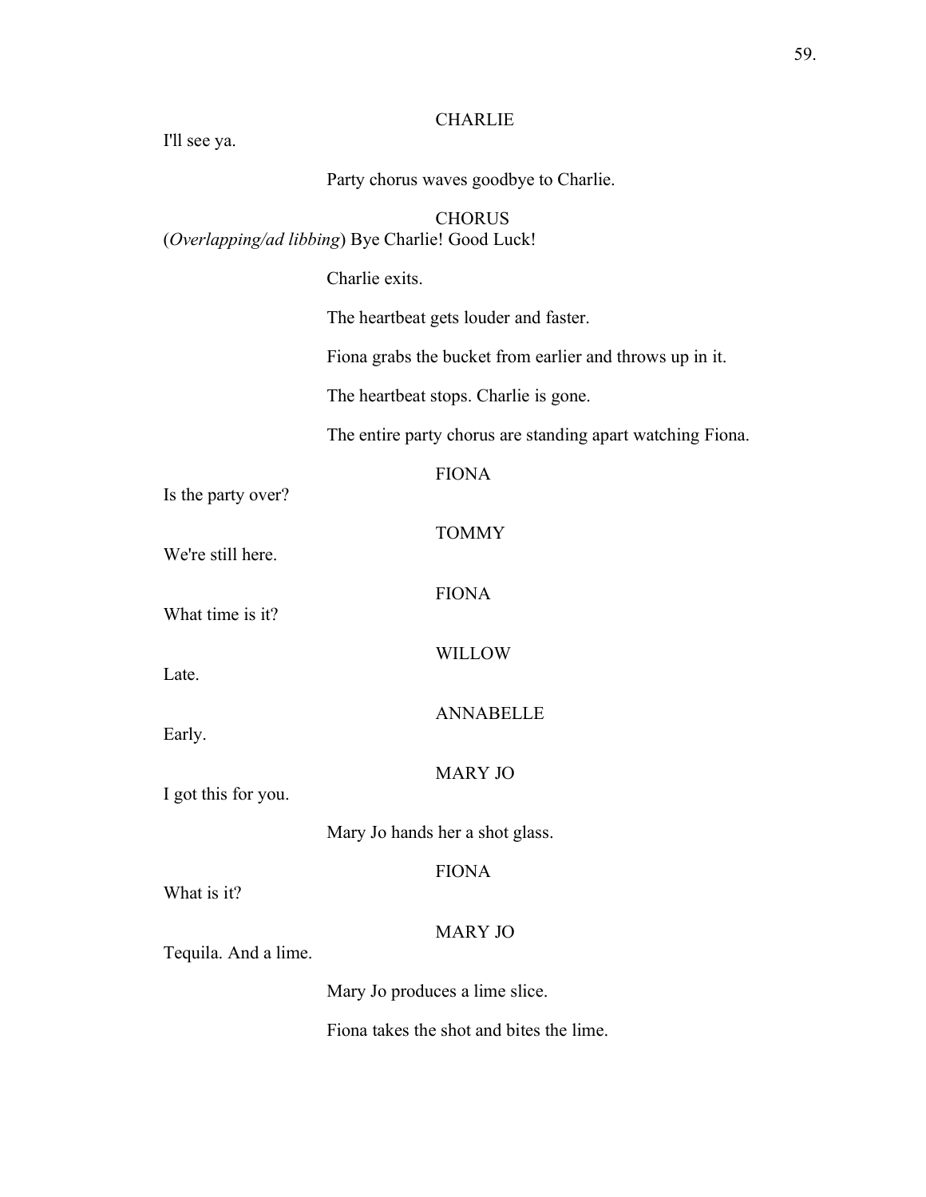CHARLIE

I'll see ya.

Party chorus waves goodbye to Charlie.

CHORUS

(*Overlapping/ad libbing*) Bye Charlie! Good Luck!

Charlie exits.

The heartbeat gets louder and faster.

Fiona grabs the bucket from earlier and throws up in it.

The heartbeat stops. Charlie is gone.

The entire party chorus are standing apart watching Fiona.

FIONA

Is the party over?

TOMMY

We're still here.

FIONA

What time is it?

WILLOW

Late.

ANNABELLE

Early.

MARY JO

I got this for you.

Mary Jo hands her a shot glass.

FIONA

What is it?

MARY JO

Tequila. And a lime.

Mary Jo produces a lime slice.

Fiona takes the shot and bites the lime.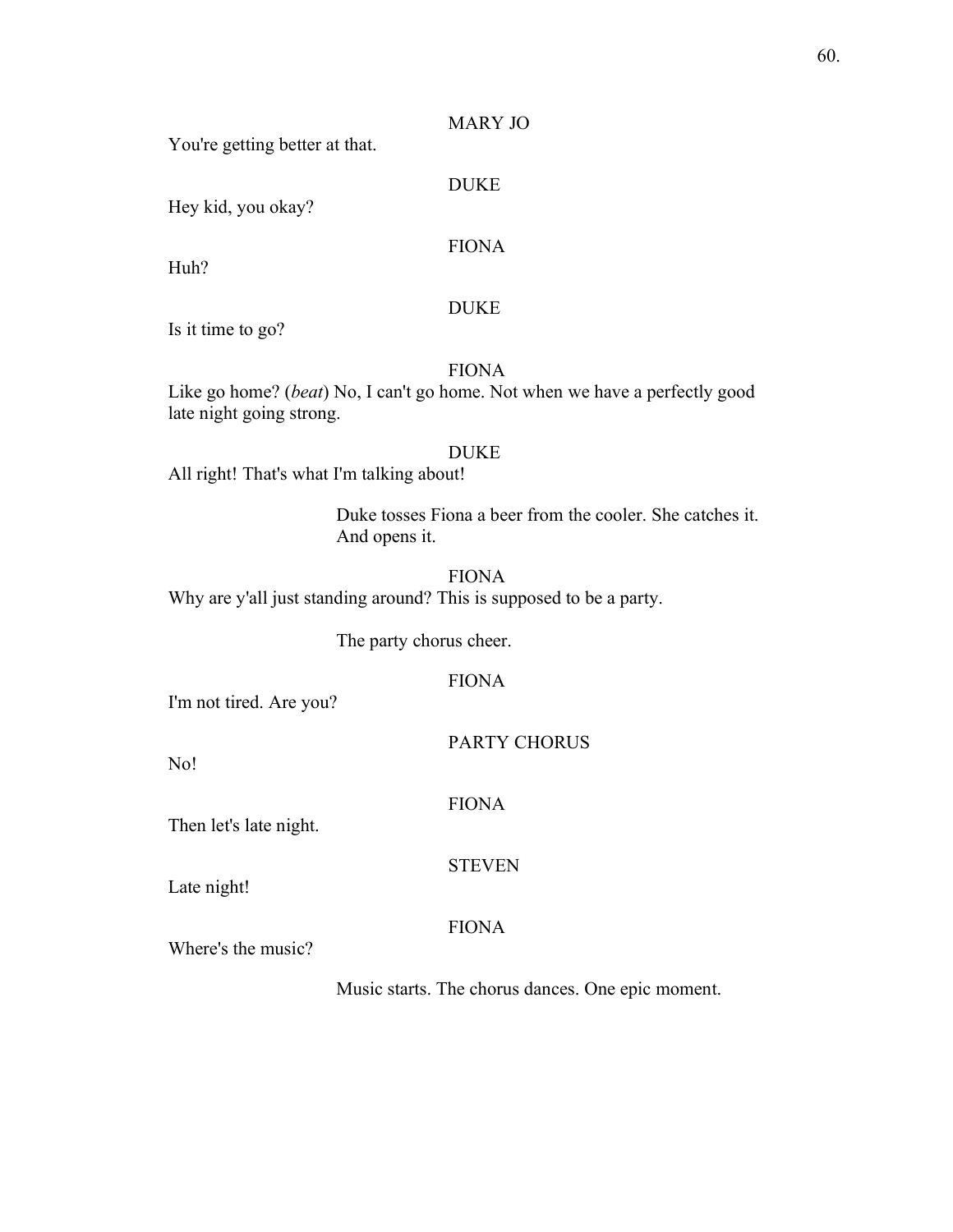MARY JO

You're getting better at that.

DUKE

Hey kid, you okay?

FIONA

Huh?

DUKE

Is it time to go?

FIONA

Like go home? (*beat*) No, I can't go home. Not when we have a perfectly good late night going strong.

DUKE

All right! That's what I'm talking about!

Duke tosses Fiona a beer from the cooler. She catches it. And opens it.

FIONA

Why are y'all just standing around? This is supposed to be a party.

The party chorus cheer.

FIONA

I'm not tired. Are you?

PARTY CHORUS

No!

FIONA

Then let's late night.

STEVEN

Late night!

FIONA

Where's the music?

Music starts. The chorus dances. One epic moment.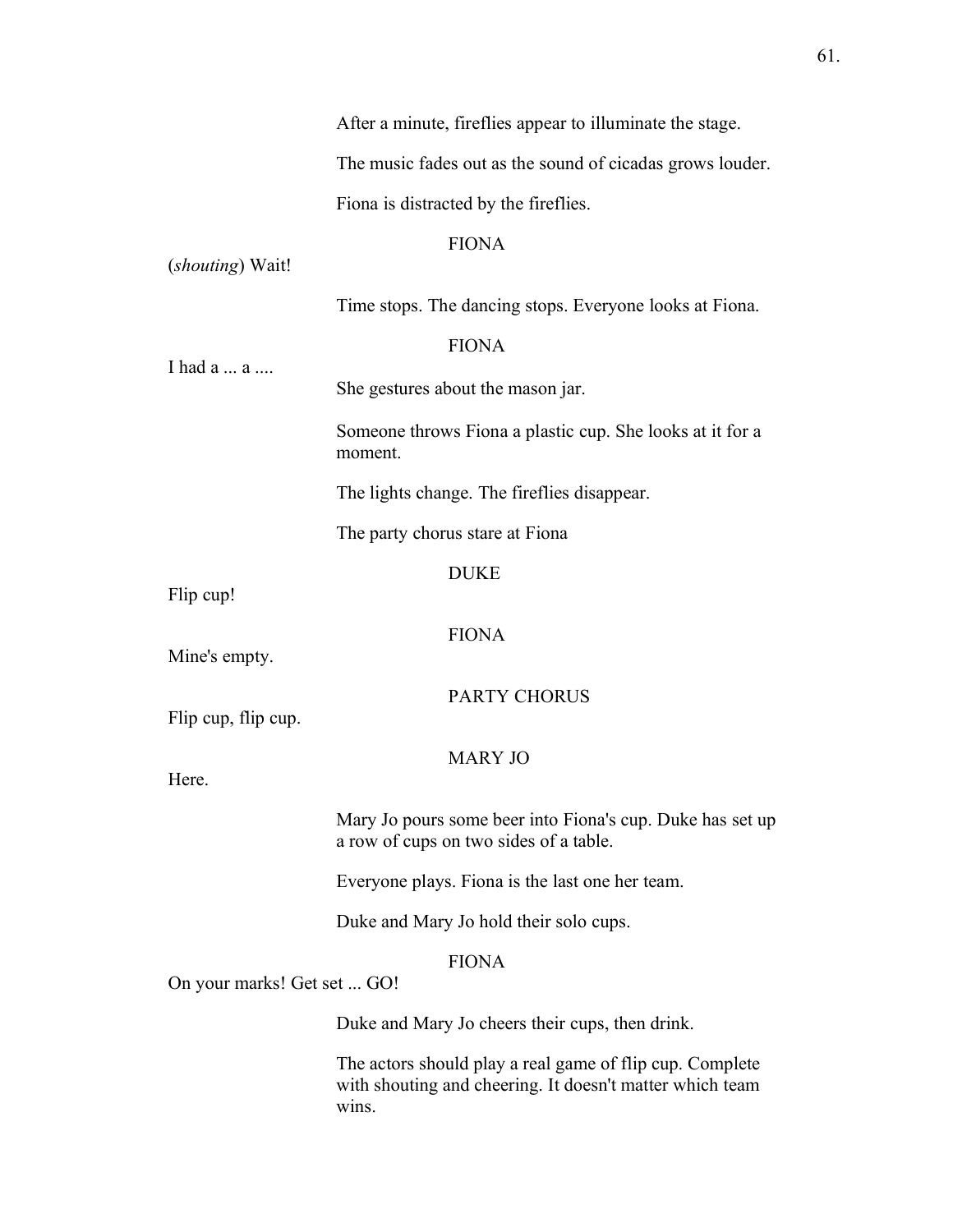After a minute, fireflies appear to illuminate the stage.

The music fades out as the sound of cicadas grows louder.

Fiona is distracted by the fireflies.

FIONA

(*shouting*) Wait!

Time stops. The dancing stops. Everyone looks at Fiona.

FIONA

I had a ... a ....

She gestures about the mason jar.

Someone throws Fiona a plastic cup. She looks at it for a moment.

The lights change. The fireflies disappear.

The party chorus stare at Fiona

DUKE

Flip cup!

FIONA

Mine's empty.

PARTY CHORUS

Flip cup, flip cup.

MARY JO

Here.

Mary Jo pours some beer into Fiona's cup. Duke has set up a row of cups on two sides of a table.

Everyone plays. Fiona is the last one her team.

Duke and Mary Jo hold their solo cups.

FIONA

On your marks! Get set ... GO!

Duke and Mary Jo cheers their cups, then drink.

The actors should play a real game of flip cup. Complete with shouting and cheering. It doesn't matter which team wins.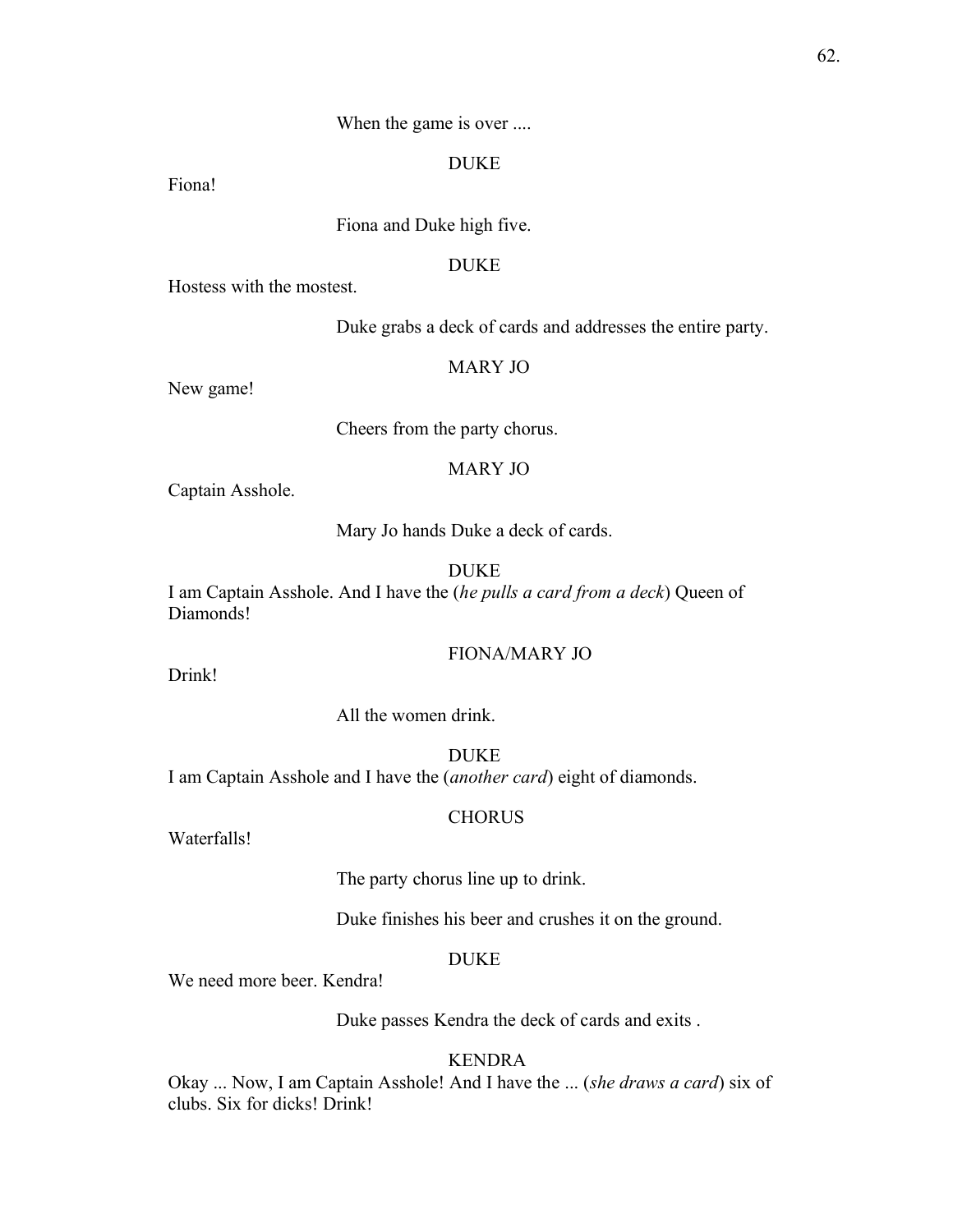When the game is over ....

DUKE

Fiona!

Fiona and Duke high five.

DUKE

Hostess with the mostest.

Duke grabs a deck of cards and addresses the entire party.

MARY JO

New game!

Cheers from the party chorus.

MARY JO

Captain Asshole.

Mary Jo hands Duke a deck of cards.

DUKE

I am Captain Asshole. And I have the (*he pulls a card from a deck*) Queen of Diamonds!

FIONA/MARY JO

Drink!

All the women drink.

DUKE

I am Captain Asshole and I have the (*another card*) eight of diamonds.

CHORUS

Waterfalls!

The party chorus line up to drink.

Duke finishes his beer and crushes it on the ground.

DUKE

We need more beer. Kendra!

Duke passes Kendra the deck of cards and exits .

KENDRA

Okay ... Now, I am Captain Asshole! And I have the ... (*she draws a card*) six of clubs. Six for dicks! Drink!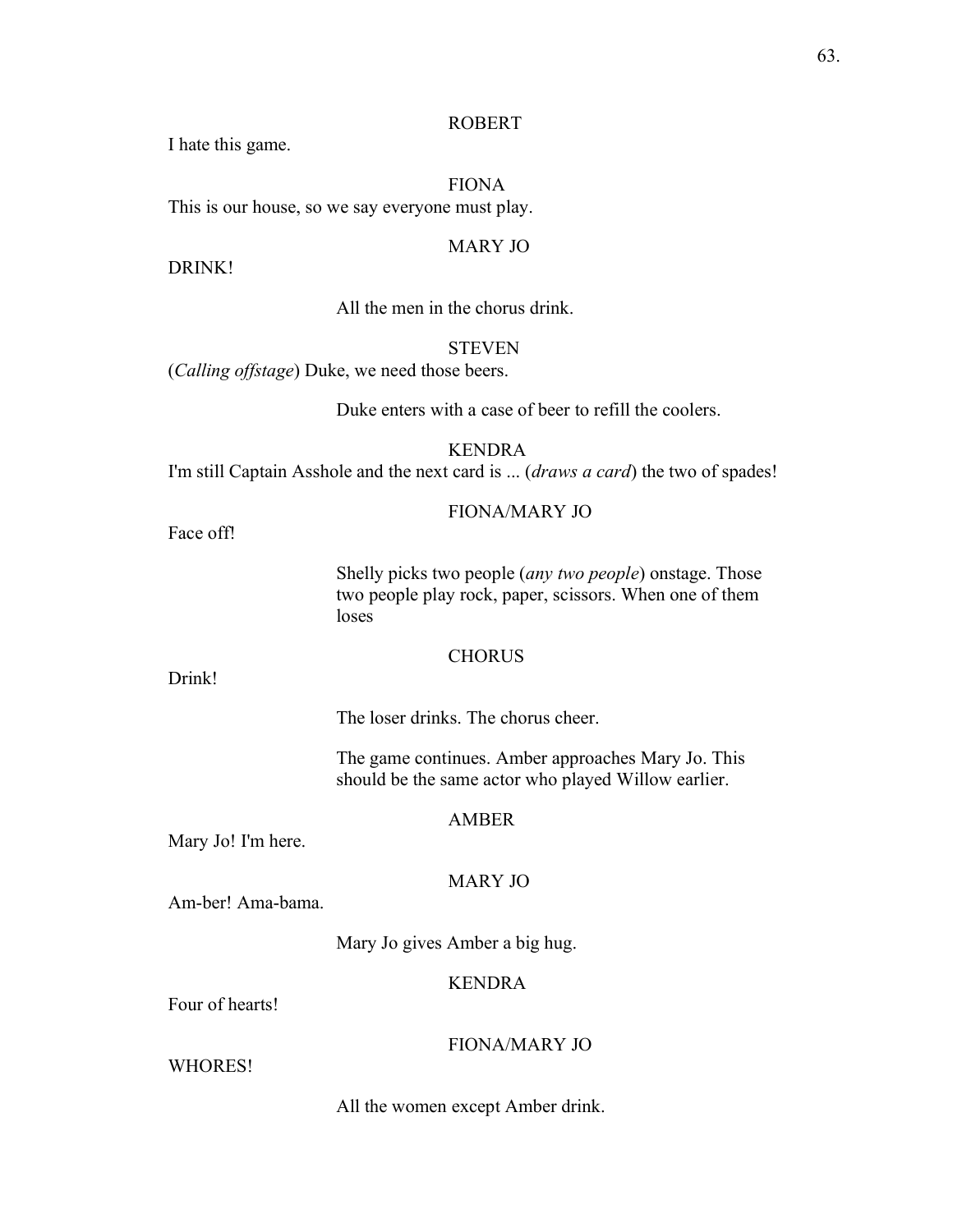ROBERT

I hate this game.

FIONA

This is our house, so we say everyone must play.

MARY JO

DRINK!

All the men in the chorus drink.

STEVEN

(*Calling offstage*) Duke, we need those beers.

Duke enters with a case of beer to refill the coolers.

KENDRA

I'm still Captain Asshole and the next card is ... (*draws a card*) the two of spades!

FIONA/MARY JO

Face off!

Shelly picks two people (*any two people*) onstage. Those two people play rock, paper, scissors. When one of them loses

CHORUS

Drink!

The loser drinks. The chorus cheer.

The game continues. Amber approaches Mary Jo. This should be the same actor who played Willow earlier.

AMBER

Mary Jo! I'm here.

MARY JO

Am-ber! Ama-bama.

Mary Jo gives Amber a big hug.

KENDRA

Four of hearts!

FIONA/MARY JO

WHORES!

All the women except Amber drink.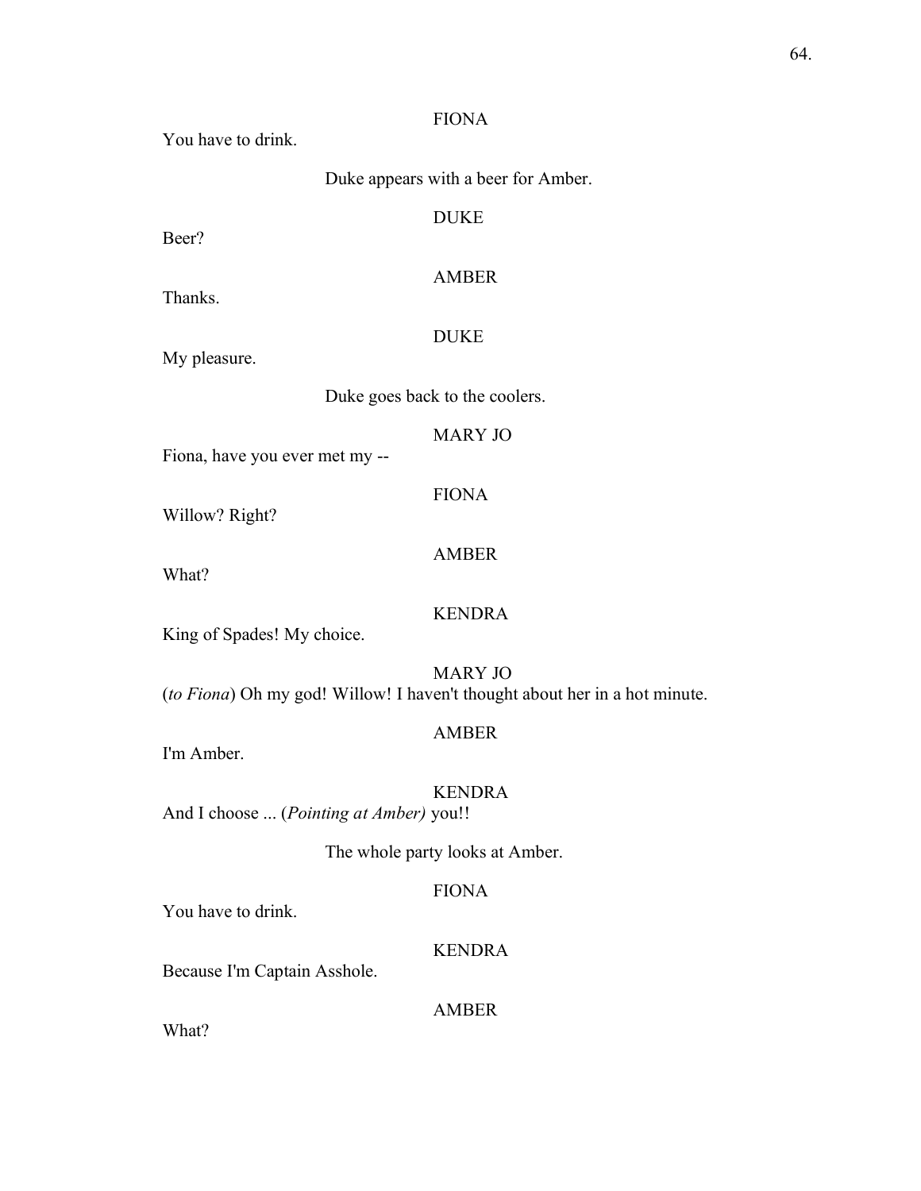FIONA

You have to drink.

Duke appears with a beer for Amber.

DUKE

Beer?

AMBER

Thanks.

DUKE

My pleasure.

Duke goes back to the coolers.

MARY JO

Fiona, have you ever met my --

FIONA

Willow? Right?

AMBER

What?

KENDRA

King of Spades! My choice.

MARY JO

(*to Fiona*) Oh my god! Willow! I haven't thought about her in a hot minute.

AMBER

I'm Amber.

KENDRA

And I choose ... (*Pointing at Amber)* you!!

The whole party looks at Amber.

FIONA

You have to drink.

KENDRA

Because I'm Captain Asshole.

AMBER

What?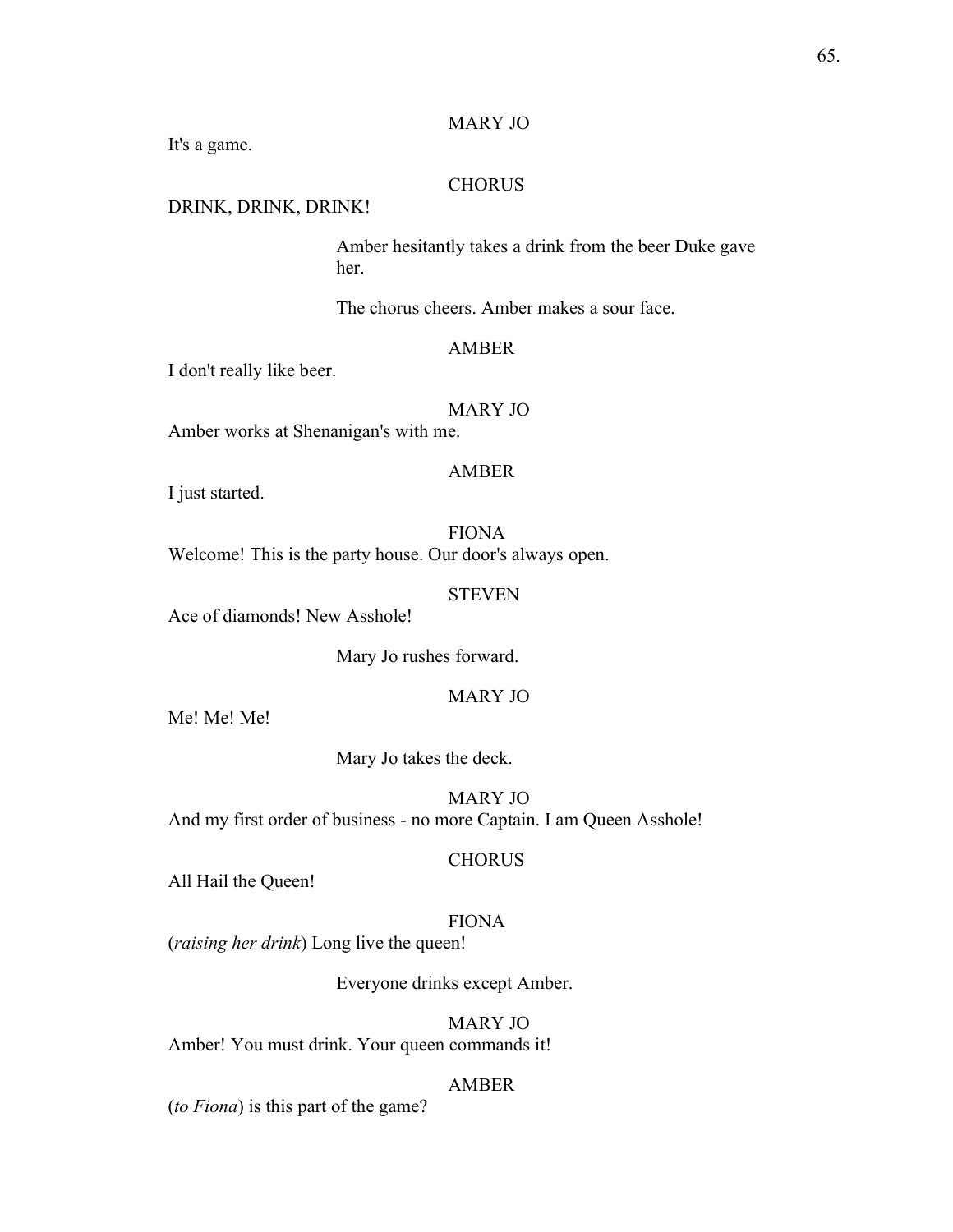MARY JO

It's a game.

CHORUS

DRINK, DRINK, DRINK!

Amber hesitantly takes a drink from the beer Duke gave her.

The chorus cheers. Amber makes a sour face.

AMBER

I don't really like beer.

MARY JO

Amber works at Shenanigan's with me.

AMBER

I just started.

FIONA

Welcome! This is the party house. Our door's always open.

STEVEN

Ace of diamonds! New Asshole!

Mary Jo rushes forward.

MARY JO

Me! Me! Me!

Mary Jo takes the deck.

MARY JO

And my first order of business - no more Captain. I am Queen Asshole!

CHORUS

All Hail the Queen!

FIONA

(*raising her drink*) Long live the queen!

Everyone drinks except Amber.

MARY JO

Amber! You must drink. Your queen commands it!

AMBER

(*to Fiona*) is this part of the game?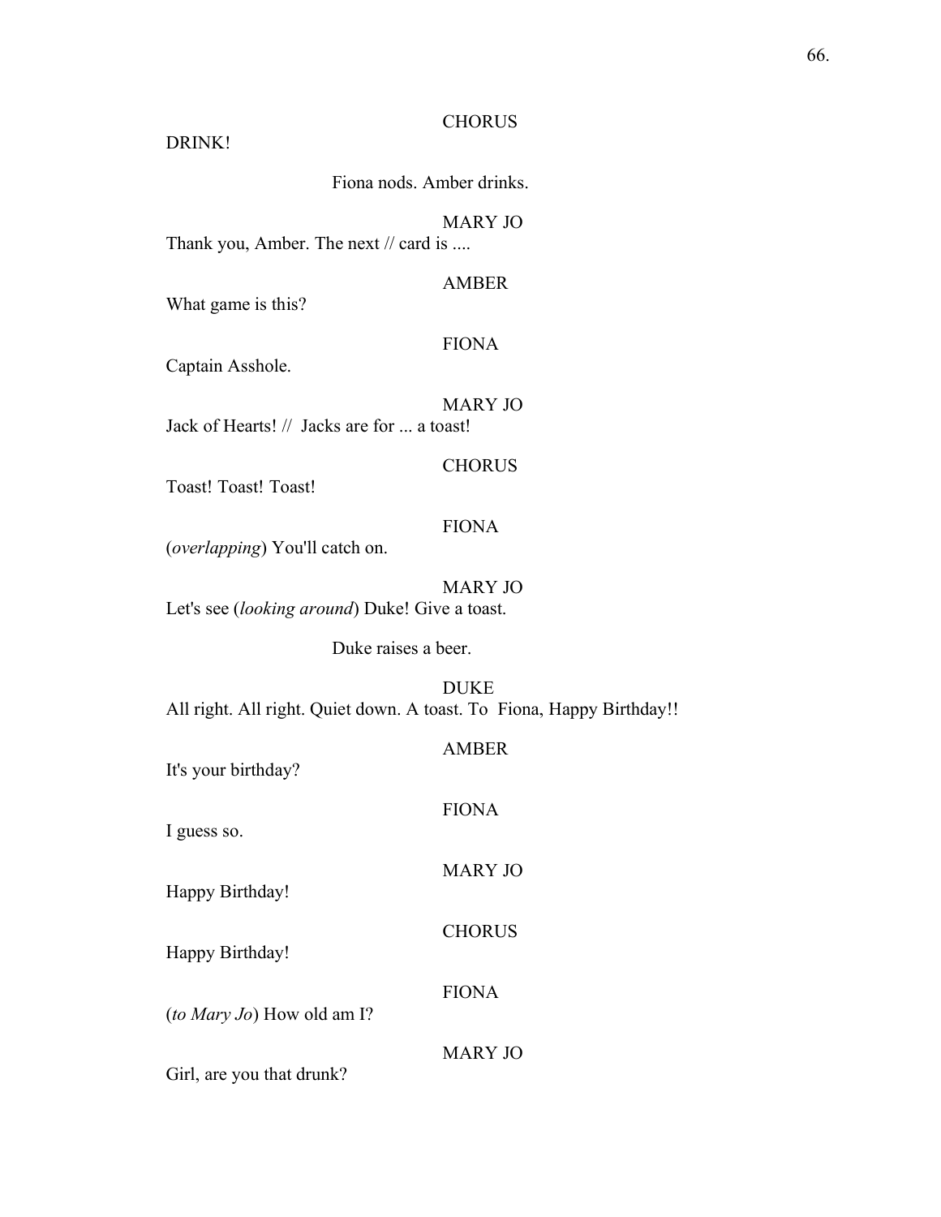CHORUS

DRINK!

Fiona nods. Amber drinks.

MARY JO

Thank you, Amber. The next // card is ....

AMBER

What game is this?

FIONA

Captain Asshole.

MARY JO

Jack of Hearts! //  Jacks are for ... a toast!

CHORUS

Toast! Toast! Toast!

FIONA

(*overlapping*) You'll catch on.

MARY JO

Let's see (*looking around*) Duke! Give a toast.

Duke raises a beer.

DUKE

All right. All right. Quiet down. A toast. To  Fiona, Happy Birthday!!

AMBER

It's your birthday?

FIONA

I guess so.

MARY JO

Happy Birthday!

CHORUS

Happy Birthday!

FIONA

(*to Mary Jo*) How old am I?

MARY JO

Girl, are you that drunk?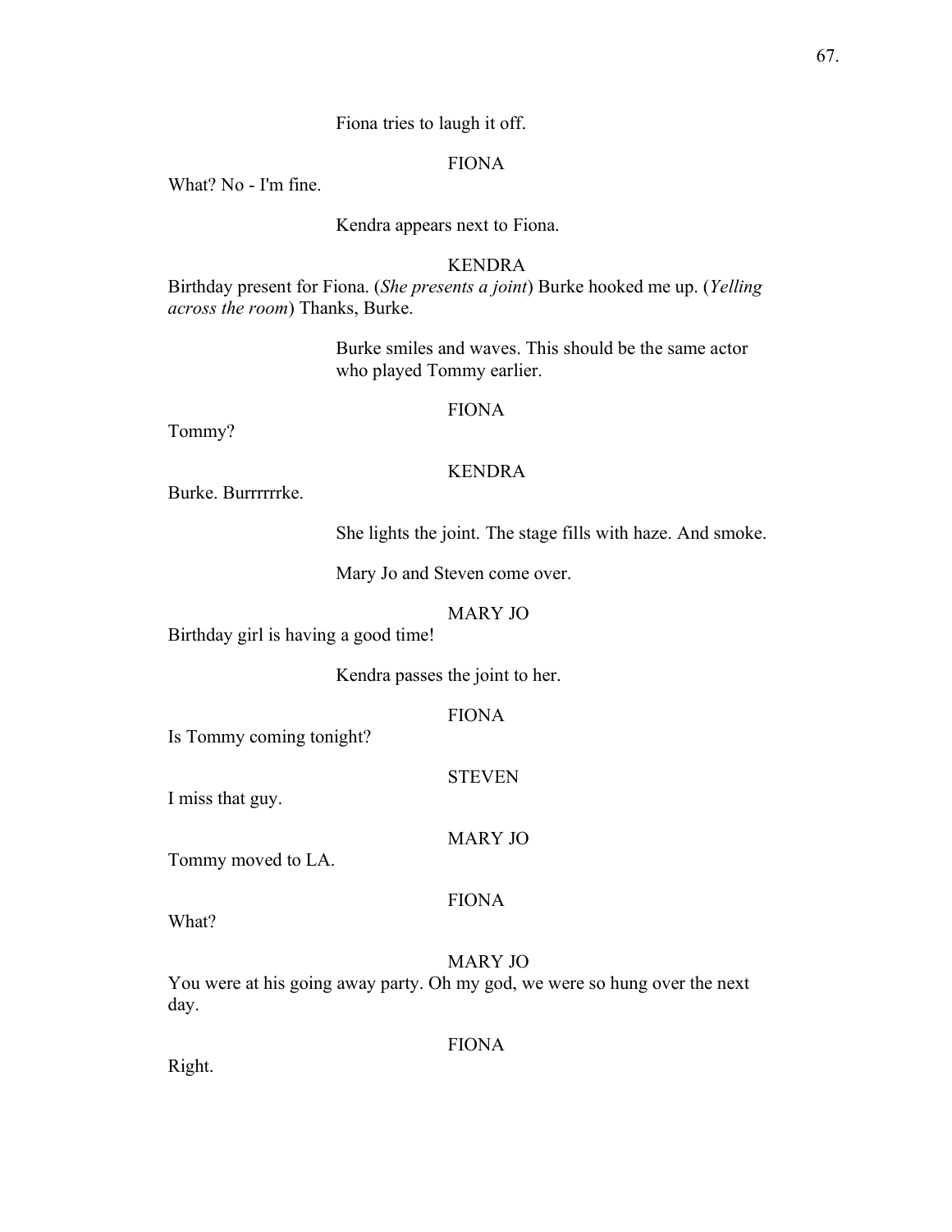Fiona tries to laugh it off.

FIONA

What? No - I'm fine.

Kendra appears next to Fiona.

KENDRA

Birthday present for Fiona. (*She presents a joint*) Burke hooked me up. (*Yelling across the room*) Thanks, Burke.

Burke smiles and waves. This should be the same actor who played Tommy earlier.

FIONA

Tommy?

KENDRA

Burke. Burrrrrrke.

She lights the joint. The stage fills with haze. And smoke.

Mary Jo and Steven come over.

MARY JO

Birthday girl is having a good time!

Kendra passes the joint to her.

FIONA

Is Tommy coming tonight?

STEVEN

I miss that guy.

MARY JO

Tommy moved to LA.

FIONA

What?

MARY JO

You were at his going away party. Oh my god, we were so hung over the next day.

FIONA

Right.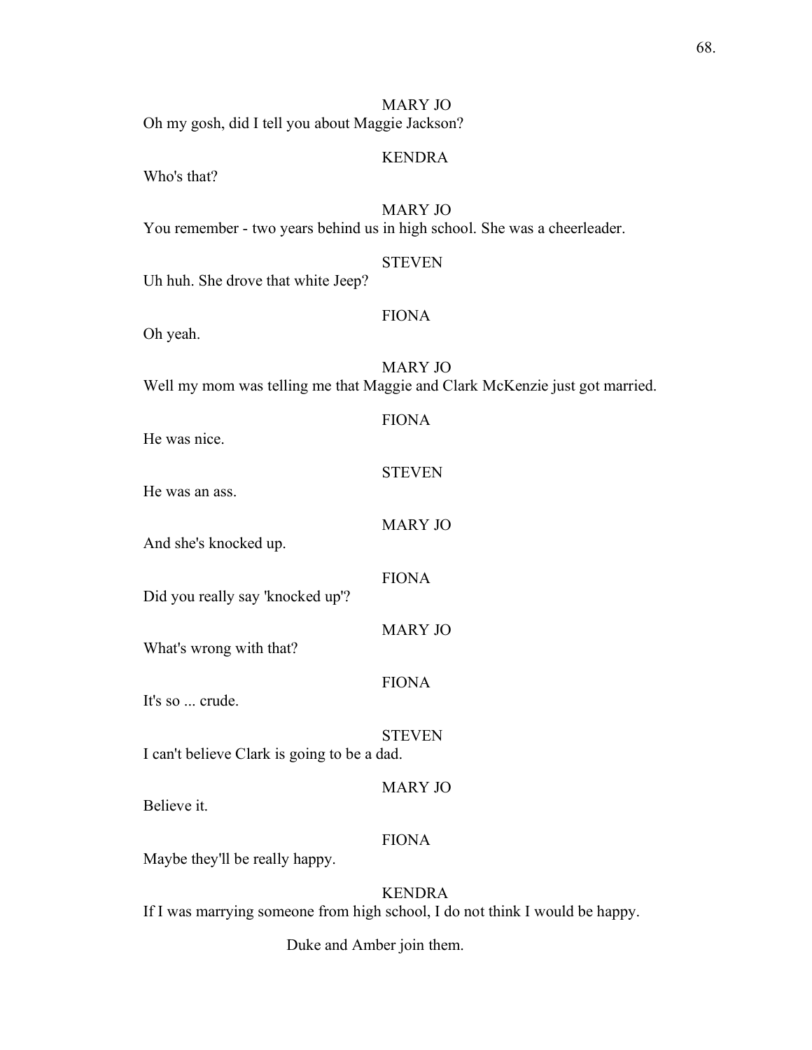MARY JO

Oh my gosh, did I tell you about Maggie Jackson?

KENDRA

Who's that?

MARY JO

You remember - two years behind us in high school. She was a cheerleader.

STEVEN

Uh huh. She drove that white Jeep?

FIONA

Oh yeah.

MARY JO

Well my mom was telling me that Maggie and Clark McKenzie just got married.

FIONA

He was nice.

STEVEN

He was an ass.

MARY JO

And she's knocked up.

FIONA

Did you really say 'knocked up'?

MARY JO

What's wrong with that?

FIONA

It's so ... crude.

STEVEN

I can't believe Clark is going to be a dad.

MARY JO

Believe it.

FIONA

Maybe they'll be really happy.

KENDRA

If I was marrying someone from high school, I do not think I would be happy.

Duke and Amber join them.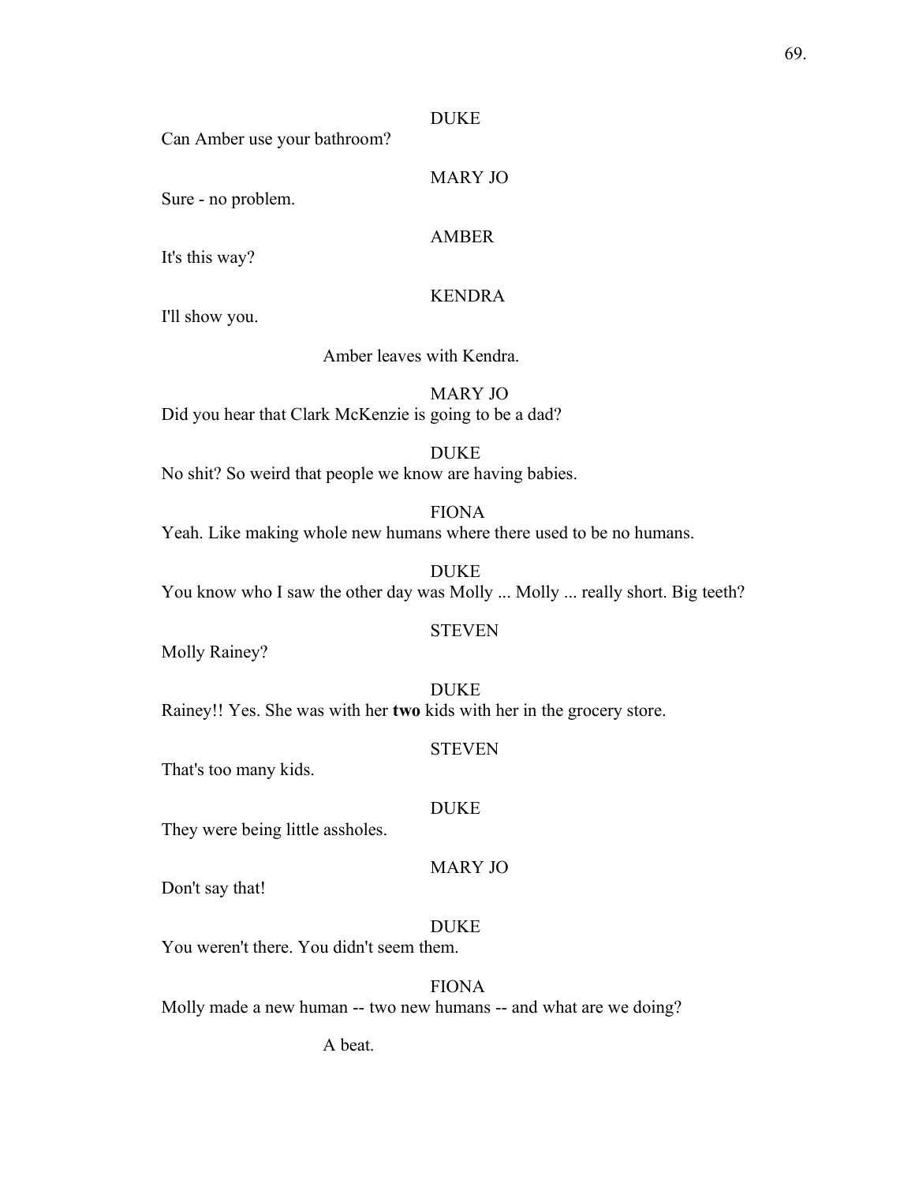DUKE

Can Amber use your bathroom?

MARY JO

Sure - no problem.

AMBER

It's this way?

KENDRA

I'll show you.

Amber leaves with Kendra.

MARY JO

Did you hear that Clark McKenzie is going to be a dad?

DUKE

No shit? So weird that people we know are having babies.

FIONA

Yeah. Like making whole new humans where there used to be no humans.

DUKE

You know who I saw the other day was Molly ... Molly ... really short. Big teeth?

STEVEN

Molly Rainey?

DUKE

Rainey!! Yes. She was with her **two** kids with her in the grocery store.

STEVEN

That's too many kids.

DUKE

They were being little assholes.

MARY JO

Don't say that!

DUKE

You weren't there. You didn't seem them.

FIONA

Molly made a new human -- two new humans -- and what are we doing?

A beat.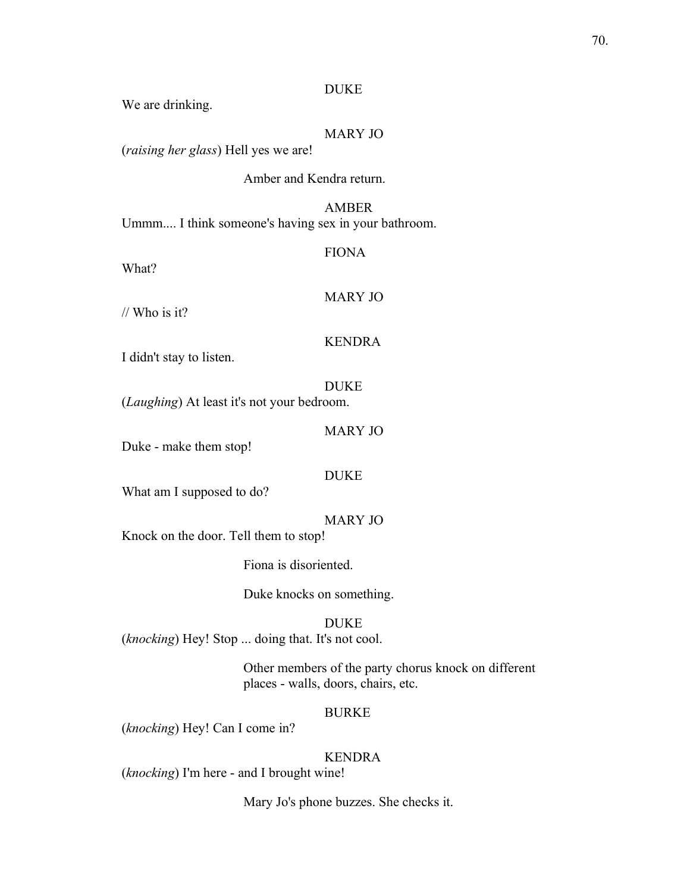DUKE

We are drinking.

MARY JO

(*raising her glass*) Hell yes we are!

Amber and Kendra return.

AMBER

Ummm.... I think someone's having sex in your bathroom.

FIONA

What?

MARY JO

// Who is it?

KENDRA

I didn't stay to listen.

DUKE

(*Laughing*) At least it's not your bedroom.

MARY JO

Duke - make them stop!

DUKE

What am I supposed to do?

MARY JO

Knock on the door. Tell them to stop!

Fiona is disoriented.

Duke knocks on something.

DUKE

(*knocking*) Hey! Stop ... doing that. It's not cool.

Other members of the party chorus knock on different places - walls, doors, chairs, etc.

BURKE

(*knocking*) Hey! Can I come in?

KENDRA

(*knocking*) I'm here - and I brought wine!

Mary Jo's phone buzzes. She checks it.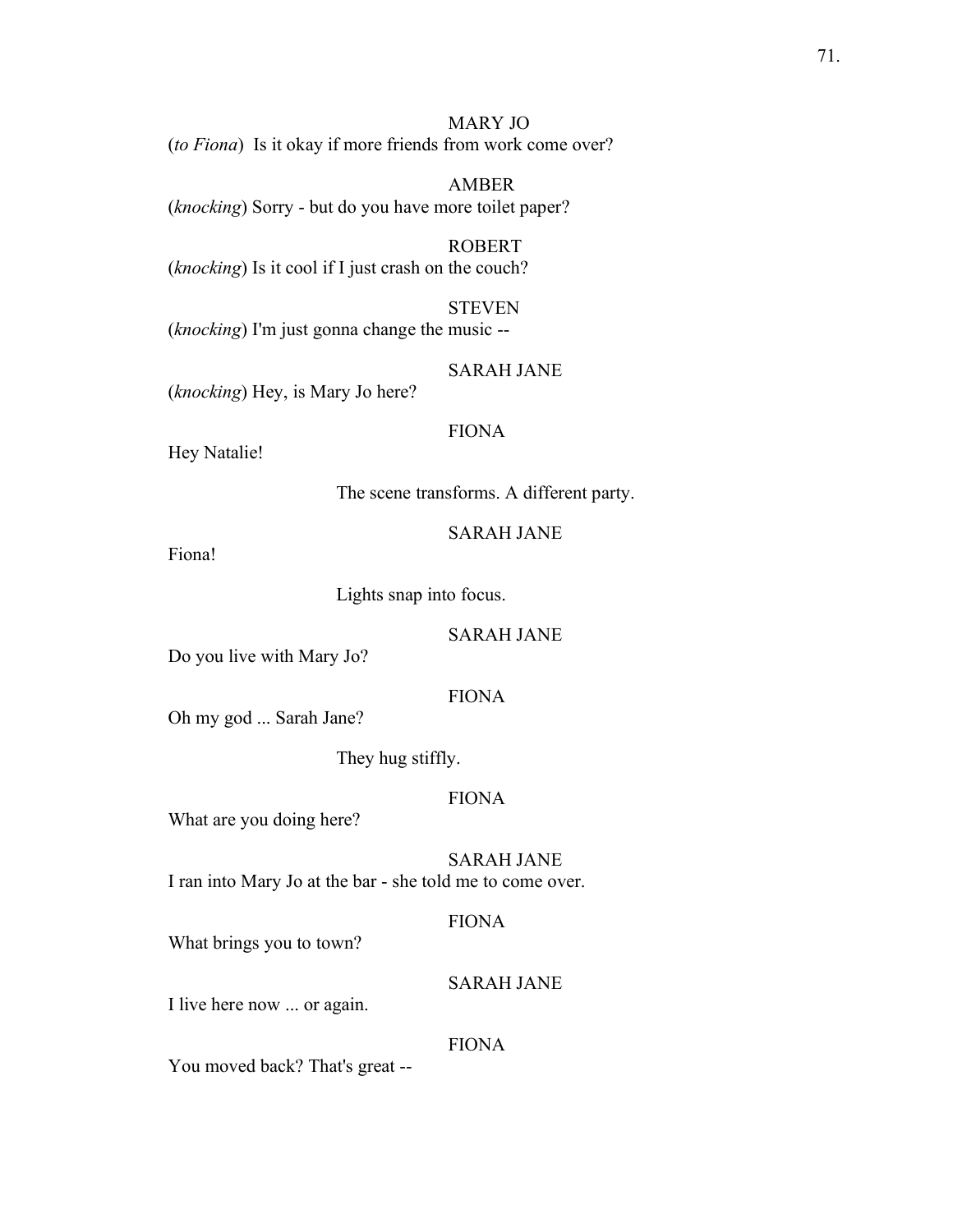MARY JO

(*to Fiona*) Is it okay if more friends from work come over?

AMBER

(*knocking*) Sorry - but do you have more toilet paper?

ROBERT

(*knocking*) Is it cool if I just crash on the couch?

STEVEN

(*knocking*) I'm just gonna change the music --

SARAH JANE

(*knocking*) Hey, is Mary Jo here?

FIONA

Hey Natalie!

The scene transforms. A different party.

SARAH JANE

Fiona!

Lights snap into focus.

SARAH JANE

Do you live with Mary Jo?

FIONA

Oh my god ... Sarah Jane?

They hug stiffly.

FIONA

What are you doing here?

SARAH JANE

I ran into Mary Jo at the bar - she told me to come over.

FIONA

What brings you to town?

SARAH JANE

I live here now ... or again.

FIONA

You moved back? That's great --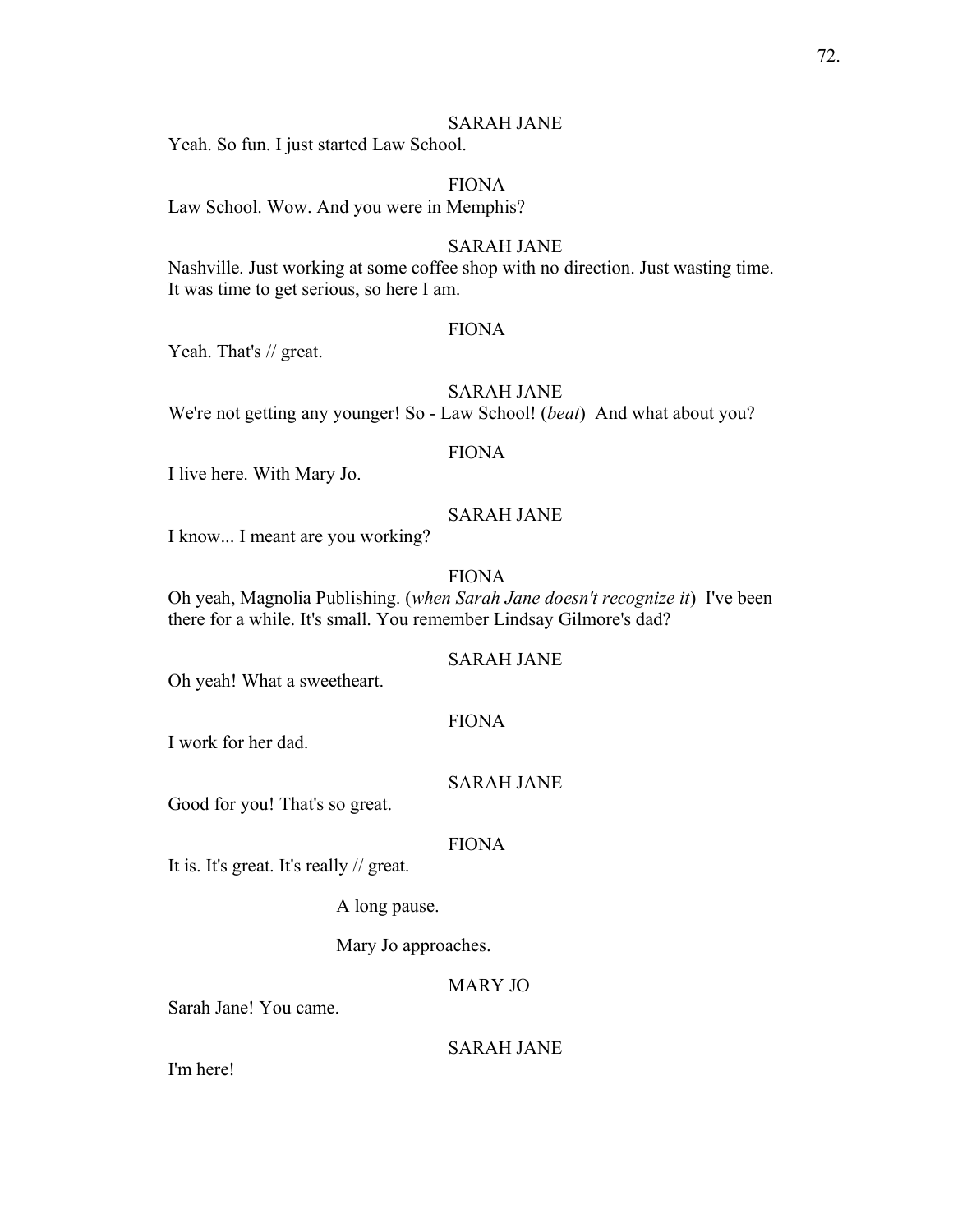SARAH JANE

Yeah. So fun. I just started Law School.

FIONA

Law School. Wow. And you were in Memphis?

SARAH JANE

Nashville. Just working at some coffee shop with no direction. Just wasting time. It was time to get serious, so here I am.

FIONA

Yeah. That's // great.

SARAH JANE

We're not getting any younger! So - Law School! (*beat*) And what about you?

FIONA

I live here. With Mary Jo.

SARAH JANE

I know... I meant are you working?

FIONA

Oh yeah, Magnolia Publishing. (*when Sarah Jane doesn't recognize it*) I've been there for a while. It's small. You remember Lindsay Gilmore's dad?

SARAH JANE

Oh yeah! What a sweetheart.

FIONA

I work for her dad.

SARAH JANE

Good for you! That's so great.

FIONA

It is. It's great. It's really // great.

A long pause.

Mary Jo approaches.

MARY JO

Sarah Jane! You came.

SARAH JANE

I'm here!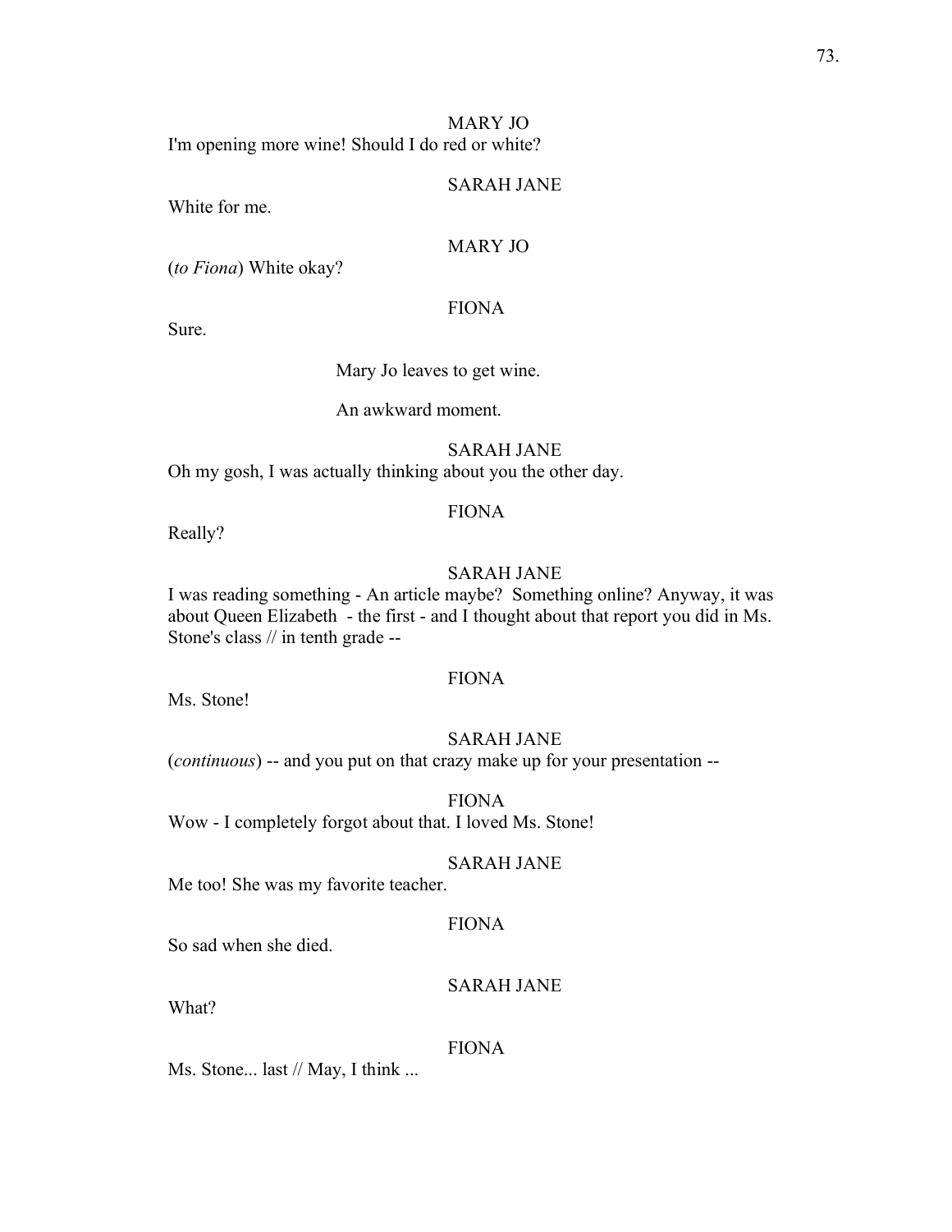MARY JO

I'm opening more wine! Should I do red or white?

SARAH JANE

White for me.

MARY JO

(*to Fiona*) White okay?

FIONA

Sure.

Mary Jo leaves to get wine.

An awkward moment.

SARAH JANE

Oh my gosh, I was actually thinking about you the other day.

FIONA

Really?

SARAH JANE

I was reading something - An article maybe? Something online? Anyway, it was about Queen Elizabeth - the first - and I thought about that report you did in Ms. Stone's class // in tenth grade --

FIONA

Ms. Stone!

SARAH JANE

(*continuous*) -- and you put on that crazy make up for your presentation --

FIONA

Wow - I completely forgot about that. I loved Ms. Stone!

SARAH JANE

Me too! She was my favorite teacher.

FIONA

So sad when she died.

SARAH JANE

What?

FIONA

Ms. Stone... last // May, I think ...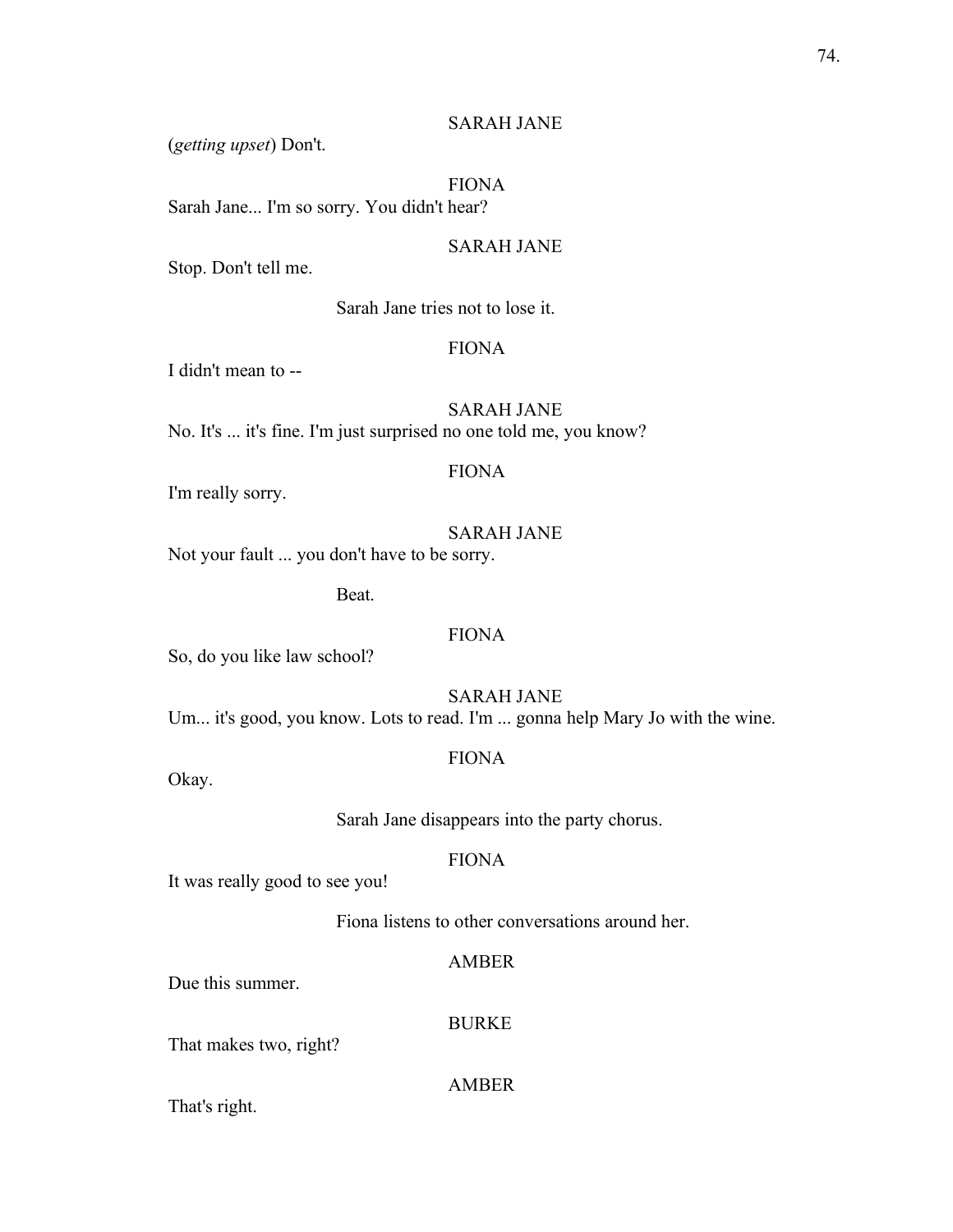SARAH JANE

(*getting upset*) Don't.

FIONA

Sarah Jane... I'm so sorry. You didn't hear?

SARAH JANE

Stop. Don't tell me.

Sarah Jane tries not to lose it.

FIONA

I didn't mean to --

SARAH JANE

No. It's ... it's fine. I'm just surprised no one told me, you know?

FIONA

I'm really sorry.

SARAH JANE

Not your fault ... you don't have to be sorry.

Beat.

FIONA

So, do you like law school?

SARAH JANE

Um... it's good, you know. Lots to read. I'm ... gonna help Mary Jo with the wine.

FIONA

Okay.

Sarah Jane disappears into the party chorus.

FIONA

It was really good to see you!

Fiona listens to other conversations around her.

AMBER

Due this summer.

BURKE

That makes two, right?

AMBER

That's right.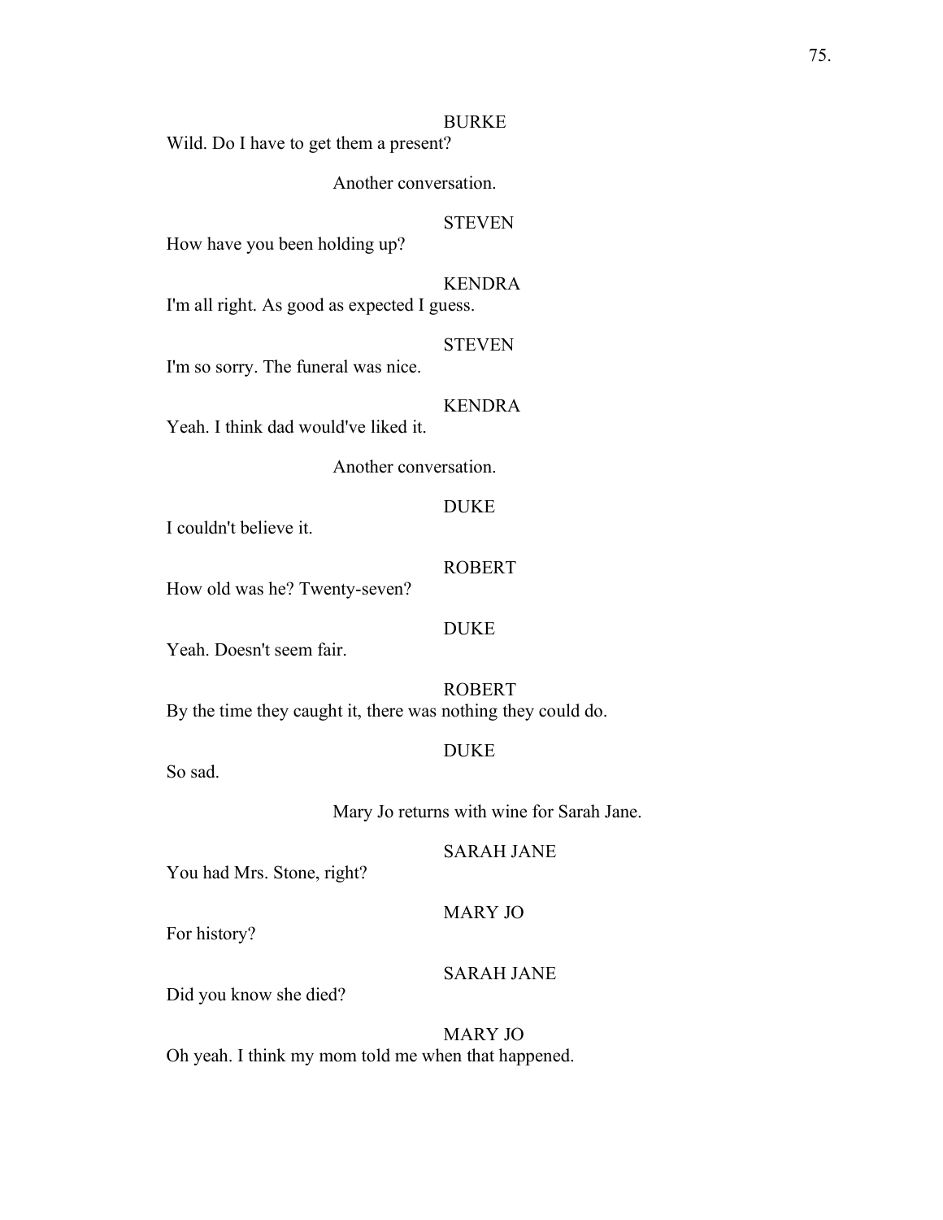BURKE

Wild. Do I have to get them a present?

Another conversation.

STEVEN

How have you been holding up?

KENDRA

I'm all right. As good as expected I guess.

STEVEN

I'm so sorry. The funeral was nice.

KENDRA

Yeah. I think dad would've liked it.

Another conversation.

DUKE

I couldn't believe it.

ROBERT

How old was he? Twenty-seven?

DUKE

Yeah. Doesn't seem fair.

ROBERT

By the time they caught it, there was nothing they could do.

DUKE

So sad.

Mary Jo returns with wine for Sarah Jane.

SARAH JANE

You had Mrs. Stone, right?

MARY JO

For history?

SARAH JANE

Did you know she died?

MARY JO

Oh yeah. I think my mom told me when that happened.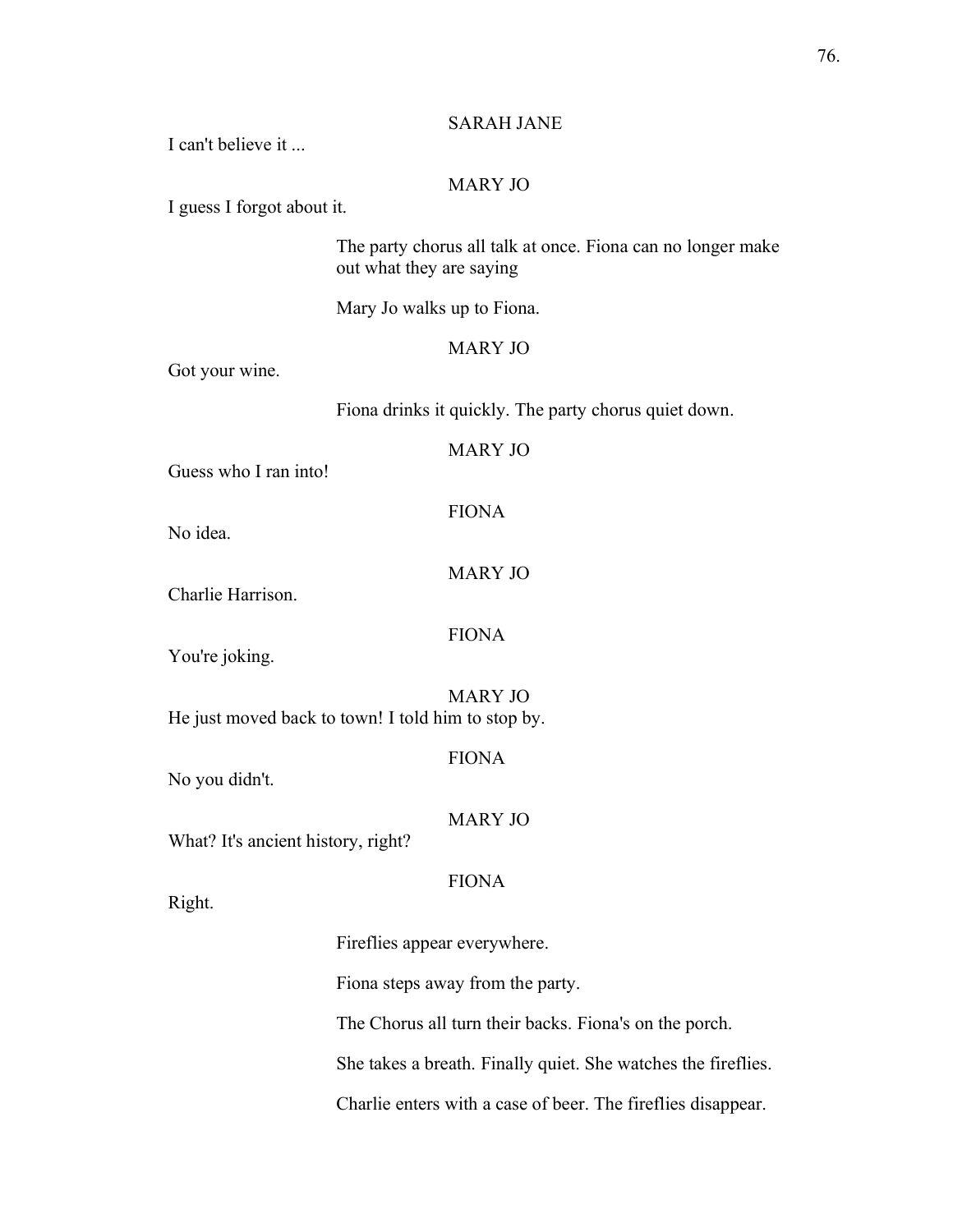SARAH JANE

I can't believe it ...

MARY JO

I guess I forgot about it.

The party chorus all talk at once. Fiona can no longer make out what they are saying

Mary Jo walks up to Fiona.

MARY JO

Got your wine.

Fiona drinks it quickly. The party chorus quiet down.

MARY JO

Guess who I ran into!

FIONA

No idea.

MARY JO

Charlie Harrison.

FIONA

You're joking.

MARY JO

He just moved back to town! I told him to stop by.

FIONA

No you didn't.

MARY JO

What? It's ancient history, right?

FIONA

Right.

Fireflies appear everywhere.

Fiona steps away from the party.

The Chorus all turn their backs. Fiona's on the porch.

She takes a breath. Finally quiet. She watches the fireflies.

Charlie enters with a case of beer. The fireflies disappear.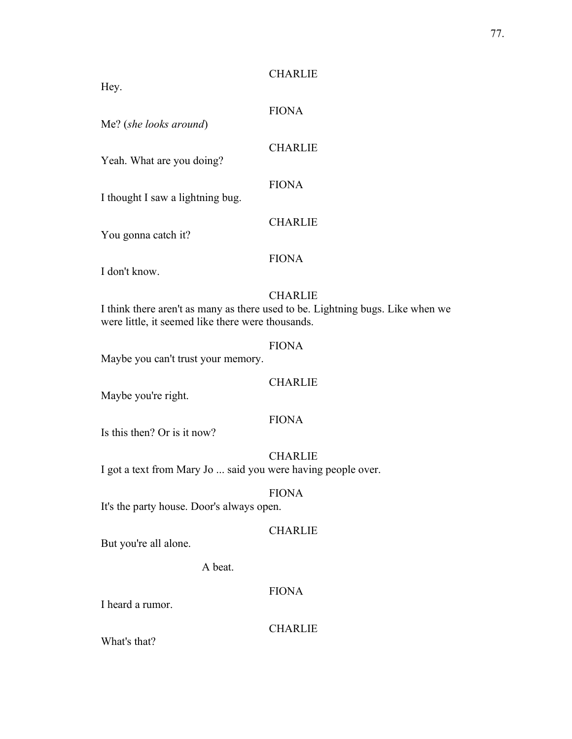CHARLIE

Hey.

FIONA

Me? (*she looks around*)

CHARLIE

Yeah. What are you doing?

FIONA

I thought I saw a lightning bug.

CHARLIE

You gonna catch it?

FIONA

I don't know.

CHARLIE

I think there aren't as many as there used to be. Lightning bugs. Like when we were little, it seemed like there were thousands.

FIONA

Maybe you can't trust your memory.

CHARLIE

Maybe you're right.

FIONA

Is this then? Or is it now?

CHARLIE

I got a text from Mary Jo ... said you were having people over.

FIONA

It's the party house. Door's always open.

CHARLIE

But you're all alone.

A beat.

FIONA

I heard a rumor.

CHARLIE

What's that?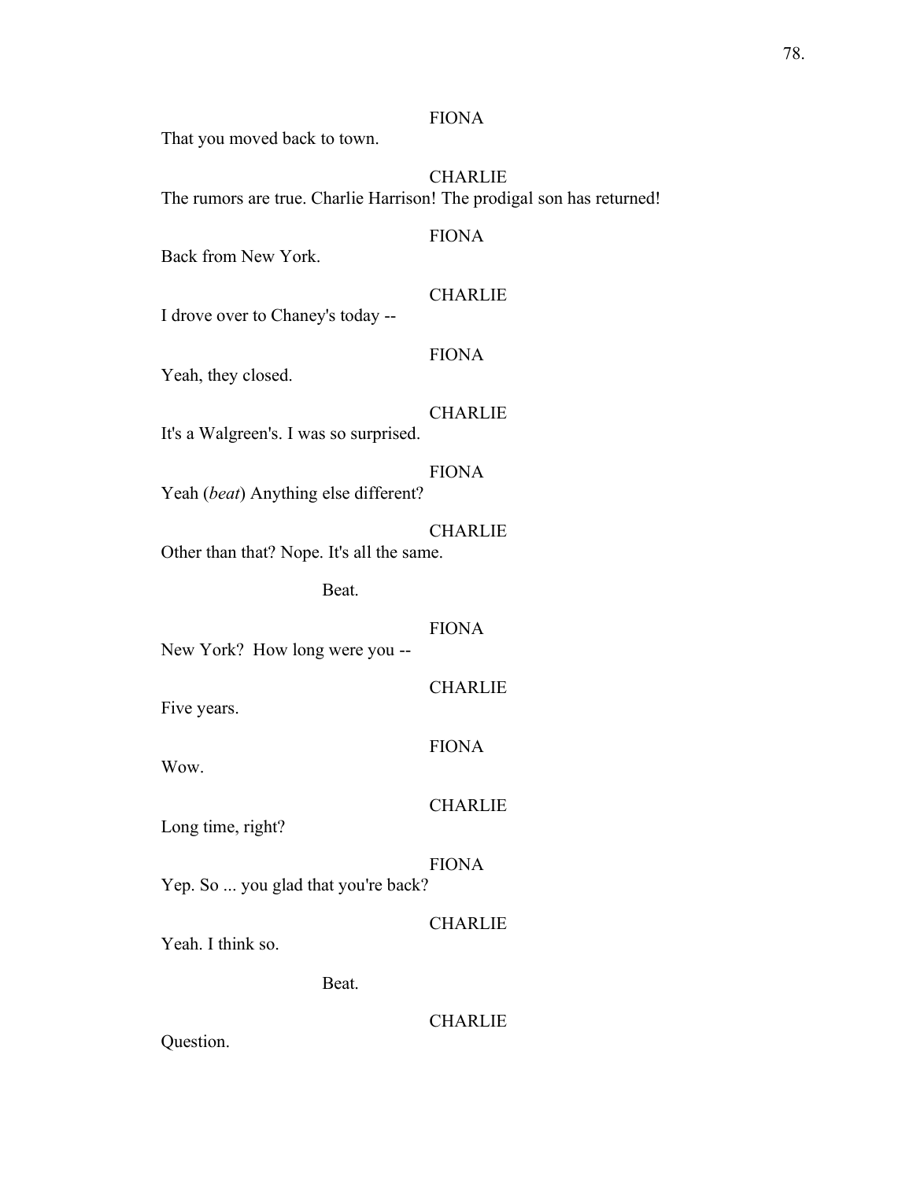FIONA

That you moved back to town.

CHARLIE

The rumors are true. Charlie Harrison! The prodigal son has returned!

FIONA

Back from New York.

CHARLIE

I drove over to Chaney's today --

FIONA

Yeah, they closed.

CHARLIE

It's a Walgreen's. I was so surprised.

FIONA

Yeah (*beat*) Anything else different?

CHARLIE

Other than that? Nope. It's all the same.

Beat.

FIONA

New York? How long were you --

CHARLIE

Five years.

FIONA

Wow.

CHARLIE

Long time, right?

FIONA

Yep. So ... you glad that you're back?

CHARLIE

Yeah. I think so.

Beat.

CHARLIE

Question.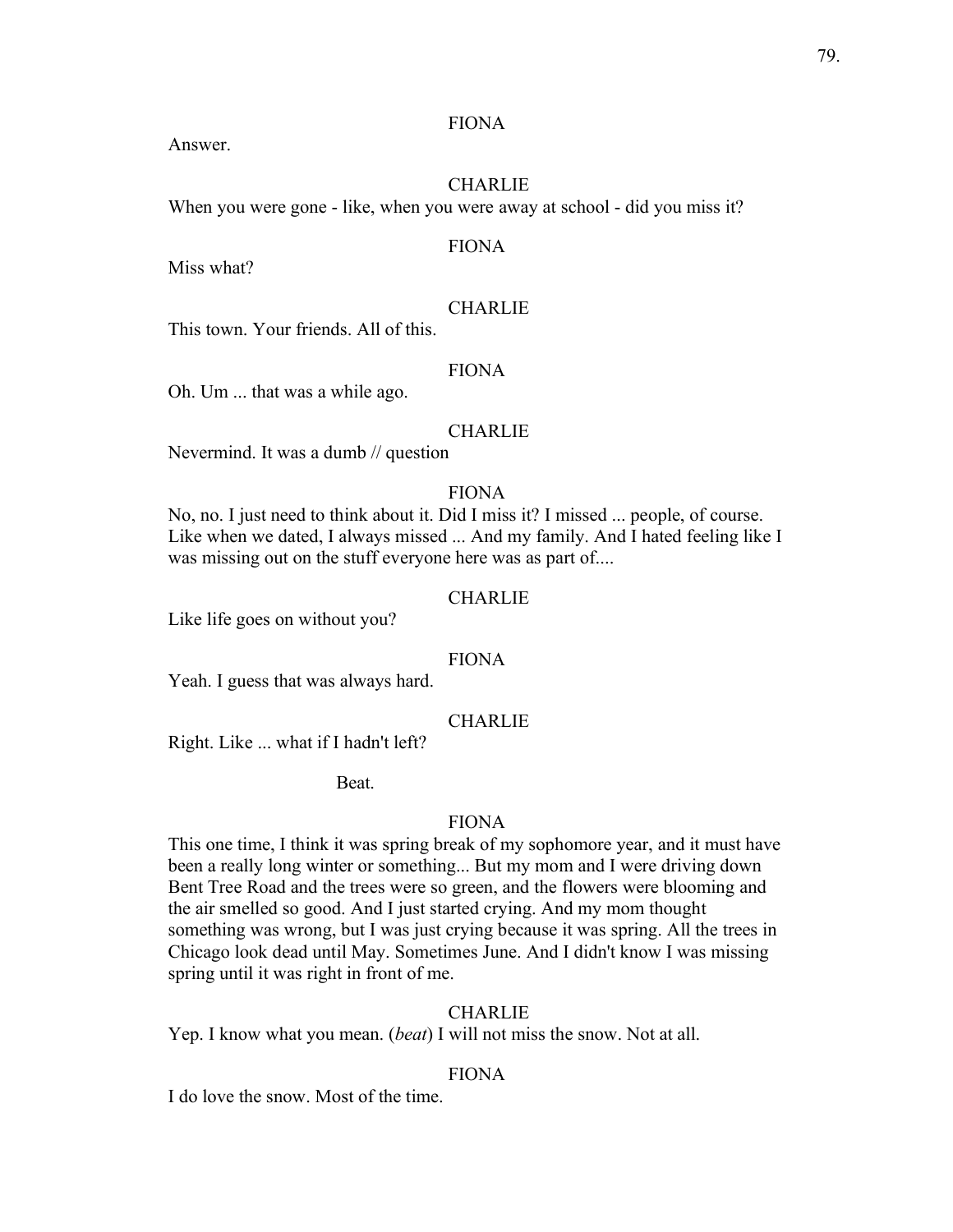FIONA

Answer.

CHARLIE

When you were gone - like, when you were away at school - did you miss it?

FIONA

Miss what?

CHARLIE

This town. Your friends. All of this.

FIONA

Oh. Um ... that was a while ago.

CHARLIE

Nevermind. It was a dumb // question

FIONA

No, no. I just need to think about it. Did I miss it? I missed ... people, of course. Like when we dated, I always missed ... And my family. And I hated feeling like I was missing out on the stuff everyone here was as part of....

CHARLIE

Like life goes on without you?

FIONA

Yeah. I guess that was always hard.

CHARLIE

Right. Like ... what if I hadn't left?

Beat.

FIONA

This one time, I think it was spring break of my sophomore year, and it must have been a really long winter or something... But my mom and I were driving down Bent Tree Road and the trees were so green, and the flowers were blooming and the air smelled so good. And I just started crying. And my mom thought something was wrong, but I was just crying because it was spring. All the trees in Chicago look dead until May. Sometimes June. And I didn't know I was missing spring until it was right in front of me.

CHARLIE

Yep. I know what you mean. (*beat*) I will not miss the snow. Not at all.

FIONA

I do love the snow. Most of the time.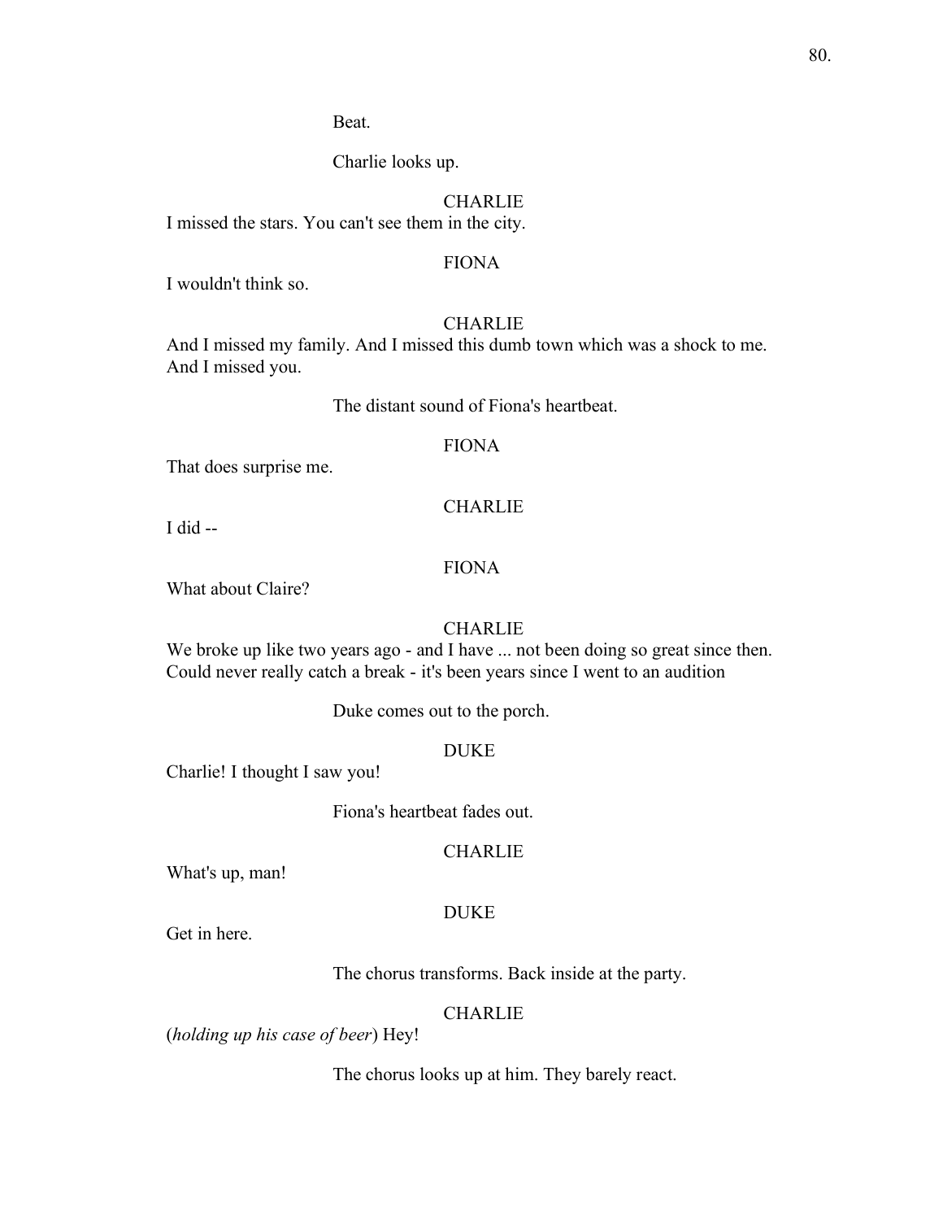Beat.

Charlie looks up.

CHARLIE

I missed the stars. You can't see them in the city.

FIONA

I wouldn't think so.

CHARLIE

And I missed my family. And I missed this dumb town which was a shock to me. And I missed you.

The distant sound of Fiona's heartbeat.

FIONA

That does surprise me.

CHARLIE

I did --

FIONA

What about Claire?

CHARLIE

We broke up like two years ago - and I have ... not been doing so great since then. Could never really catch a break - it's been years since I went to an audition

Duke comes out to the porch.

DUKE

Charlie! I thought I saw you!

Fiona's heartbeat fades out.

CHARLIE

What's up, man!

DUKE

Get in here.

The chorus transforms. Back inside at the party.

CHARLIE

(*holding up his case of beer*) Hey!

The chorus looks up at him. They barely react.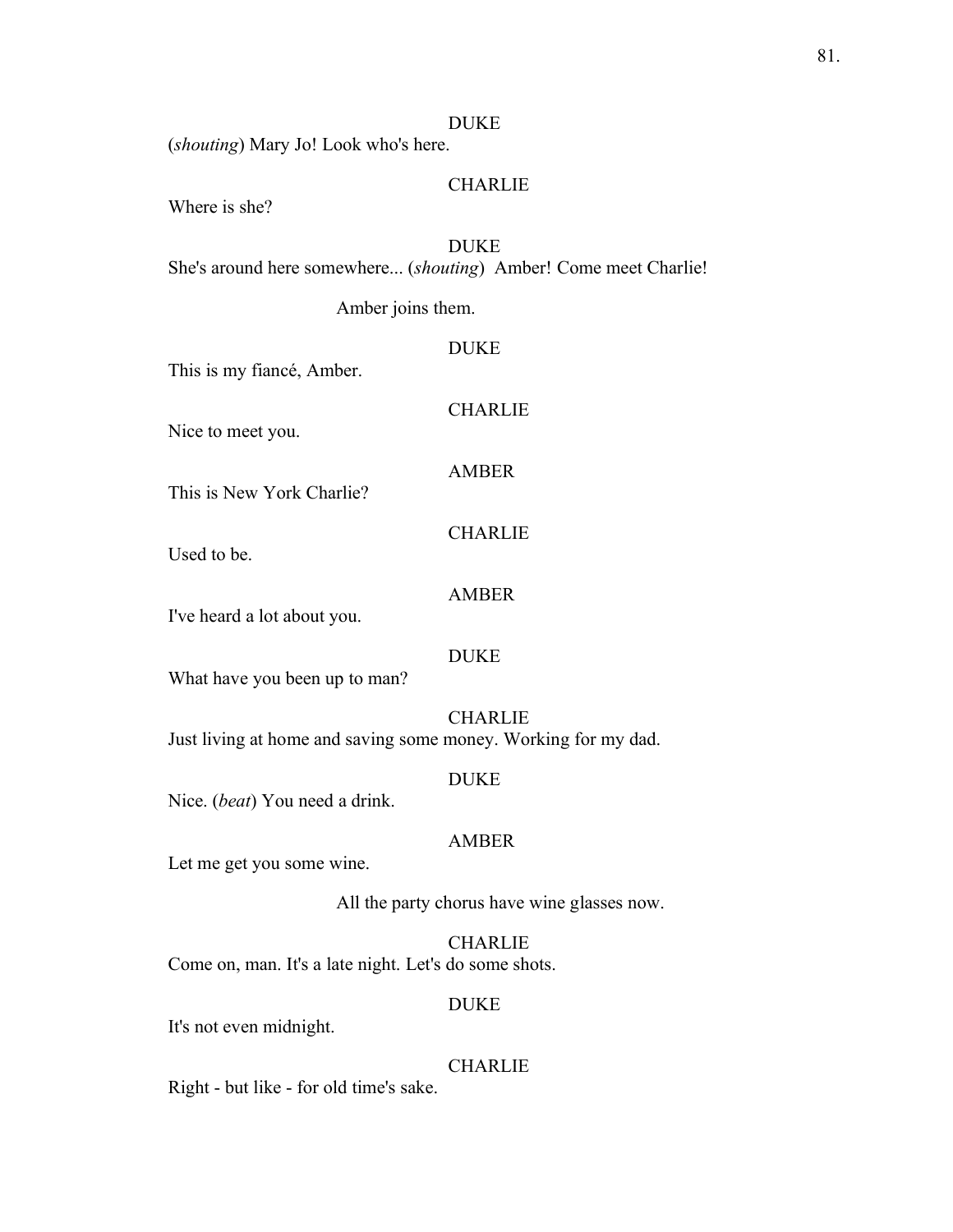DUKE

(*shouting*) Mary Jo! Look who's here.

CHARLIE

Where is she?

DUKE

She's around here somewhere... (*shouting*) Amber! Come meet Charlie!

Amber joins them.

DUKE

This is my fiancé, Amber.

CHARLIE

Nice to meet you.

AMBER

This is New York Charlie?

CHARLIE

Used to be.

AMBER

I've heard a lot about you.

DUKE

What have you been up to man?

CHARLIE

Just living at home and saving some money. Working for my dad.

DUKE

Nice. (*beat*) You need a drink.

AMBER

Let me get you some wine.

All the party chorus have wine glasses now.

CHARLIE

Come on, man. It's a late night. Let's do some shots.

DUKE

It's not even midnight.

CHARLIE

Right - but like - for old time's sake.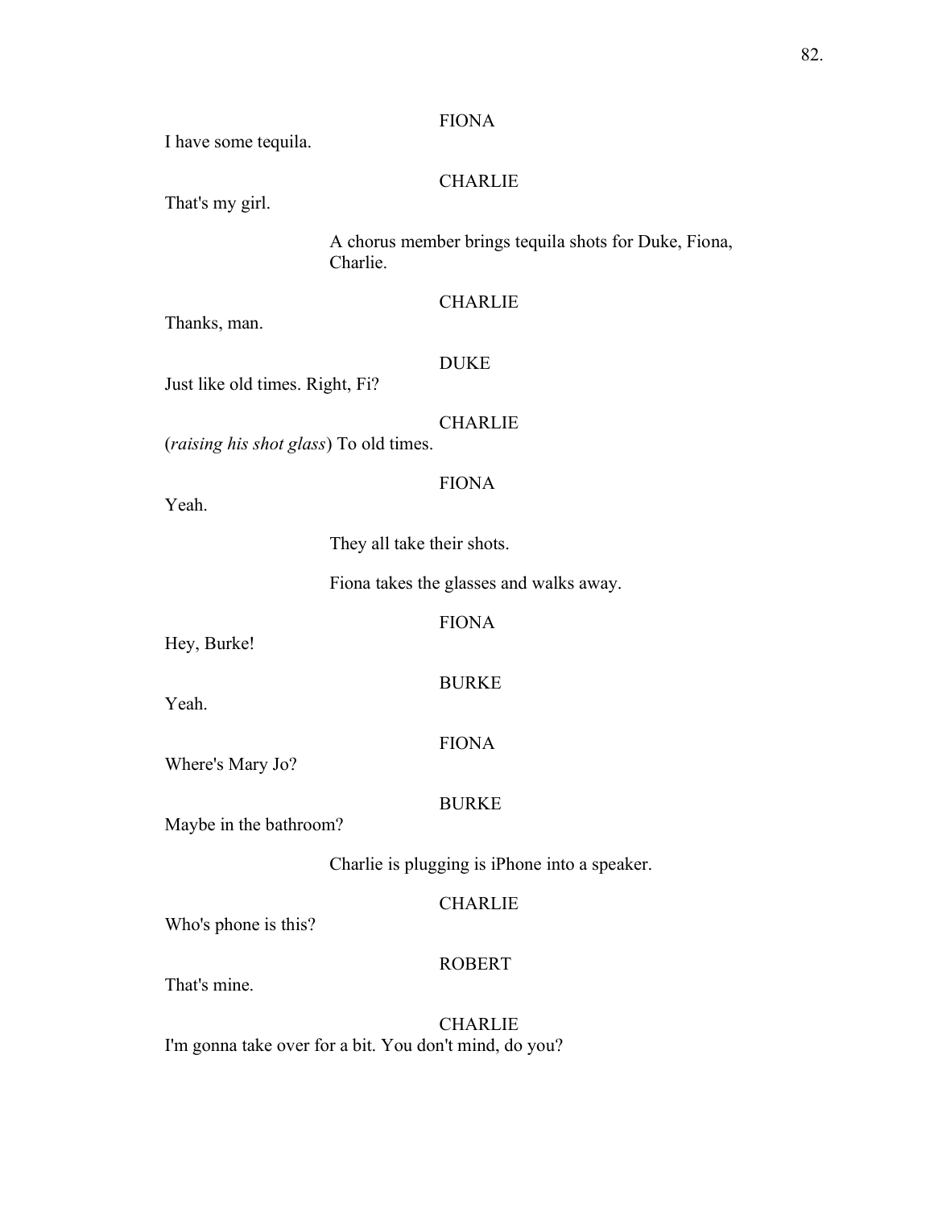FIONA

I have some tequila.

CHARLIE

That's my girl.

A chorus member brings tequila shots for Duke, Fiona, Charlie.

CHARLIE

Thanks, man.

DUKE

Just like old times. Right, Fi?

CHARLIE

(*raising his shot glass*) To old times.

FIONA

Yeah.

They all take their shots.

Fiona takes the glasses and walks away.

FIONA

Hey, Burke!

BURKE

Yeah.

FIONA

Where's Mary Jo?

BURKE

Maybe in the bathroom?

Charlie is plugging is iPhone into a speaker.

CHARLIE

Who's phone is this?

ROBERT

That's mine.

CHARLIE

I'm gonna take over for a bit. You don't mind, do you?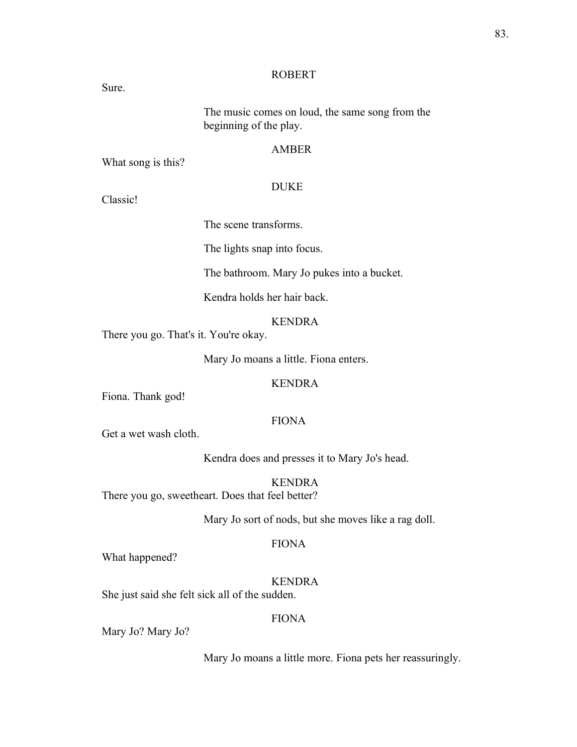ROBERT

Sure.

The music comes on loud, the same song from the beginning of the play.

AMBER

What song is this?

DUKE

Classic!

The scene transforms.

The lights snap into focus.

The bathroom. Mary Jo pukes into a bucket.

Kendra holds her hair back.

KENDRA

There you go. That's it. You're okay.

Mary Jo moans a little. Fiona enters.

KENDRA

Fiona. Thank god!

FIONA

Get a wet wash cloth.

Kendra does and presses it to Mary Jo's head.

KENDRA

There you go, sweetheart. Does that feel better?

Mary Jo sort of nods, but she moves like a rag doll.

FIONA

What happened?

KENDRA

She just said she felt sick all of the sudden.

FIONA

Mary Jo? Mary Jo?

Mary Jo moans a little more. Fiona pets her reassuringly.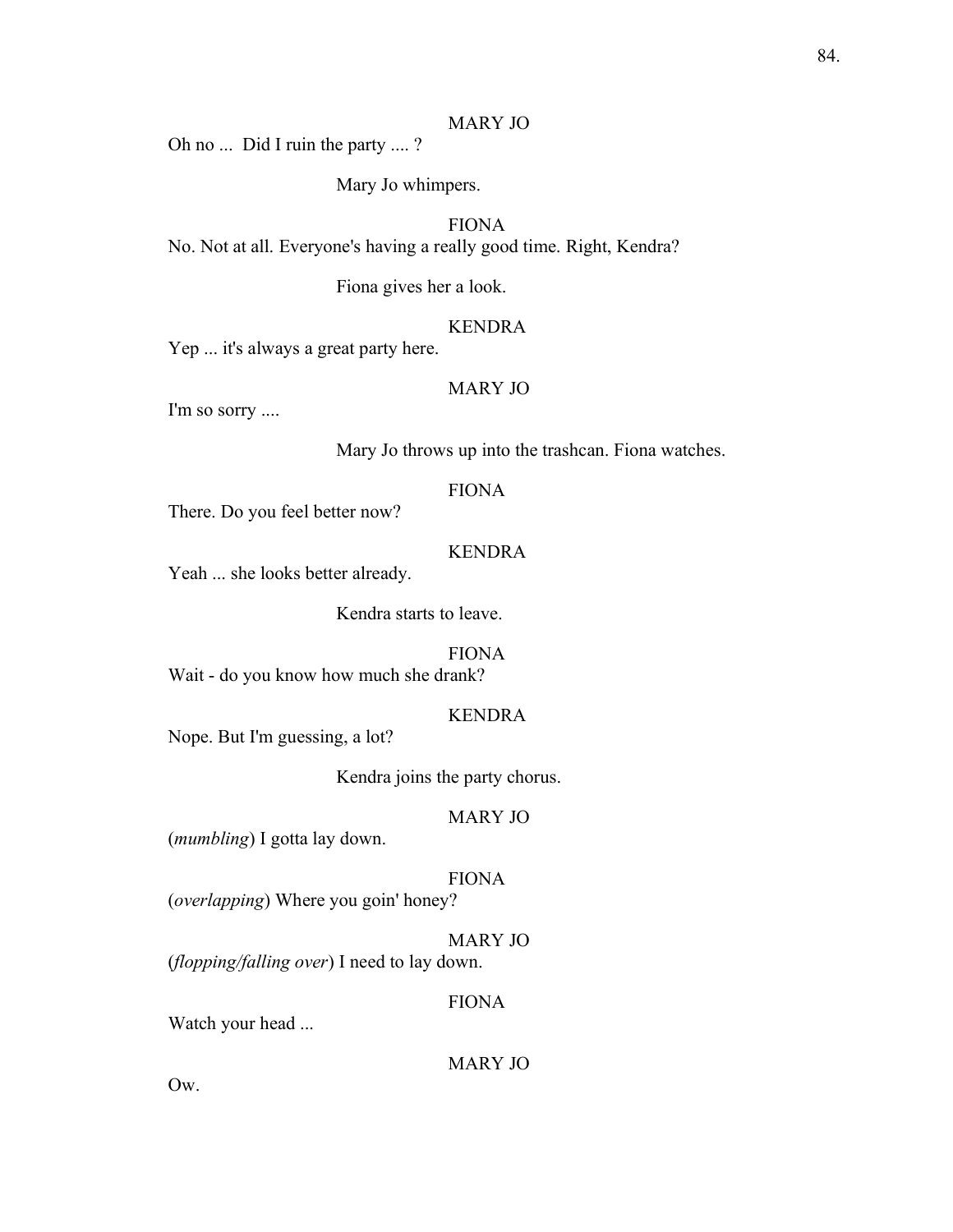MARY JO

Oh no ... Did I ruin the party .... ?

Mary Jo whimpers.

FIONA

No. Not at all. Everyone's having a really good time. Right, Kendra?

Fiona gives her a look.

KENDRA

Yep ... it's always a great party here.

MARY JO

I'm so sorry ....

Mary Jo throws up into the trashcan. Fiona watches.

FIONA

There. Do you feel better now?

KENDRA

Yeah ... she looks better already.

Kendra starts to leave.

FIONA

Wait - do you know how much she drank?

KENDRA

Nope. But I'm guessing, a lot?

Kendra joins the party chorus.

MARY JO

(*mumbling*) I gotta lay down.

FIONA

(*overlapping*) Where you goin' honey?

MARY JO

(*flopping/falling over*) I need to lay down.

FIONA

Watch your head ...

MARY JO

Ow.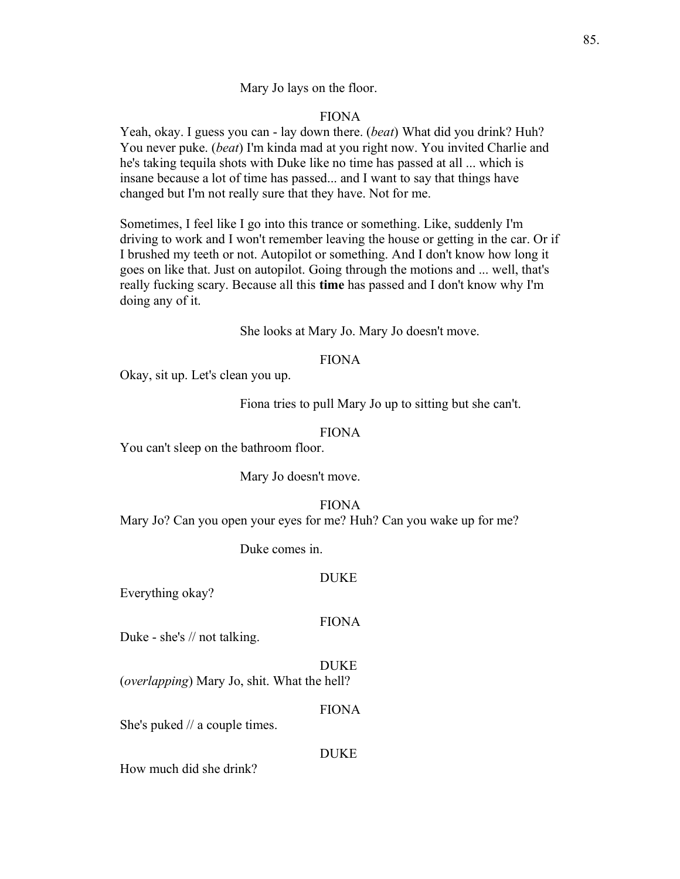Mary Jo lays on the floor.

FIONA

Yeah, okay. I guess you can - lay down there. (*beat*) What did you drink? Huh? You never puke. (*beat*) I'm kinda mad at you right now. You invited Charlie and he's taking tequila shots with Duke like no time has passed at all ... which is insane because a lot of time has passed... and I want to say that things have changed but I'm not really sure that they have. Not for me.

Sometimes, I feel like I go into this trance or something. Like, suddenly I'm driving to work and I won't remember leaving the house or getting in the car. Or if I brushed my teeth or not. Autopilot or something. And I don't know how long it goes on like that. Just on autopilot. Going through the motions and ... well, that's really fucking scary. Because all this **time** has passed and I don't know why I'm doing any of it.

She looks at Mary Jo. Mary Jo doesn't move.

FIONA

Okay, sit up. Let's clean you up.

Fiona tries to pull Mary Jo up to sitting but she can't.

FIONA

You can't sleep on the bathroom floor.

Mary Jo doesn't move.

FIONA

Mary Jo? Can you open your eyes for me? Huh? Can you wake up for me?

Duke comes in.

DUKE

Everything okay?

FIONA

Duke - she's // not talking.

DUKE

(*overlapping*) Mary Jo, shit. What the hell?

FIONA

She's puked // a couple times.

DUKE

How much did she drink?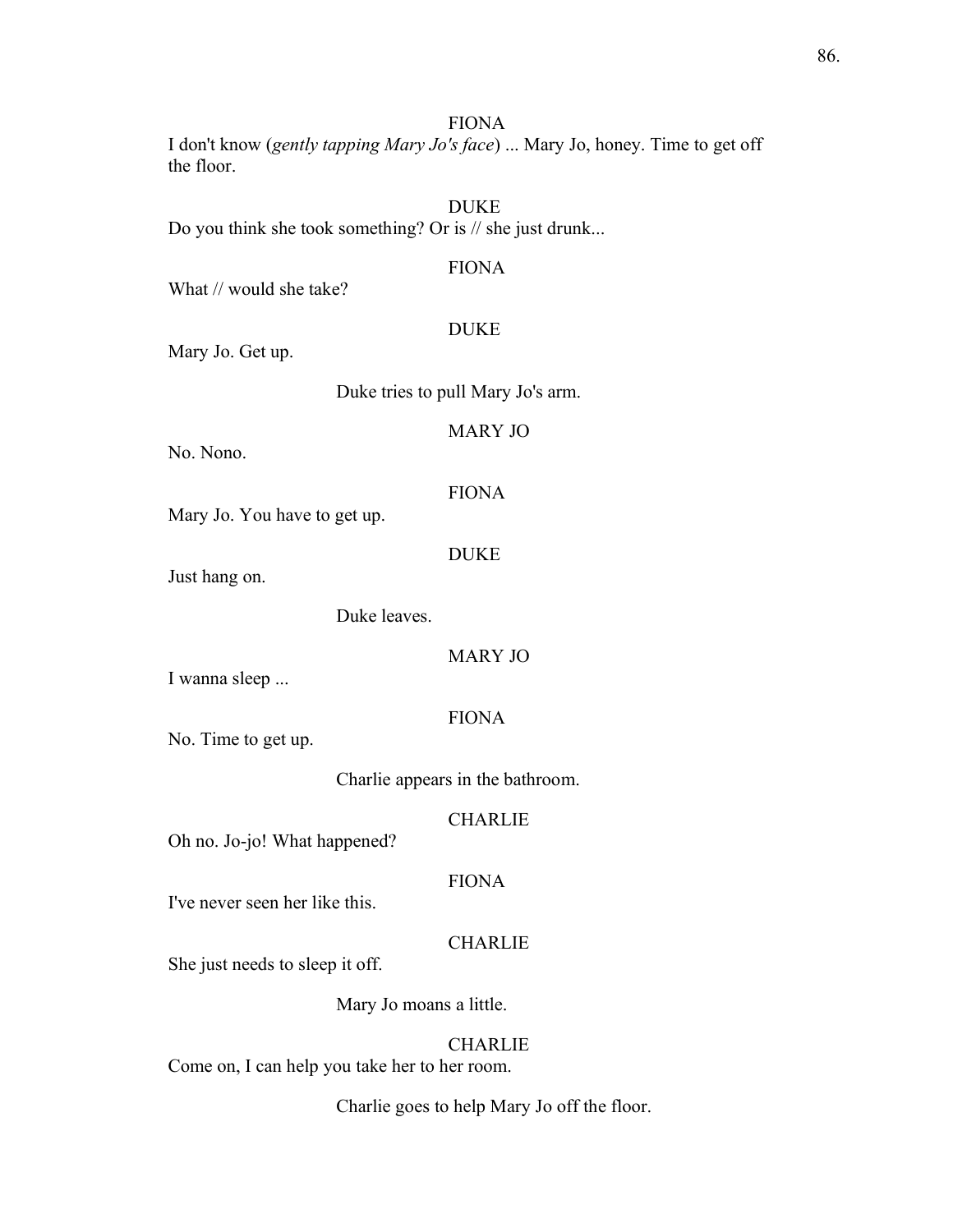FIONA

I don't know (*gently tapping Mary Jo's face*) ... Mary Jo, honey. Time to get off the floor.

DUKE

Do you think she took something? Or is // she just drunk...

FIONA

What // would she take?

DUKE

Mary Jo. Get up.

Duke tries to pull Mary Jo's arm.

MARY JO

No. Nono.

FIONA

Mary Jo. You have to get up.

DUKE

Just hang on.

Duke leaves.

MARY JO

I wanna sleep ...

FIONA

No. Time to get up.

Charlie appears in the bathroom.

CHARLIE

Oh no. Jo-jo! What happened?

FIONA

I've never seen her like this.

CHARLIE

She just needs to sleep it off.

Mary Jo moans a little.

CHARLIE

Come on, I can help you take her to her room.

Charlie goes to help Mary Jo off the floor.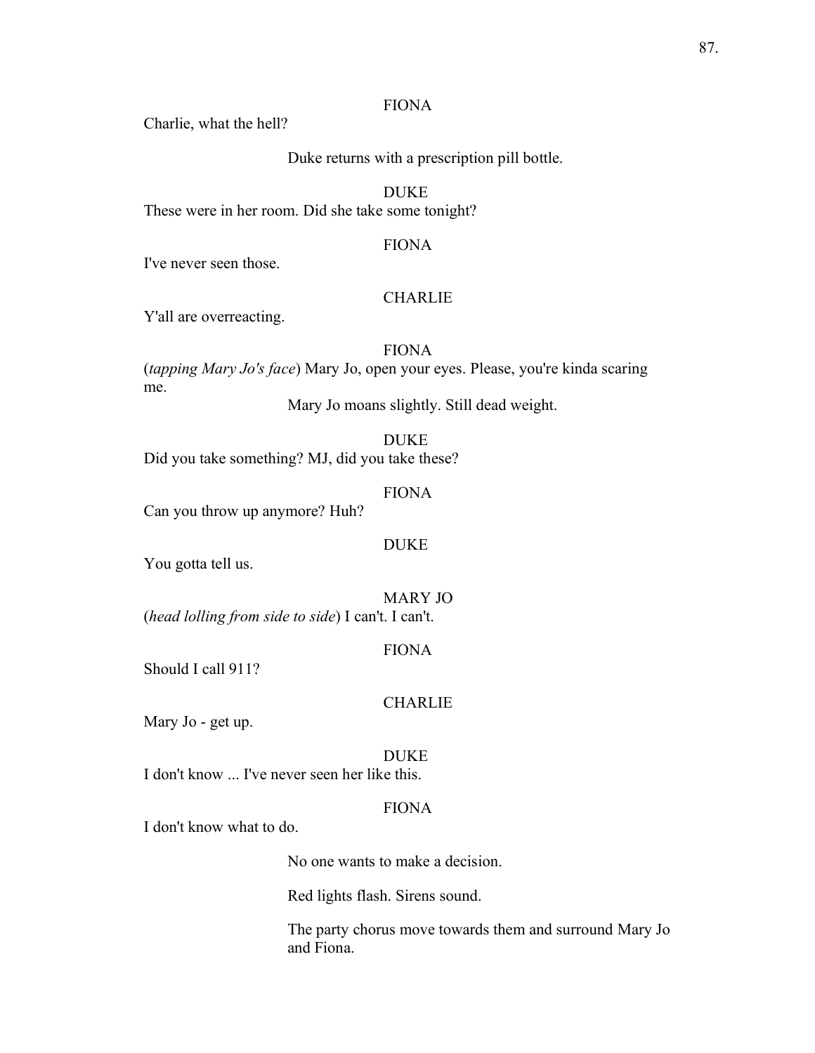FIONA

Charlie, what the hell?

Duke returns with a prescription pill bottle.

DUKE

These were in her room. Did she take some tonight?

FIONA

I've never seen those.

CHARLIE

Y'all are overreacting.

FIONA

(*tapping Mary Jo's face*) Mary Jo, open your eyes. Please, you're kinda scaring me.

Mary Jo moans slightly. Still dead weight.

DUKE

Did you take something? MJ, did you take these?

FIONA

Can you throw up anymore? Huh?

DUKE

You gotta tell us.

MARY JO

(*head lolling from side to side*) I can't. I can't.

FIONA

Should I call 911?

CHARLIE

Mary Jo - get up.

DUKE

I don't know ... I've never seen her like this.

FIONA

I don't know what to do.

No one wants to make a decision.

Red lights flash. Sirens sound.

The party chorus move towards them and surround Mary Jo and Fiona.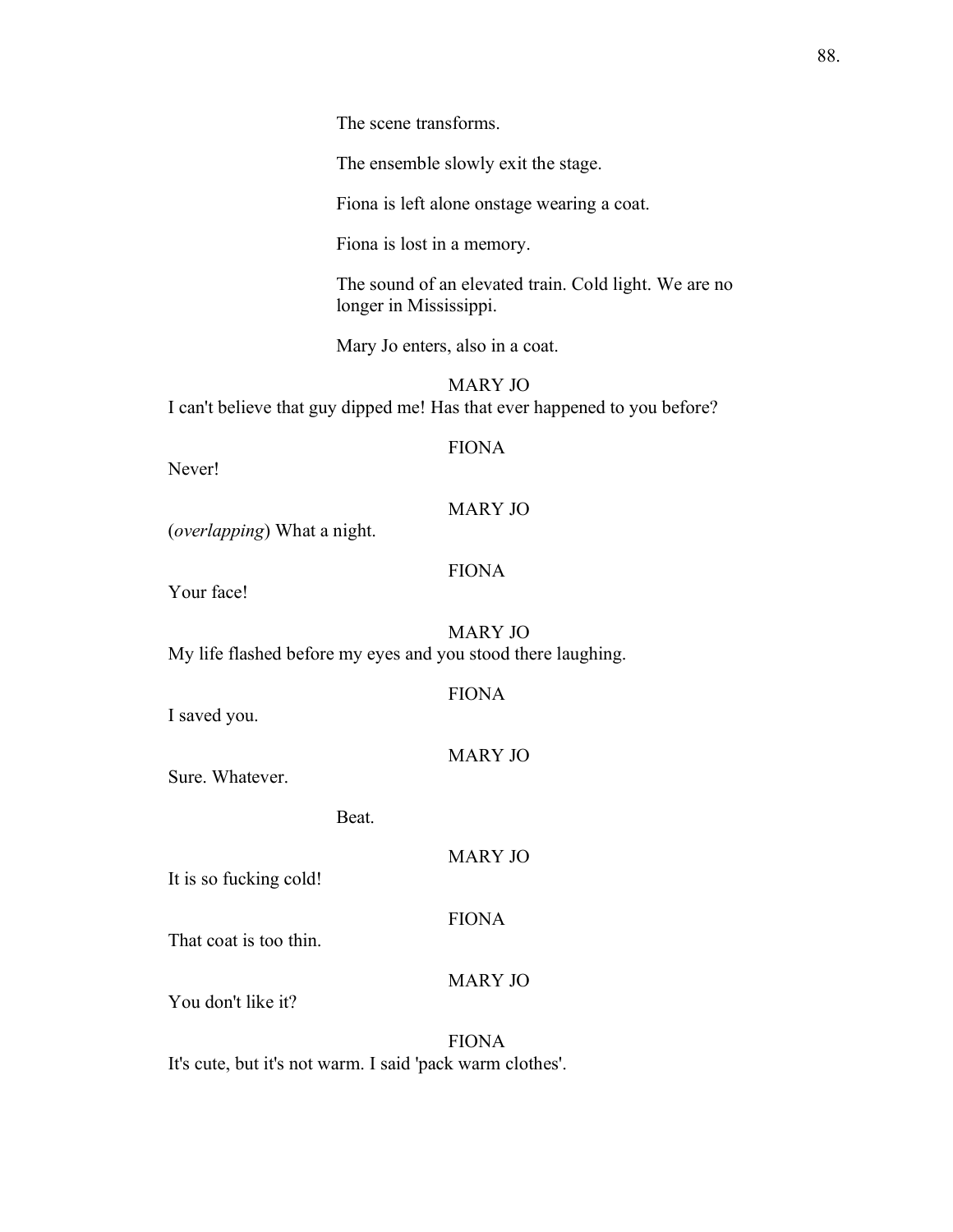The scene transforms.

The ensemble slowly exit the stage.

Fiona is left alone onstage wearing a coat.

Fiona is lost in a memory.

The sound of an elevated train. Cold light. We are no longer in Mississippi.

Mary Jo enters, also in a coat.

MARY JO

I can't believe that guy dipped me! Has that ever happened to you before?

FIONA

Never!

MARY JO

(*overlapping*) What a night.

FIONA

Your face!

MARY JO

My life flashed before my eyes and you stood there laughing.

FIONA

I saved you.

MARY JO

Sure. Whatever.

Beat.

MARY JO

It is so fucking cold!

FIONA

That coat is too thin.

MARY JO

You don't like it?

FIONA

It's cute, but it's not warm. I said 'pack warm clothes'.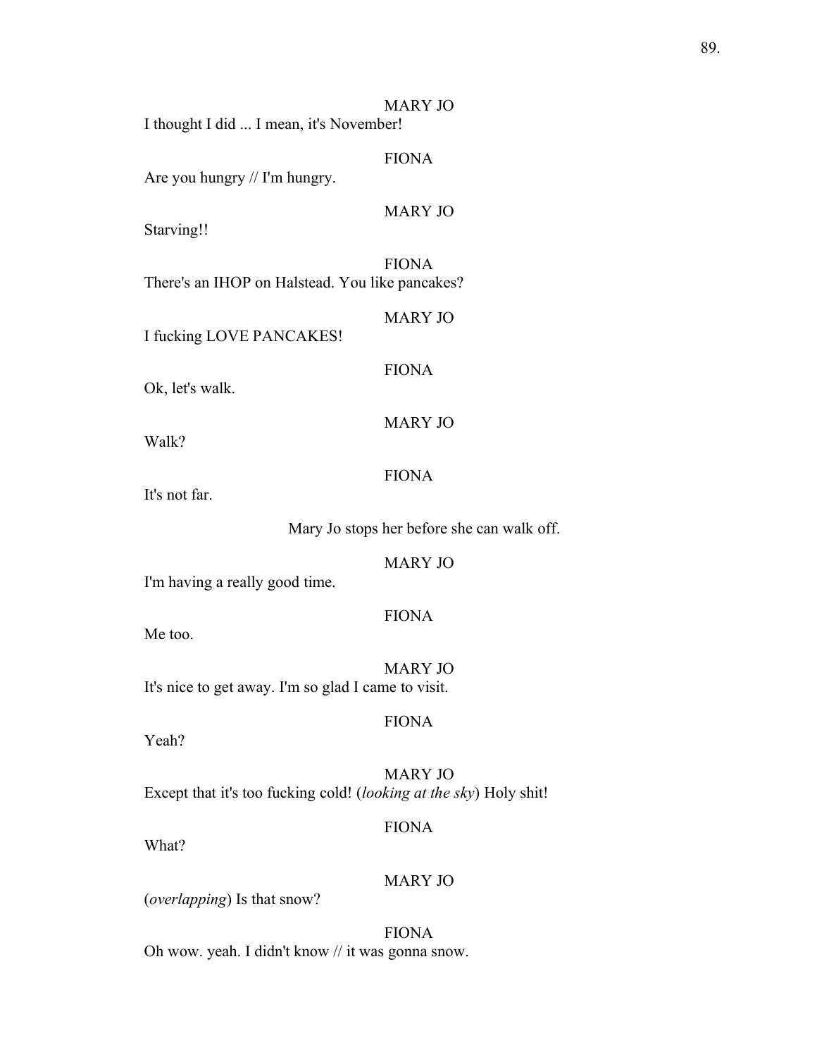MARY JO

I thought I did ... I mean, it's November!

FIONA

Are you hungry // I'm hungry.

MARY JO

Starving!!

FIONA

There's an IHOP on Halstead. You like pancakes?

MARY JO

I fucking LOVE PANCAKES!

FIONA

Ok, let's walk.

MARY JO

Walk?

FIONA

It's not far.

Mary Jo stops her before she can walk off.

MARY JO

I'm having a really good time.

FIONA

Me too.

MARY JO

It's nice to get away. I'm so glad I came to visit.

FIONA

Yeah?

MARY JO

Except that it's too fucking cold! (*looking at the sky*) Holy shit!

FIONA

What?

MARY JO

(*overlapping*) Is that snow?

FIONA

Oh wow. yeah. I didn't know // it was gonna snow.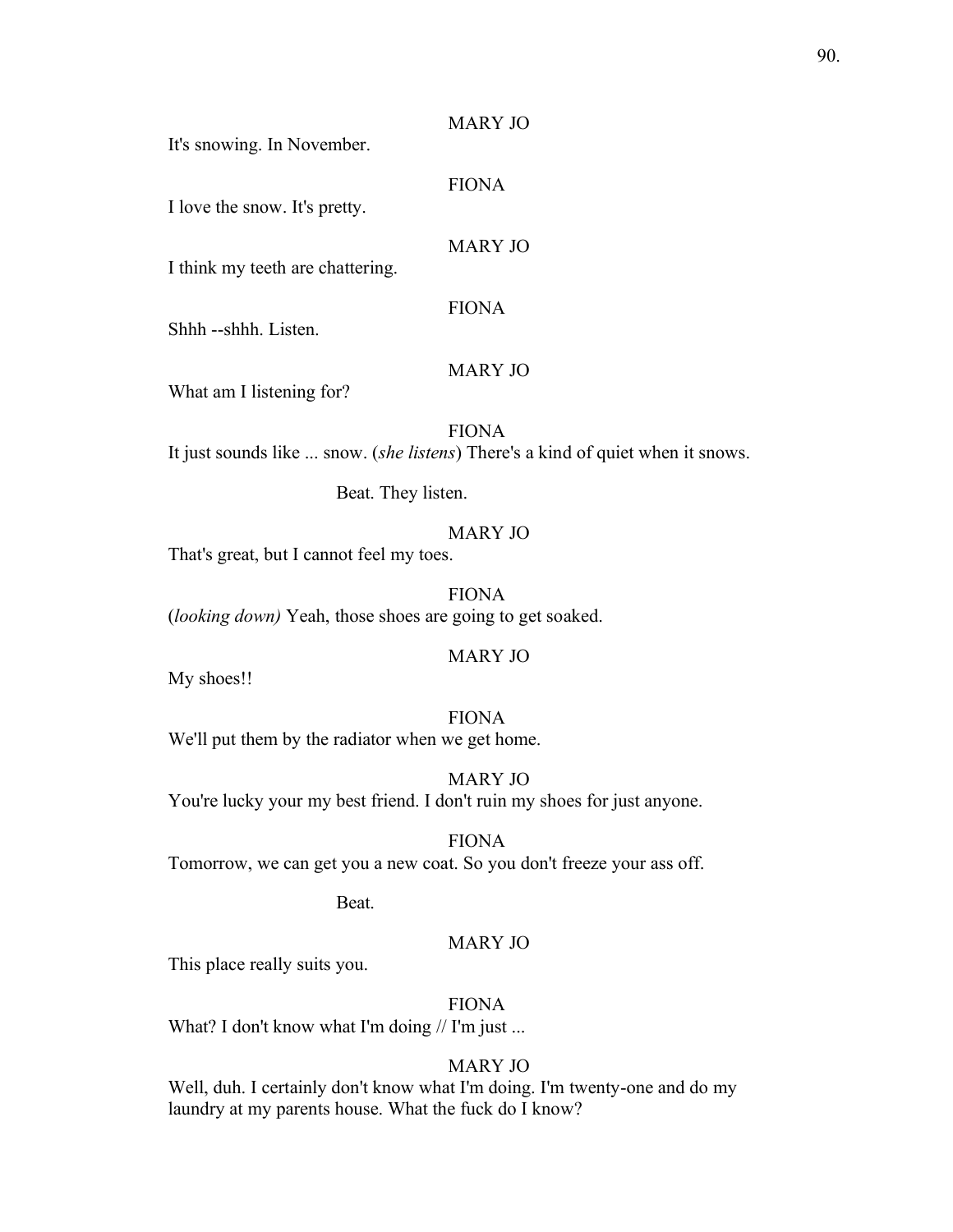MARY JO

It's snowing. In November.

FIONA

I love the snow. It's pretty.

MARY JO

I think my teeth are chattering.

FIONA

Shhh --shhh. Listen.

MARY JO

What am I listening for?

FIONA

It just sounds like ... snow. (*she listens*) There's a kind of quiet when it snows.

Beat. They listen.

MARY JO

That's great, but I cannot feel my toes.

FIONA

(*looking down)* Yeah, those shoes are going to get soaked.

MARY JO

My shoes!!

FIONA

We'll put them by the radiator when we get home.

MARY JO

You're lucky your my best friend. I don't ruin my shoes for just anyone.

FIONA

Tomorrow, we can get you a new coat. So you don't freeze your ass off.

Beat.

MARY JO

This place really suits you.

FIONA

What? I don't know what I'm doing // I'm just ...

MARY JO

Well, duh. I certainly don't know what I'm doing. I'm twenty-one and do my laundry at my parents house. What the fuck do I know?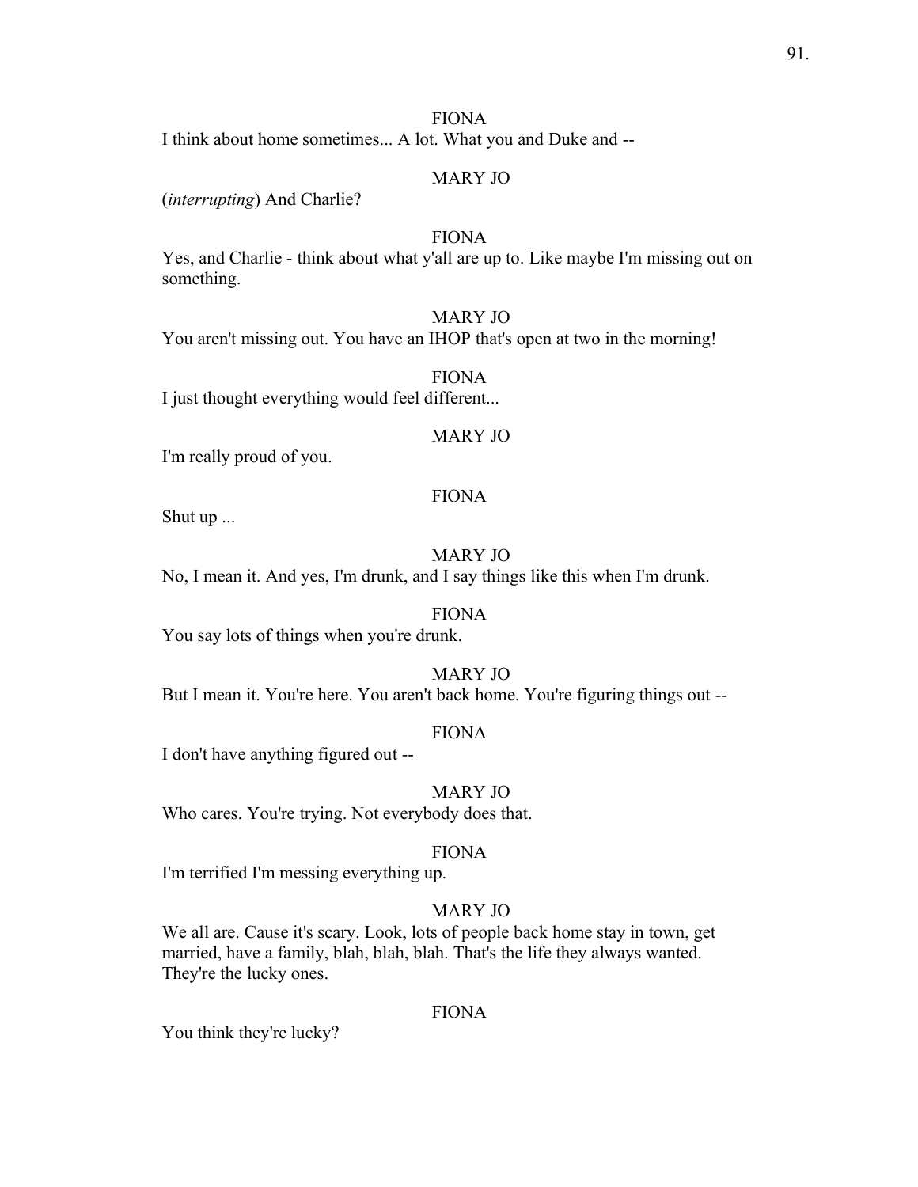FIONA

I think about home sometimes... A lot. What you and Duke and --

MARY JO

(*interrupting*) And Charlie?

FIONA

Yes, and Charlie - think about what y'all are up to. Like maybe I'm missing out on something.

MARY JO

You aren't missing out. You have an IHOP that's open at two in the morning!

FIONA

I just thought everything would feel different...

MARY JO

I'm really proud of you.

FIONA

Shut up ...

MARY JO

No, I mean it. And yes, I'm drunk, and I say things like this when I'm drunk.

FIONA

You say lots of things when you're drunk.

MARY JO

But I mean it. You're here. You aren't back home. You're figuring things out --

FIONA

I don't have anything figured out --

MARY JO

Who cares. You're trying. Not everybody does that.

FIONA

I'm terrified I'm messing everything up.

MARY JO

We all are. Cause it's scary. Look, lots of people back home stay in town, get married, have a family, blah, blah, blah. That's the life they always wanted. They're the lucky ones.

FIONA

You think they're lucky?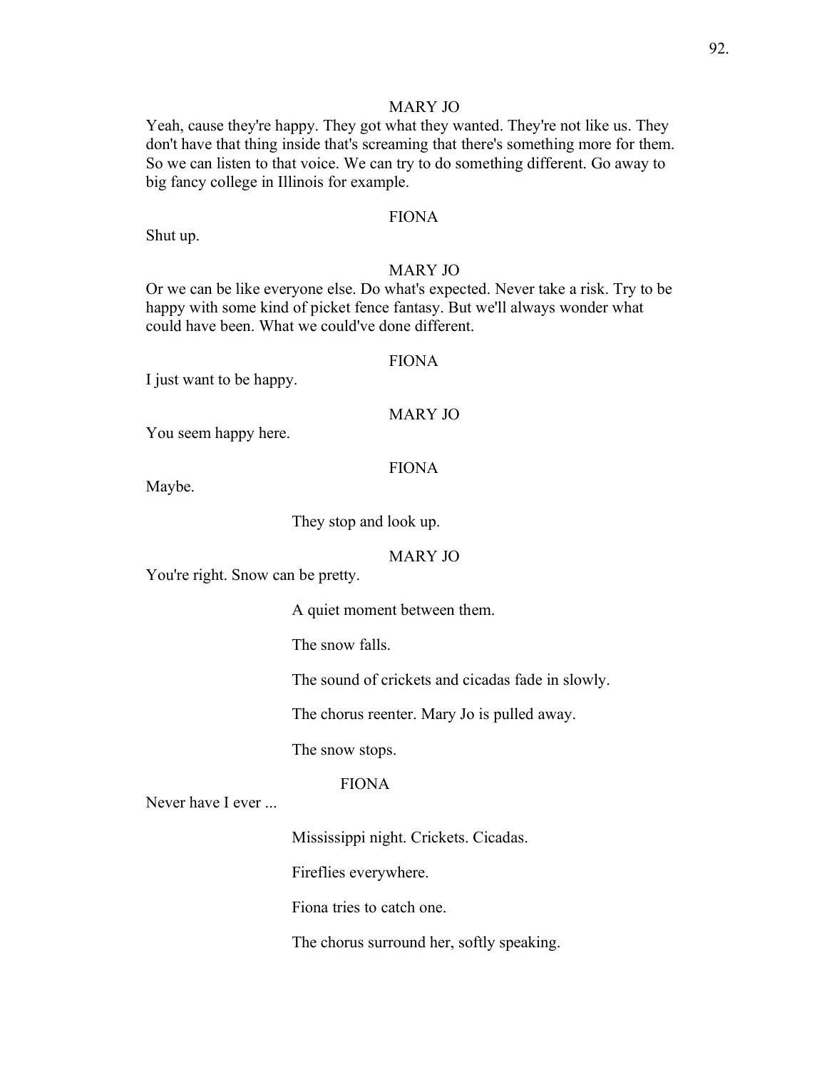MARY JO

Yeah, cause they're happy. They got what they wanted. They're not like us. They don't have that thing inside that's screaming that there's something more for them. So we can listen to that voice. We can try to do something different. Go away to big fancy college in Illinois for example.

FIONA

Shut up.

MARY JO

Or we can be like everyone else. Do what's expected. Never take a risk. Try to be happy with some kind of picket fence fantasy. But we'll always wonder what could have been. What we could've done different.

FIONA

I just want to be happy.

MARY JO

You seem happy here.

FIONA

Maybe.

They stop and look up.

MARY JO

You're right. Snow can be pretty.

A quiet moment between them.

The snow falls.

The sound of crickets and cicadas fade in slowly.

The chorus reenter. Mary Jo is pulled away.

The snow stops.

FIONA

Never have I ever ...

Mississippi night. Crickets. Cicadas.

Fireflies everywhere.

Fiona tries to catch one.

The chorus surround her, softly speaking.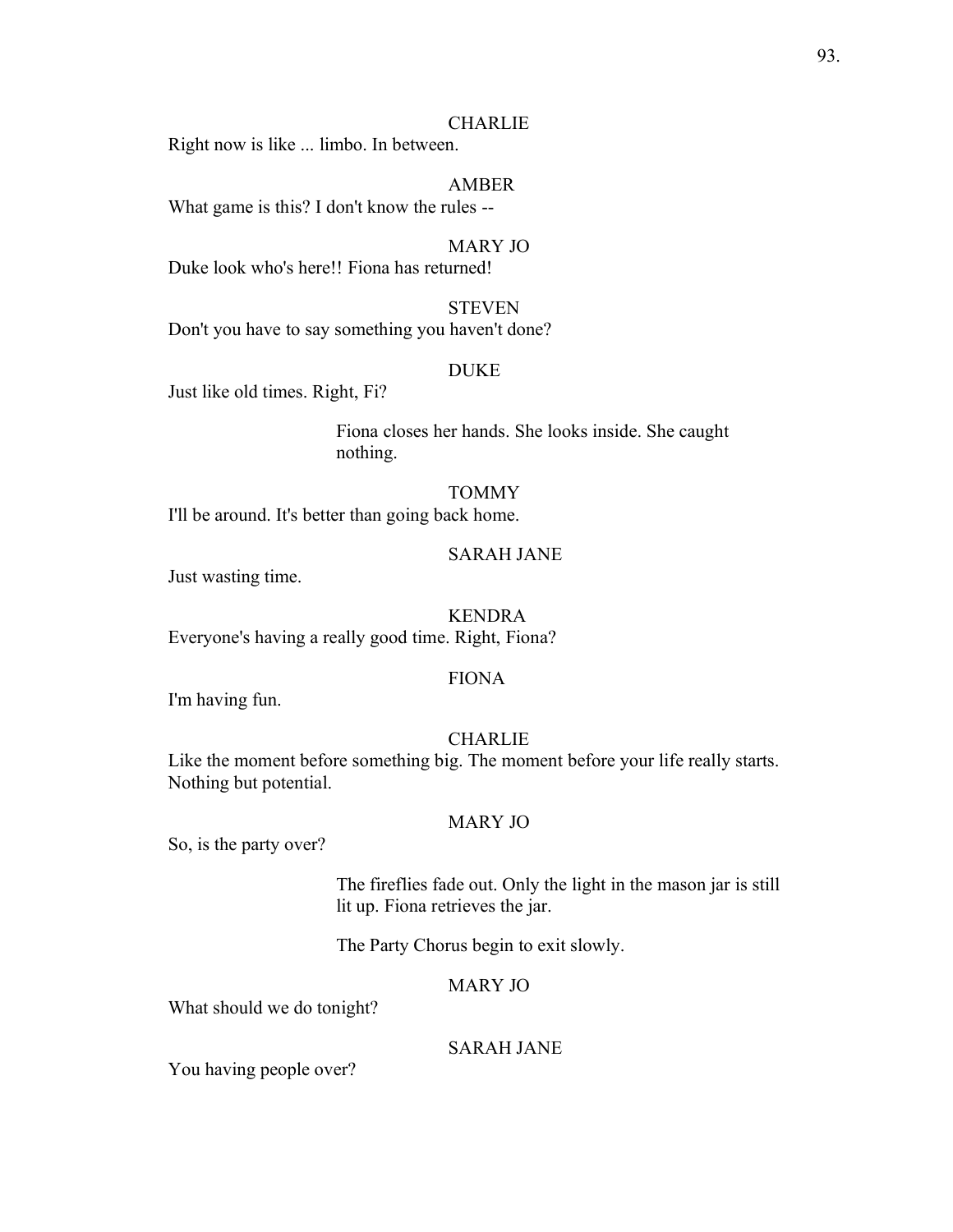CHARLIE

Right now is like ... limbo. In between.

AMBER

What game is this? I don't know the rules --

MARY JO

Duke look who's here!! Fiona has returned!

STEVEN

Don't you have to say something you haven't done?

DUKE

Just like old times. Right, Fi?

> Fiona closes her hands. She looks inside. She caught nothing.

TOMMY

I'll be around. It's better than going back home.

SARAH JANE

Just wasting time.

KENDRA

Everyone's having a really good time. Right, Fiona?

FIONA

I'm having fun.

CHARLIE

Like the moment before something big. The moment before your life really starts. Nothing but potential.

MARY JO

So, is the party over?

> The fireflies fade out. Only the light in the mason jar is still lit up. Fiona retrieves the jar.

> The Party Chorus begin to exit slowly.

MARY JO

What should we do tonight?

SARAH JANE

You having people over?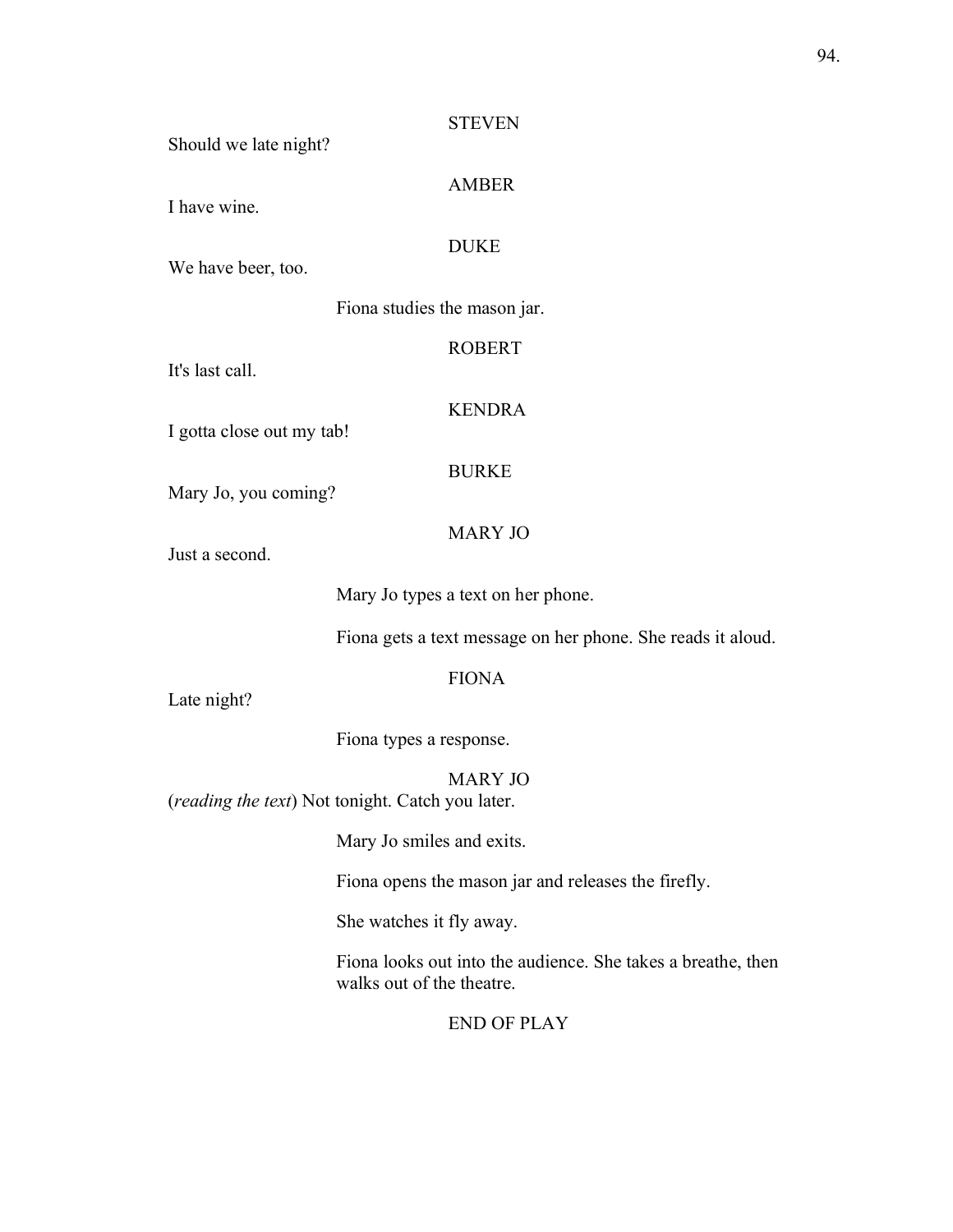STEVEN

Should we late night?

AMBER

I have wine.

DUKE

We have beer, too.

Fiona studies the mason jar.

ROBERT

It's last call.

KENDRA

I gotta close out my tab!

BURKE

Mary Jo, you coming?

MARY JO

Just a second.

Mary Jo types a text on her phone.

Fiona gets a text message on her phone. She reads it aloud.

FIONA

Late night?

Fiona types a response.

MARY JO

(*reading the text*) Not tonight. Catch you later.

Mary Jo smiles and exits.

Fiona opens the mason jar and releases the firefly.

She watches it fly away.

Fiona looks out into the audience. She takes a breathe, then walks out of the theatre.

END OF PLAY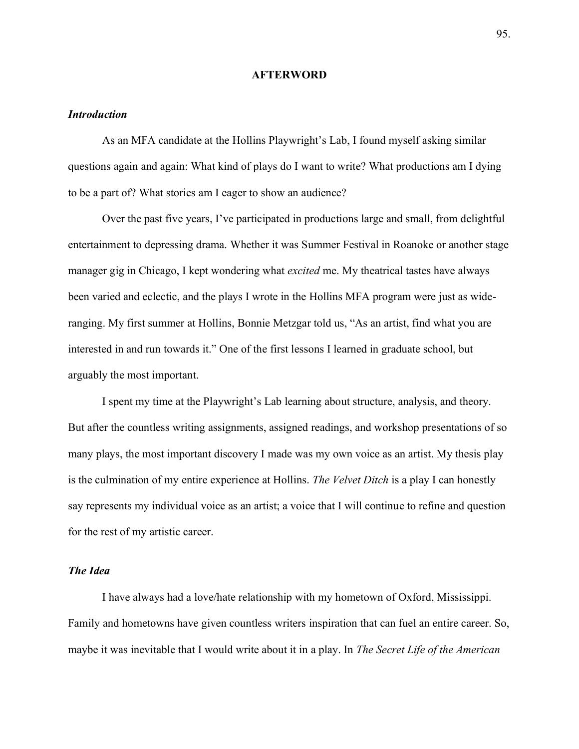## AFTERWORD

### *Introduction*

As an MFA candidate at the Hollins Playwright's Lab, I found myself asking similar questions again and again: What kind of plays do I want to write? What productions am I dying to be a part of? What stories am I eager to show an audience?

Over the past five years, I've participated in productions large and small, from delightful entertainment to depressing drama. Whether it was Summer Festival in Roanoke or another stage manager gig in Chicago, I kept wondering what *excited* me. My theatrical tastes have always been varied and eclectic, and the plays I wrote in the Hollins MFA program were just as wide-ranging. My first summer at Hollins, Bonnie Metzgar told us, "As an artist, find what you are interested in and run towards it." One of the first lessons I learned in graduate school, but arguably the most important.

I spent my time at the Playwright's Lab learning about structure, analysis, and theory. But after the countless writing assignments, assigned readings, and workshop presentations of so many plays, the most important discovery I made was my own voice as an artist. My thesis play is the culmination of my entire experience at Hollins. *The Velvet Ditch* is a play I can honestly say represents my individual voice as an artist; a voice that I will continue to refine and question for the rest of my artistic career.

### *The Idea*

I have always had a love/hate relationship with my hometown of Oxford, Mississippi. Family and hometowns have given countless writers inspiration that can fuel an entire career. So, maybe it was inevitable that I would write about it in a play. In *The Secret Life of the American*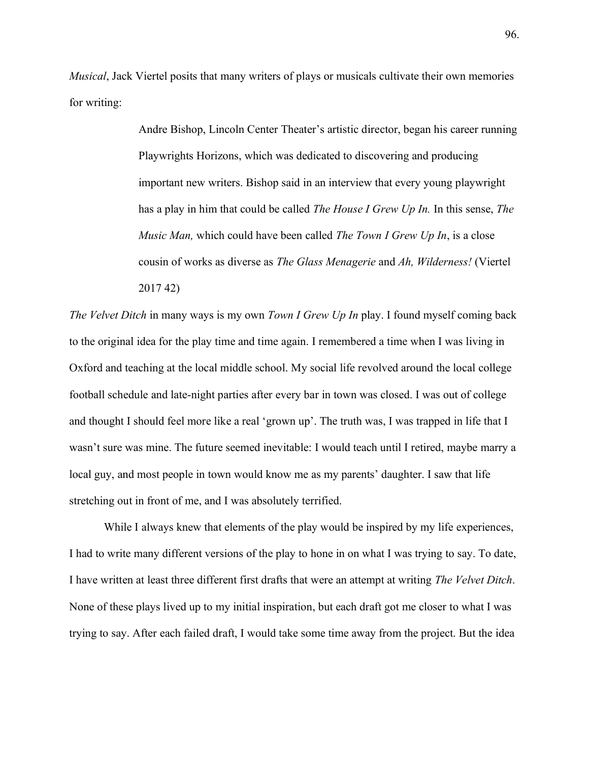*Musical*, Jack Viertel posits that many writers of plays or musicals cultivate their own memories for writing:

> Andre Bishop, Lincoln Center Theater's artistic director, began his career running Playwrights Horizons, which was dedicated to discovering and producing important new writers. Bishop said in an interview that every young playwright has a play in him that could be called *The House I Grew Up In.* In this sense, *The Music Man,* which could have been called *The Town I Grew Up In*, is a close cousin of works as diverse as *The Glass Menagerie* and *Ah, Wilderness!* (Viertel 2017 42)

*The Velvet Ditch* in many ways is my own *Town I Grew Up In* play. I found myself coming back to the original idea for the play time and time again. I remembered a time when I was living in Oxford and teaching at the local middle school. My social life revolved around the local college football schedule and late-night parties after every bar in town was closed. I was out of college and thought I should feel more like a real 'grown up'. The truth was, I was trapped in life that I wasn't sure was mine. The future seemed inevitable: I would teach until I retired, maybe marry a local guy, and most people in town would know me as my parents' daughter. I saw that life stretching out in front of me, and I was absolutely terrified.

While I always knew that elements of the play would be inspired by my life experiences, I had to write many different versions of the play to hone in on what I was trying to say. To date, I have written at least three different first drafts that were an attempt at writing *The Velvet Ditch*. None of these plays lived up to my initial inspiration, but each draft got me closer to what I was trying to say. After each failed draft, I would take some time away from the project. But the idea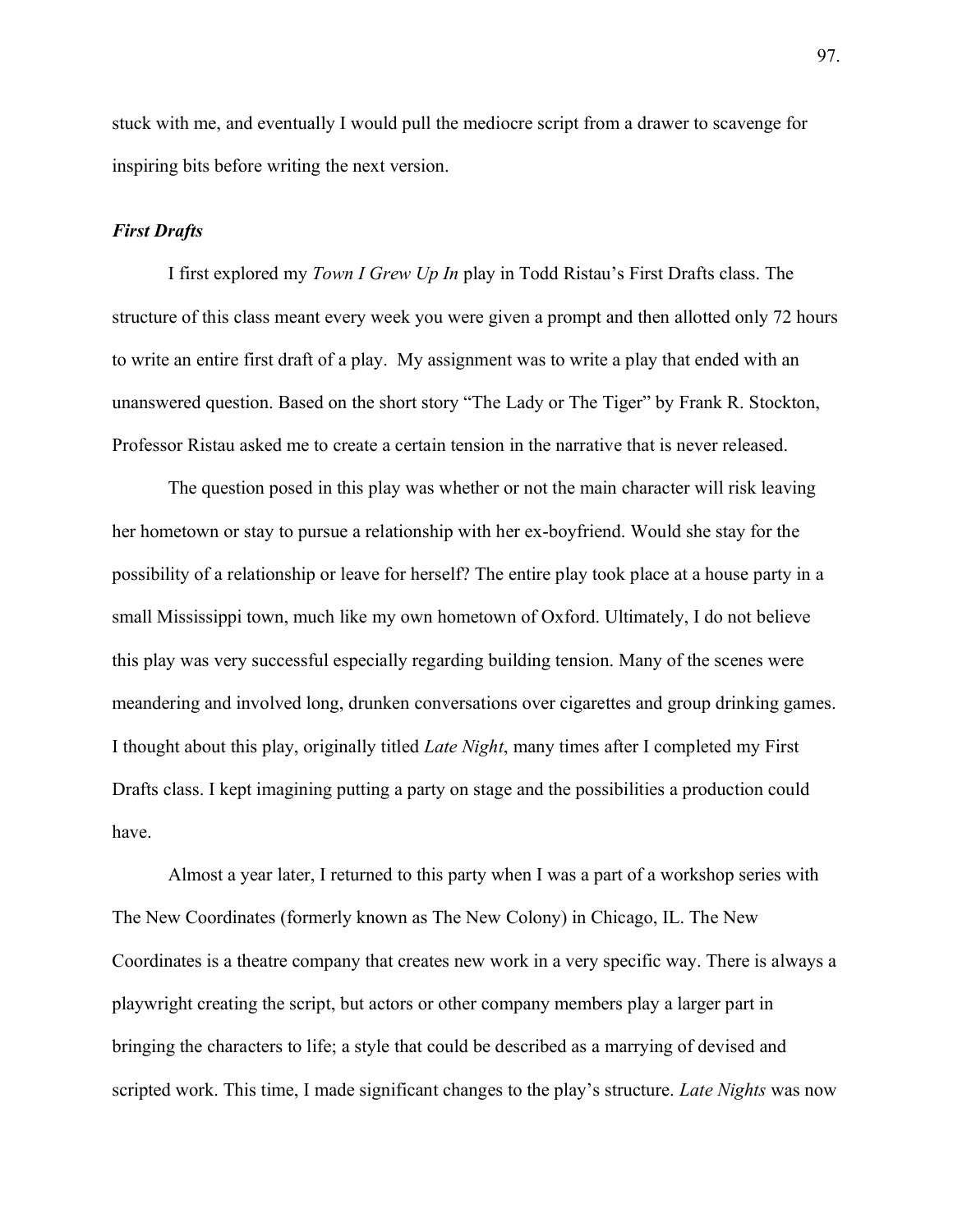stuck with me, and eventually I would pull the mediocre script from a drawer to scavenge for inspiring bits before writing the next version.

### ***First Drafts***

I first explored my *Town I Grew Up In* play in Todd Ristau's First Drafts class. The structure of this class meant every week you were given a prompt and then allotted only 72 hours to write an entire first draft of a play. My assignment was to write a play that ended with an unanswered question. Based on the short story "The Lady or The Tiger" by Frank R. Stockton, Professor Ristau asked me to create a certain tension in the narrative that is never released.

The question posed in this play was whether or not the main character will risk leaving her hometown or stay to pursue a relationship with her ex-boyfriend. Would she stay for the possibility of a relationship or leave for herself? The entire play took place at a house party in a small Mississippi town, much like my own hometown of Oxford. Ultimately, I do not believe this play was very successful especially regarding building tension. Many of the scenes were meandering and involved long, drunken conversations over cigarettes and group drinking games. I thought about this play, originally titled *Late Night*, many times after I completed my First Drafts class. I kept imagining putting a party on stage and the possibilities a production could have.

Almost a year later, I returned to this party when I was a part of a workshop series with The New Coordinates (formerly known as The New Colony) in Chicago, IL. The New Coordinates is a theatre company that creates new work in a very specific way. There is always a playwright creating the script, but actors or other company members play a larger part in bringing the characters to life; a style that could be described as a marrying of devised and scripted work. This time, I made significant changes to the play's structure. *Late Nights* was now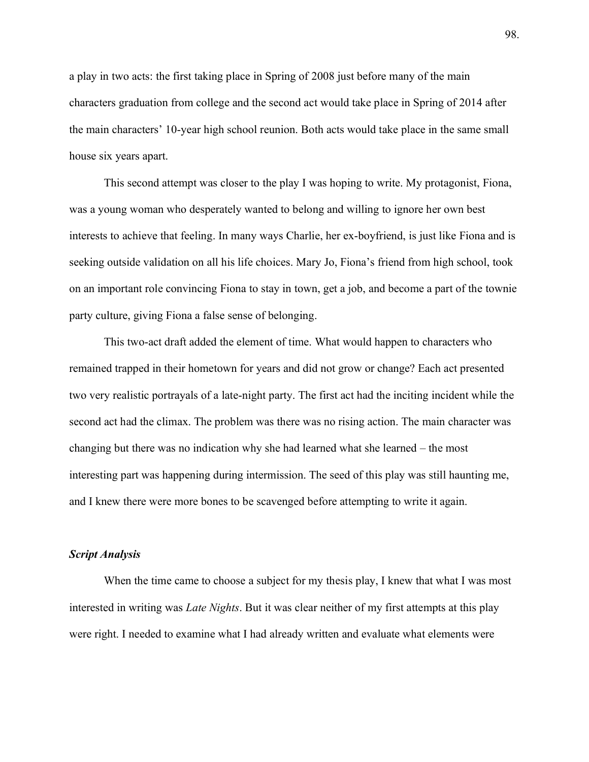a play in two acts: the first taking place in Spring of 2008 just before many of the main characters graduation from college and the second act would take place in Spring of 2014 after the main characters' 10-year high school reunion. Both acts would take place in the same small house six years apart.

This second attempt was closer to the play I was hoping to write. My protagonist, Fiona, was a young woman who desperately wanted to belong and willing to ignore her own best interests to achieve that feeling. In many ways Charlie, her ex-boyfriend, is just like Fiona and is seeking outside validation on all his life choices. Mary Jo, Fiona's friend from high school, took on an important role convincing Fiona to stay in town, get a job, and become a part of the townie party culture, giving Fiona a false sense of belonging.

This two-act draft added the element of time. What would happen to characters who remained trapped in their hometown for years and did not grow or change? Each act presented two very realistic portrayals of a late-night party. The first act had the inciting incident while the second act had the climax. The problem was there was no rising action. The main character was changing but there was no indication why she had learned what she learned – the most interesting part was happening during intermission. The seed of this play was still haunting me, and I knew there were more bones to be scavenged before attempting to write it again.

### *Script Analysis*

When the time came to choose a subject for my thesis play, I knew that what I was most interested in writing was *Late Nights*. But it was clear neither of my first attempts at this play were right. I needed to examine what I had already written and evaluate what elements were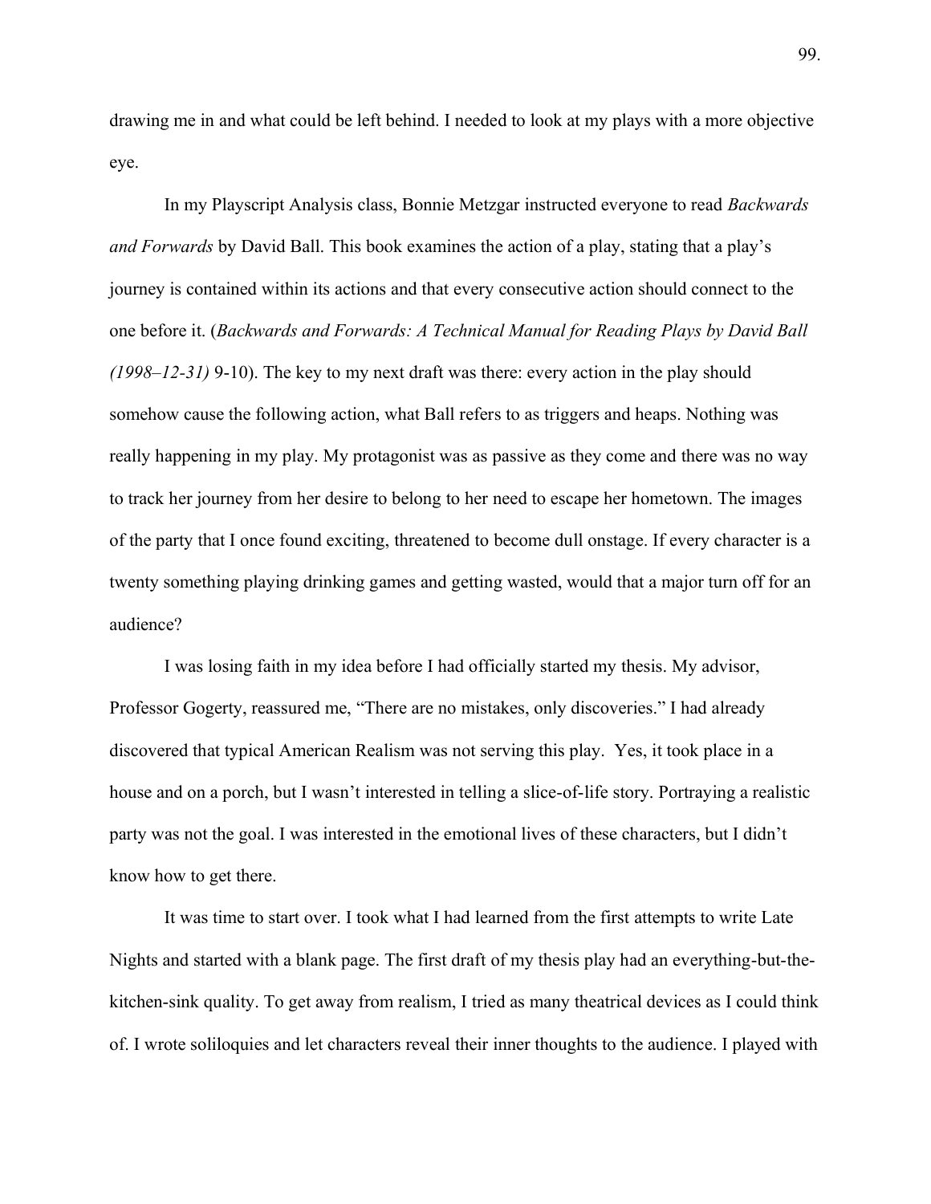drawing me in and what could be left behind. I needed to look at my plays with a more objective eye.

In my Playscript Analysis class, Bonnie Metzgar instructed everyone to read *Backwards and Forwards* by David Ball. This book examines the action of a play, stating that a play's journey is contained within its actions and that every consecutive action should connect to the one before it. (*Backwards and Forwards: A Technical Manual for Reading Plays by David Ball (1998–12-31)* 9-10). The key to my next draft was there: every action in the play should somehow cause the following action, what Ball refers to as triggers and heaps. Nothing was really happening in my play. My protagonist was as passive as they come and there was no way to track her journey from her desire to belong to her need to escape her hometown. The images of the party that I once found exciting, threatened to become dull onstage. If every character is a twenty something playing drinking games and getting wasted, would that a major turn off for an audience?

I was losing faith in my idea before I had officially started my thesis. My advisor, Professor Gogerty, reassured me, "There are no mistakes, only discoveries." I had already discovered that typical American Realism was not serving this play. Yes, it took place in a house and on a porch, but I wasn't interested in telling a slice-of-life story. Portraying a realistic party was not the goal. I was interested in the emotional lives of these characters, but I didn't know how to get there.

It was time to start over. I took what I had learned from the first attempts to write Late Nights and started with a blank page. The first draft of my thesis play had an everything-but-the-kitchen-sink quality. To get away from realism, I tried as many theatrical devices as I could think of. I wrote soliloquies and let characters reveal their inner thoughts to the audience. I played with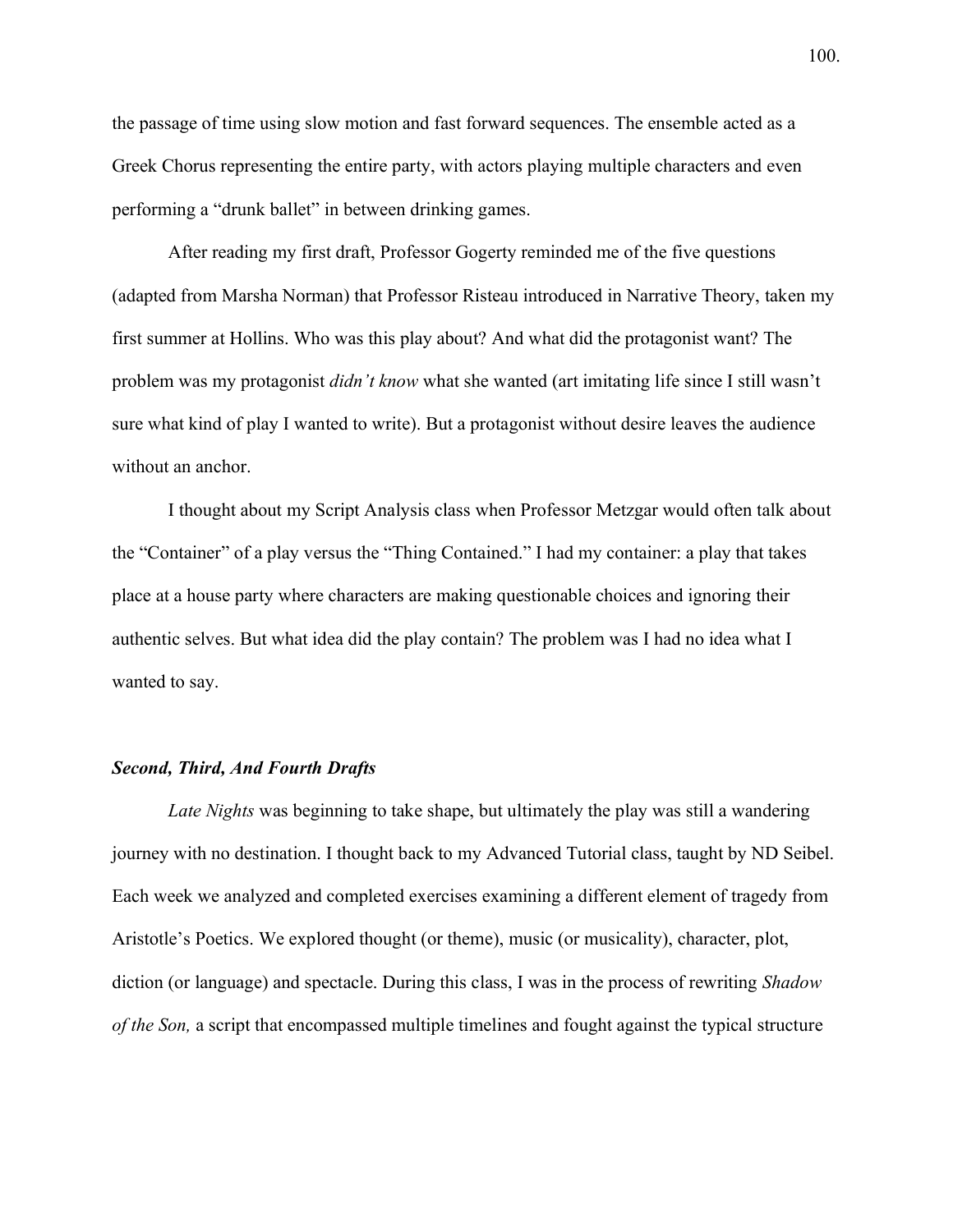the passage of time using slow motion and fast forward sequences. The ensemble acted as a Greek Chorus representing the entire party, with actors playing multiple characters and even performing a "drunk ballet" in between drinking games.

After reading my first draft, Professor Gogerty reminded me of the five questions (adapted from Marsha Norman) that Professor Risteau introduced in Narrative Theory, taken my first summer at Hollins. Who was this play about? And what did the protagonist want? The problem was my protagonist *didn't know* what she wanted (art imitating life since I still wasn't sure what kind of play I wanted to write). But a protagonist without desire leaves the audience without an anchor.

I thought about my Script Analysis class when Professor Metzgar would often talk about the "Container" of a play versus the "Thing Contained." I had my container: a play that takes place at a house party where characters are making questionable choices and ignoring their authentic selves. But what idea did the play contain? The problem was I had no idea what I wanted to say.

### ***Second, Third, And Fourth Drafts***

*Late Nights* was beginning to take shape, but ultimately the play was still a wandering journey with no destination. I thought back to my Advanced Tutorial class, taught by ND Seibel. Each week we analyzed and completed exercises examining a different element of tragedy from Aristotle's Poetics. We explored thought (or theme), music (or musicality), character, plot, diction (or language) and spectacle. During this class, I was in the process of rewriting *Shadow of the Son,* a script that encompassed multiple timelines and fought against the typical structure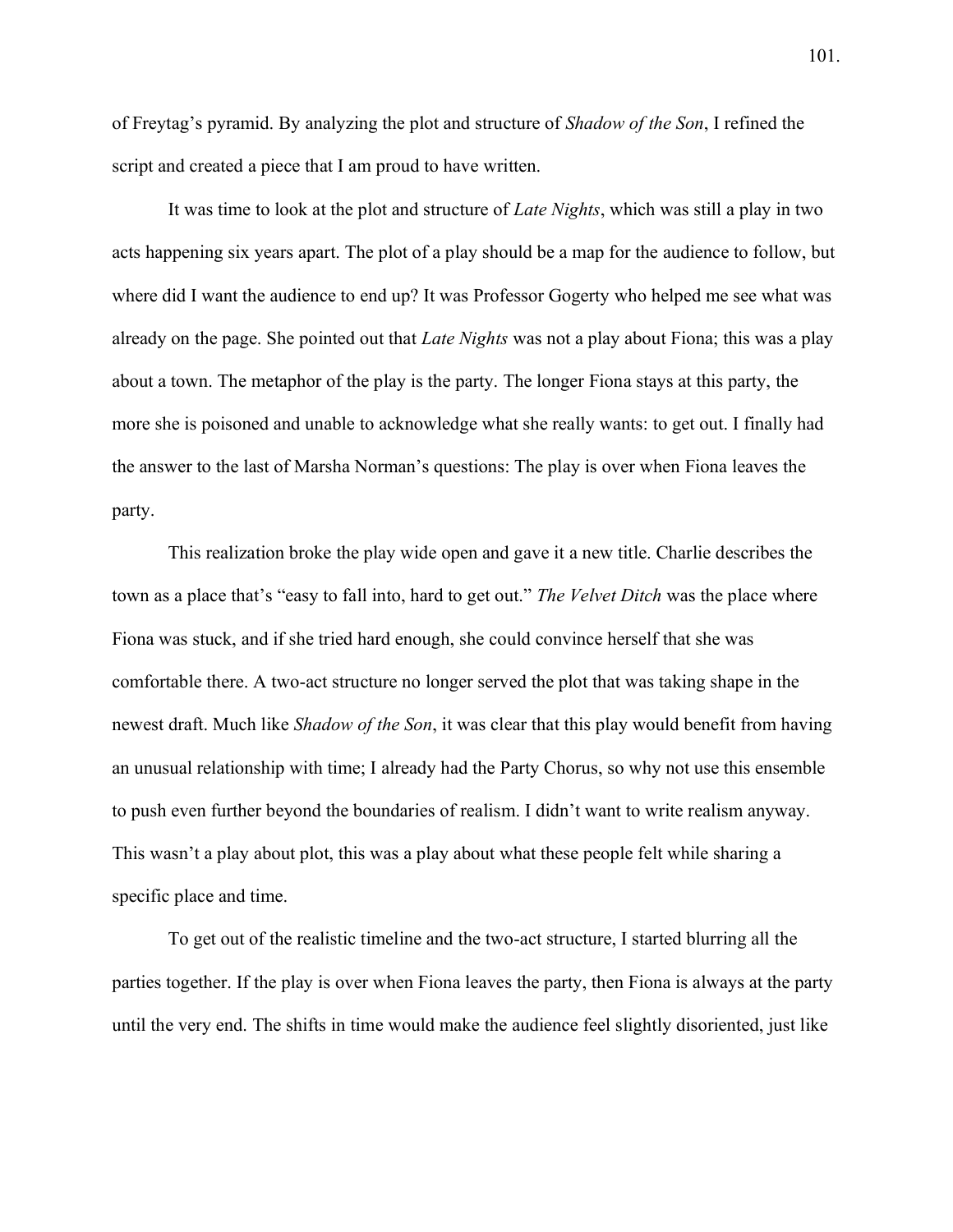of Freytag's pyramid. By analyzing the plot and structure of *Shadow of the Son*, I refined the script and created a piece that I am proud to have written.

It was time to look at the plot and structure of *Late Nights*, which was still a play in two acts happening six years apart. The plot of a play should be a map for the audience to follow, but where did I want the audience to end up? It was Professor Gogerty who helped me see what was already on the page. She pointed out that *Late Nights* was not a play about Fiona; this was a play about a town. The metaphor of the play is the party. The longer Fiona stays at this party, the more she is poisoned and unable to acknowledge what she really wants: to get out. I finally had the answer to the last of Marsha Norman's questions: The play is over when Fiona leaves the party.

This realization broke the play wide open and gave it a new title. Charlie describes the town as a place that's "easy to fall into, hard to get out." *The Velvet Ditch* was the place where Fiona was stuck, and if she tried hard enough, she could convince herself that she was comfortable there. A two-act structure no longer served the plot that was taking shape in the newest draft. Much like *Shadow of the Son*, it was clear that this play would benefit from having an unusual relationship with time; I already had the Party Chorus, so why not use this ensemble to push even further beyond the boundaries of realism. I didn't want to write realism anyway. This wasn't a play about plot, this was a play about what these people felt while sharing a specific place and time.

To get out of the realistic timeline and the two-act structure, I started blurring all the parties together. If the play is over when Fiona leaves the party, then Fiona is always at the party until the very end. The shifts in time would make the audience feel slightly disoriented, just like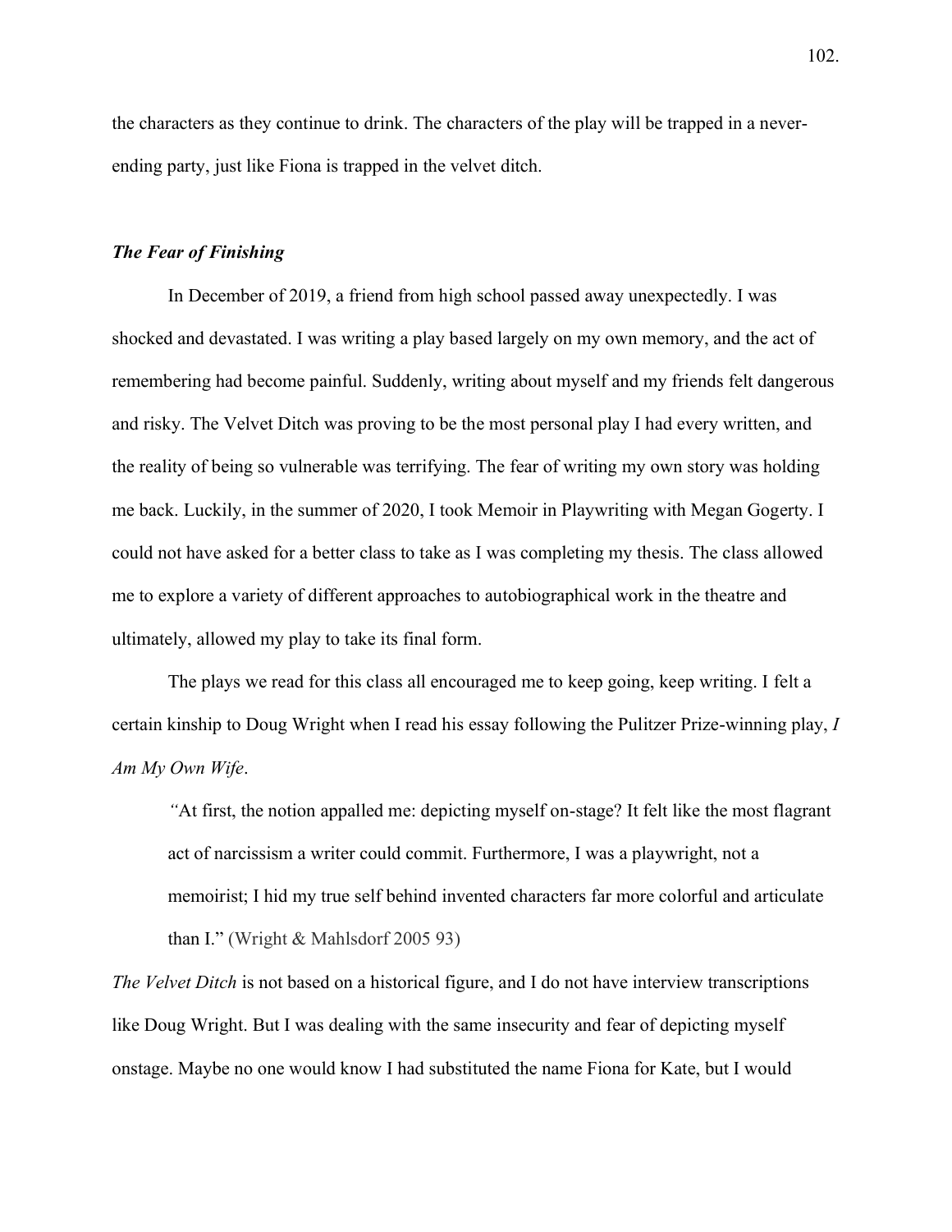the characters as they continue to drink. The characters of the play will be trapped in a never-ending party, just like Fiona is trapped in the velvet ditch.

***The Fear of Finishing***

In December of 2019, a friend from high school passed away unexpectedly. I was shocked and devastated. I was writing a play based largely on my own memory, and the act of remembering had become painful. Suddenly, writing about myself and my friends felt dangerous and risky. The Velvet Ditch was proving to be the most personal play I had every written, and the reality of being so vulnerable was terrifying. The fear of writing my own story was holding me back. Luckily, in the summer of 2020, I took Memoir in Playwriting with Megan Gogerty. I could not have asked for a better class to take as I was completing my thesis. The class allowed me to explore a variety of different approaches to autobiographical work in the theatre and ultimately, allowed my play to take its final form.

The plays we read for this class all encouraged me to keep going, keep writing. I felt a certain kinship to Doug Wright when I read his essay following the Pulitzer Prize-winning play, *I Am My Own Wife*.

> *"*At first, the notion appalled me: depicting myself on-stage? It felt like the most flagrant act of narcissism a writer could commit. Furthermore, I was a playwright, not a memoirist; I hid my true self behind invented characters far more colorful and articulate than I." (Wright & Mahlsdorf 2005 93)

*The Velvet Ditch* is not based on a historical figure, and I do not have interview transcriptions like Doug Wright. But I was dealing with the same insecurity and fear of depicting myself onstage. Maybe no one would know I had substituted the name Fiona for Kate, but I would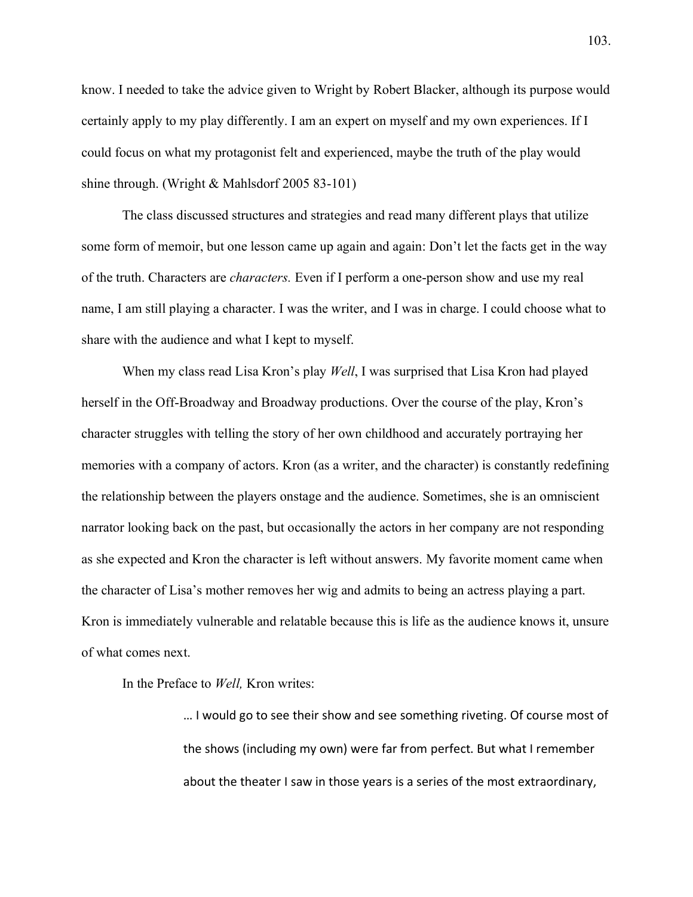know. I needed to take the advice given to Wright by Robert Blacker, although its purpose would certainly apply to my play differently. I am an expert on myself and my own experiences. If I could focus on what my protagonist felt and experienced, maybe the truth of the play would shine through. (Wright & Mahlsdorf 2005 83-101)

The class discussed structures and strategies and read many different plays that utilize some form of memoir, but one lesson came up again and again: Don't let the facts get in the way of the truth. Characters are *characters.* Even if I perform a one-person show and use my real name, I am still playing a character. I was the writer, and I was in charge. I could choose what to share with the audience and what I kept to myself.

When my class read Lisa Kron's play *Well*, I was surprised that Lisa Kron had played herself in the Off-Broadway and Broadway productions. Over the course of the play, Kron's character struggles with telling the story of her own childhood and accurately portraying her memories with a company of actors. Kron (as a writer, and the character) is constantly redefining the relationship between the players onstage and the audience. Sometimes, she is an omniscient narrator looking back on the past, but occasionally the actors in her company are not responding as she expected and Kron the character is left without answers. My favorite moment came when the character of Lisa's mother removes her wig and admits to being an actress playing a part. Kron is immediately vulnerable and relatable because this is life as the audience knows it, unsure of what comes next.

In the Preface to *Well,* Kron writes:

> … I would go to see their show and see something riveting. Of course most of the shows (including my own) were far from perfect. But what I remember about the theater I saw in those years is a series of the most extraordinary,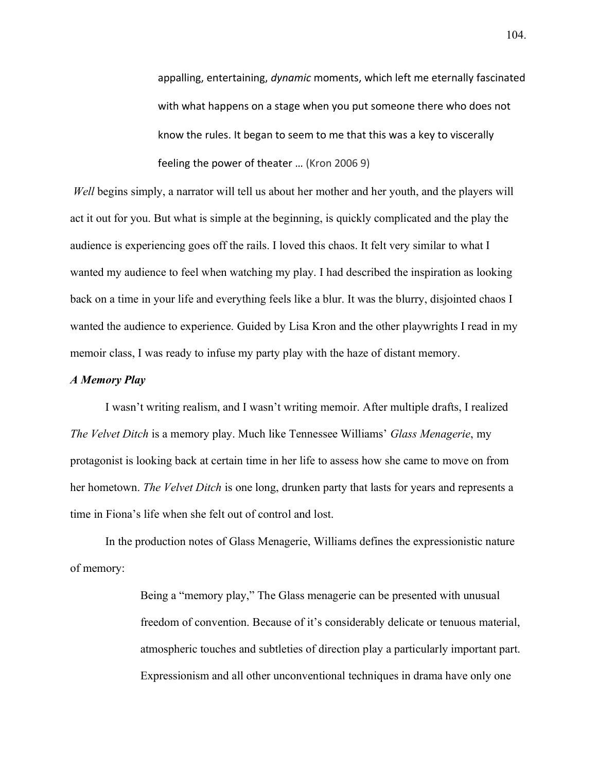> appalling, entertaining, *dynamic* moments, which left me eternally fascinated with what happens on a stage when you put someone there who does not know the rules. It began to seem to me that this was a key to viscerally feeling the power of theater … (Kron 2006 9)

*Well* begins simply, a narrator will tell us about her mother and her youth, and the players will act it out for you. But what is simple at the beginning, is quickly complicated and the play the audience is experiencing goes off the rails. I loved this chaos. It felt very similar to what I wanted my audience to feel when watching my play. I had described the inspiration as looking back on a time in your life and everything feels like a blur. It was the blurry, disjointed chaos I wanted the audience to experience. Guided by Lisa Kron and the other playwrights I read in my memoir class, I was ready to infuse my party play with the haze of distant memory.

### *A Memory Play*

I wasn't writing realism, and I wasn't writing memoir. After multiple drafts, I realized *The Velvet Ditch* is a memory play. Much like Tennessee Williams' *Glass Menagerie*, my protagonist is looking back at certain time in her life to assess how she came to move on from her hometown. *The Velvet Ditch* is one long, drunken party that lasts for years and represents a time in Fiona's life when she felt out of control and lost.

In the production notes of Glass Menagerie, Williams defines the expressionistic nature of memory:

> Being a "memory play," The Glass menagerie can be presented with unusual freedom of convention. Because of it's considerably delicate or tenuous material, atmospheric touches and subtleties of direction play a particularly important part. Expressionism and all other unconventional techniques in drama have only one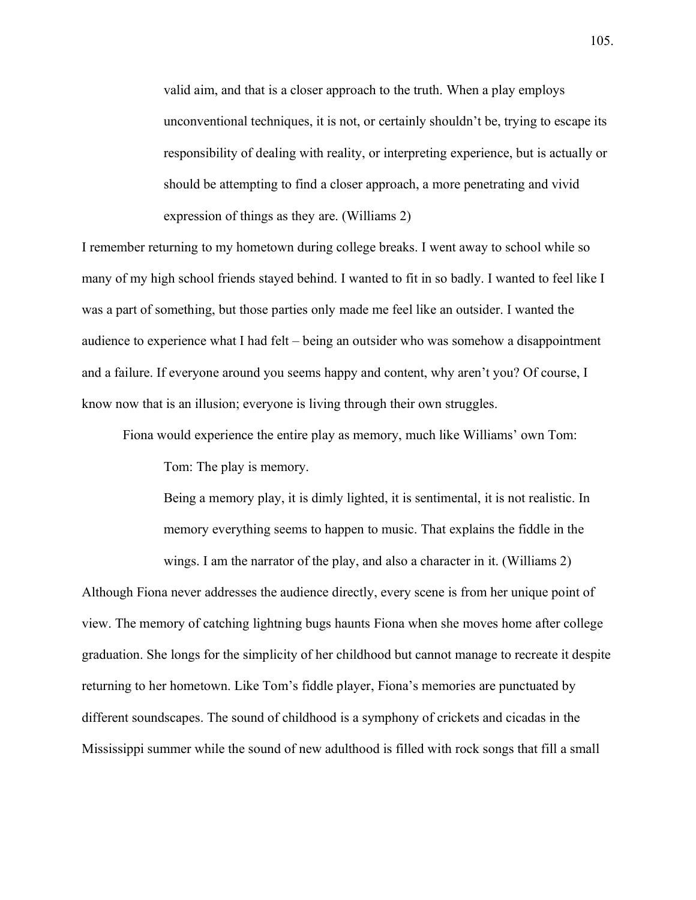> valid aim, and that is a closer approach to the truth. When a play employs unconventional techniques, it is not, or certainly shouldn't be, trying to escape its responsibility of dealing with reality, or interpreting experience, but is actually or should be attempting to find a closer approach, a more penetrating and vivid expression of things as they are. (Williams 2)

I remember returning to my hometown during college breaks. I went away to school while so many of my high school friends stayed behind. I wanted to fit in so badly. I wanted to feel like I was a part of something, but those parties only made me feel like an outsider. I wanted the audience to experience what I had felt – being an outsider who was somehow a disappointment and a failure. If everyone around you seems happy and content, why aren't you? Of course, I know now that is an illusion; everyone is living through their own struggles.

Fiona would experience the entire play as memory, much like Williams' own Tom:

> Tom: The play is memory.
>
> Being a memory play, it is dimly lighted, it is sentimental, it is not realistic. In memory everything seems to happen to music. That explains the fiddle in the wings. I am the narrator of the play, and also a character in it. (Williams 2)

Although Fiona never addresses the audience directly, every scene is from her unique point of view. The memory of catching lightning bugs haunts Fiona when she moves home after college graduation. She longs for the simplicity of her childhood but cannot manage to recreate it despite returning to her hometown. Like Tom's fiddle player, Fiona's memories are punctuated by different soundscapes. The sound of childhood is a symphony of crickets and cicadas in the Mississippi summer while the sound of new adulthood is filled with rock songs that fill a small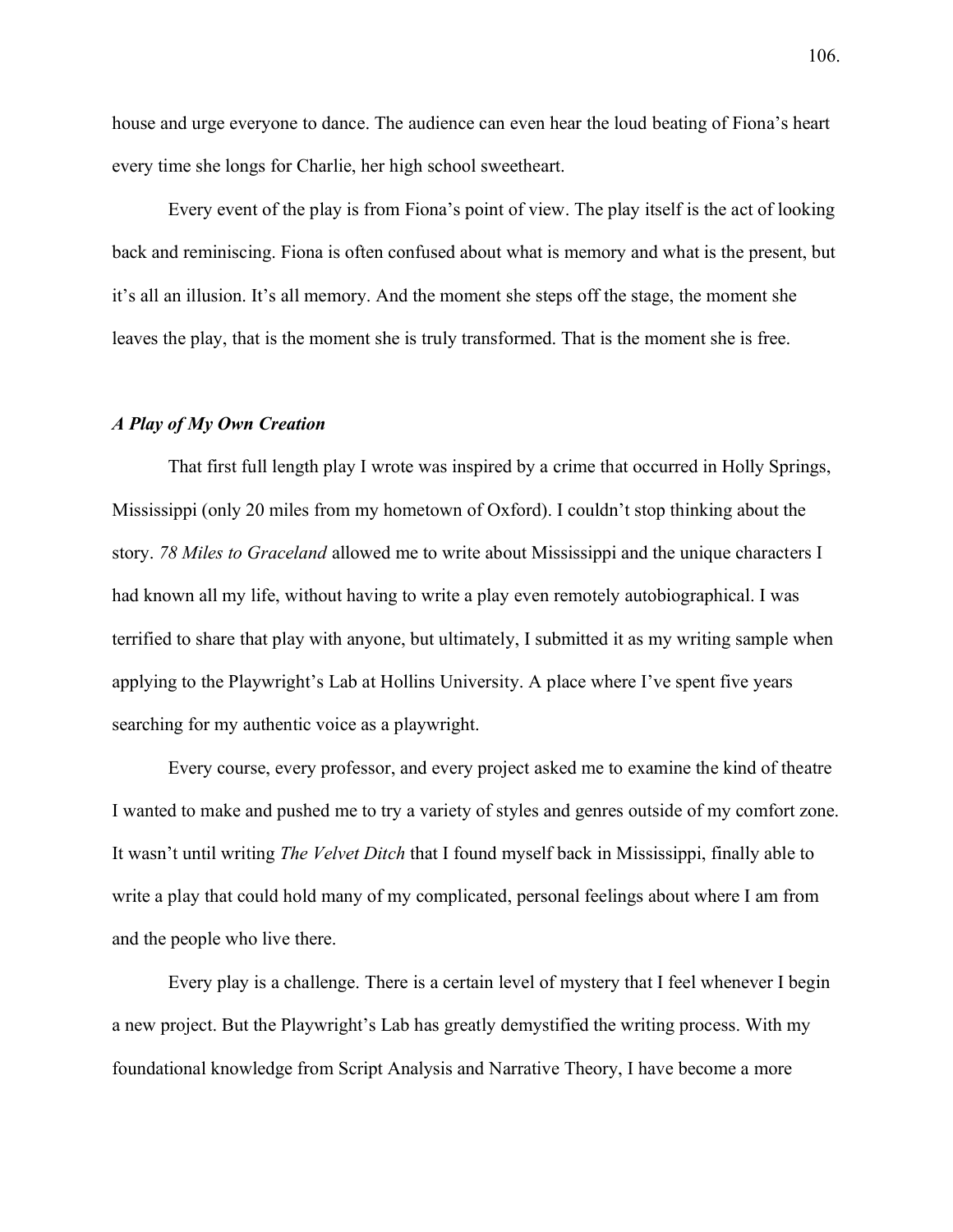house and urge everyone to dance. The audience can even hear the loud beating of Fiona's heart every time she longs for Charlie, her high school sweetheart.

Every event of the play is from Fiona's point of view. The play itself is the act of looking back and reminiscing. Fiona is often confused about what is memory and what is the present, but it's all an illusion. It's all memory. And the moment she steps off the stage, the moment she leaves the play, that is the moment she is truly transformed. That is the moment she is free.

### ***A Play of My Own Creation***

That first full length play I wrote was inspired by a crime that occurred in Holly Springs, Mississippi (only 20 miles from my hometown of Oxford). I couldn't stop thinking about the story. *78 Miles to Graceland* allowed me to write about Mississippi and the unique characters I had known all my life, without having to write a play even remotely autobiographical. I was terrified to share that play with anyone, but ultimately, I submitted it as my writing sample when applying to the Playwright's Lab at Hollins University. A place where I've spent five years searching for my authentic voice as a playwright.

Every course, every professor, and every project asked me to examine the kind of theatre I wanted to make and pushed me to try a variety of styles and genres outside of my comfort zone. It wasn't until writing *The Velvet Ditch* that I found myself back in Mississippi, finally able to write a play that could hold many of my complicated, personal feelings about where I am from and the people who live there.

Every play is a challenge. There is a certain level of mystery that I feel whenever I begin a new project. But the Playwright's Lab has greatly demystified the writing process. With my foundational knowledge from Script Analysis and Narrative Theory, I have become a more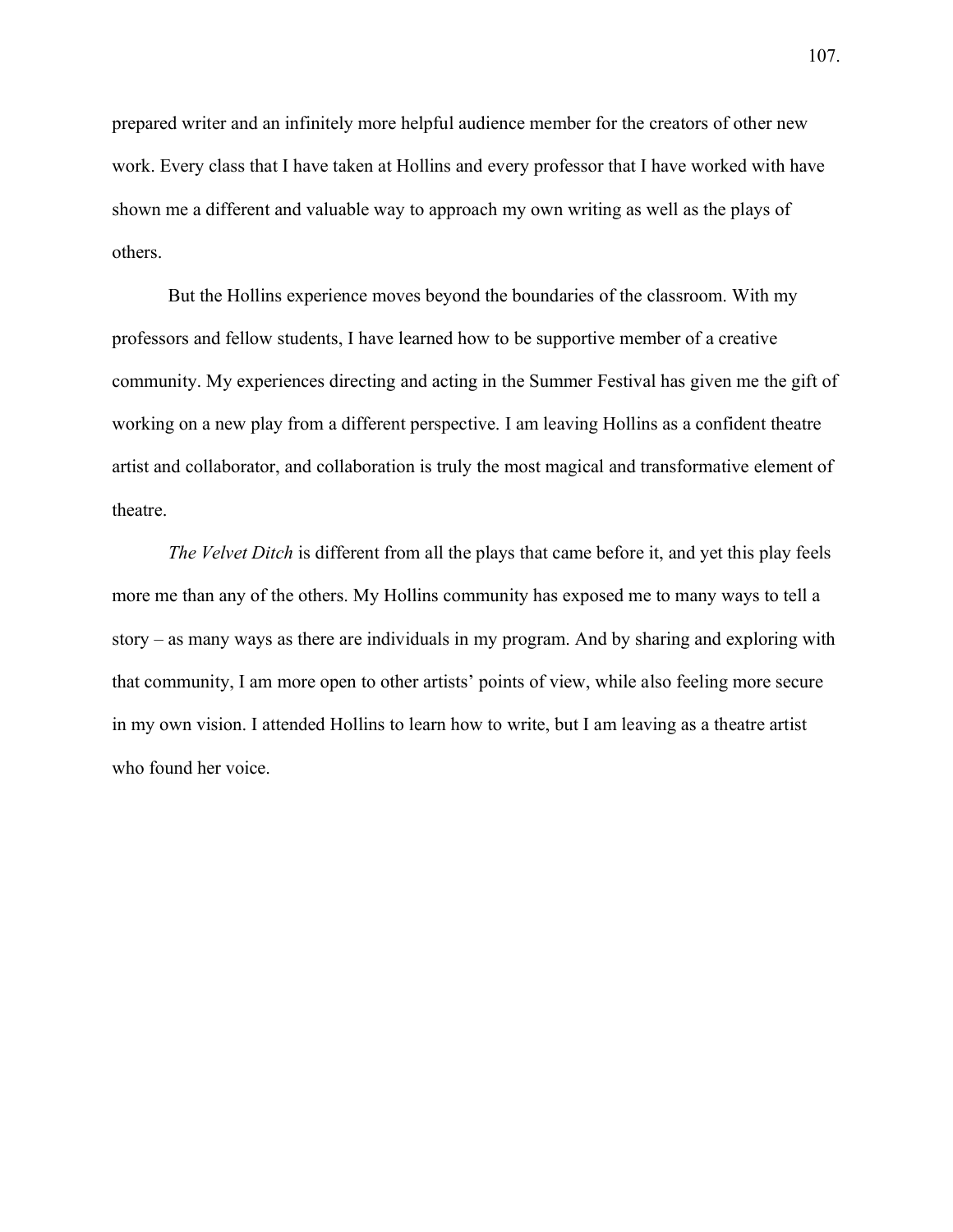prepared writer and an infinitely more helpful audience member for the creators of other new work. Every class that I have taken at Hollins and every professor that I have worked with have shown me a different and valuable way to approach my own writing as well as the plays of others.

But the Hollins experience moves beyond the boundaries of the classroom. With my professors and fellow students, I have learned how to be supportive member of a creative community. My experiences directing and acting in the Summer Festival has given me the gift of working on a new play from a different perspective. I am leaving Hollins as a confident theatre artist and collaborator, and collaboration is truly the most magical and transformative element of theatre.

*The Velvet Ditch* is different from all the plays that came before it, and yet this play feels more me than any of the others. My Hollins community has exposed me to many ways to tell a story – as many ways as there are individuals in my program. And by sharing and exploring with that community, I am more open to other artists' points of view, while also feeling more secure in my own vision. I attended Hollins to learn how to write, but I am leaving as a theatre artist who found her voice.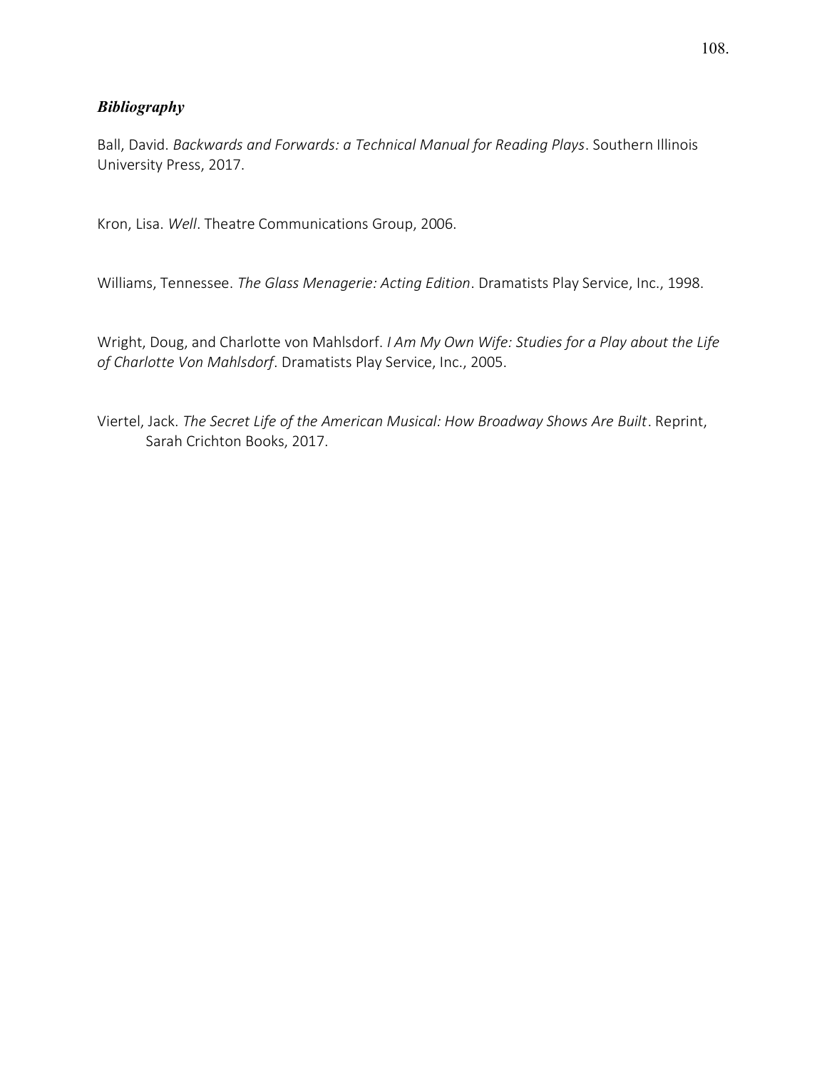### *Bibliography*

Ball, David. *Backwards and Forwards: a Technical Manual for Reading Plays*. Southern Illinois University Press, 2017.

Kron, Lisa. *Well*. Theatre Communications Group, 2006.

Williams, Tennessee. *The Glass Menagerie: Acting Edition*. Dramatists Play Service, Inc., 1998.

Wright, Doug, and Charlotte von Mahlsdorf. *I Am My Own Wife: Studies for a Play about the Life of Charlotte Von Mahlsdorf*. Dramatists Play Service, Inc., 2005.

Viertel, Jack. *The Secret Life of the American Musical: How Broadway Shows Are Built*. Reprint, Sarah Crichton Books, 2017.